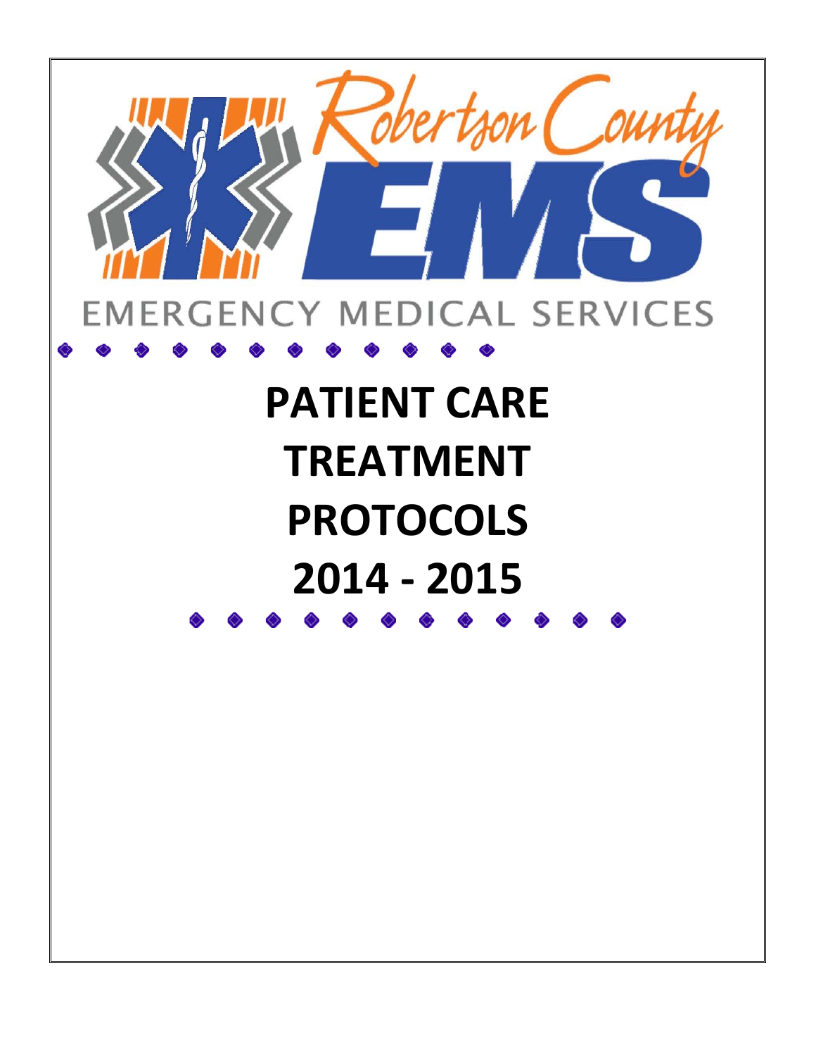Robertson County

EMS

EMERGENCY MEDICAL SERVICES

# PATIENT CARE TREATMENT PROTOCOLS 2014 - 2015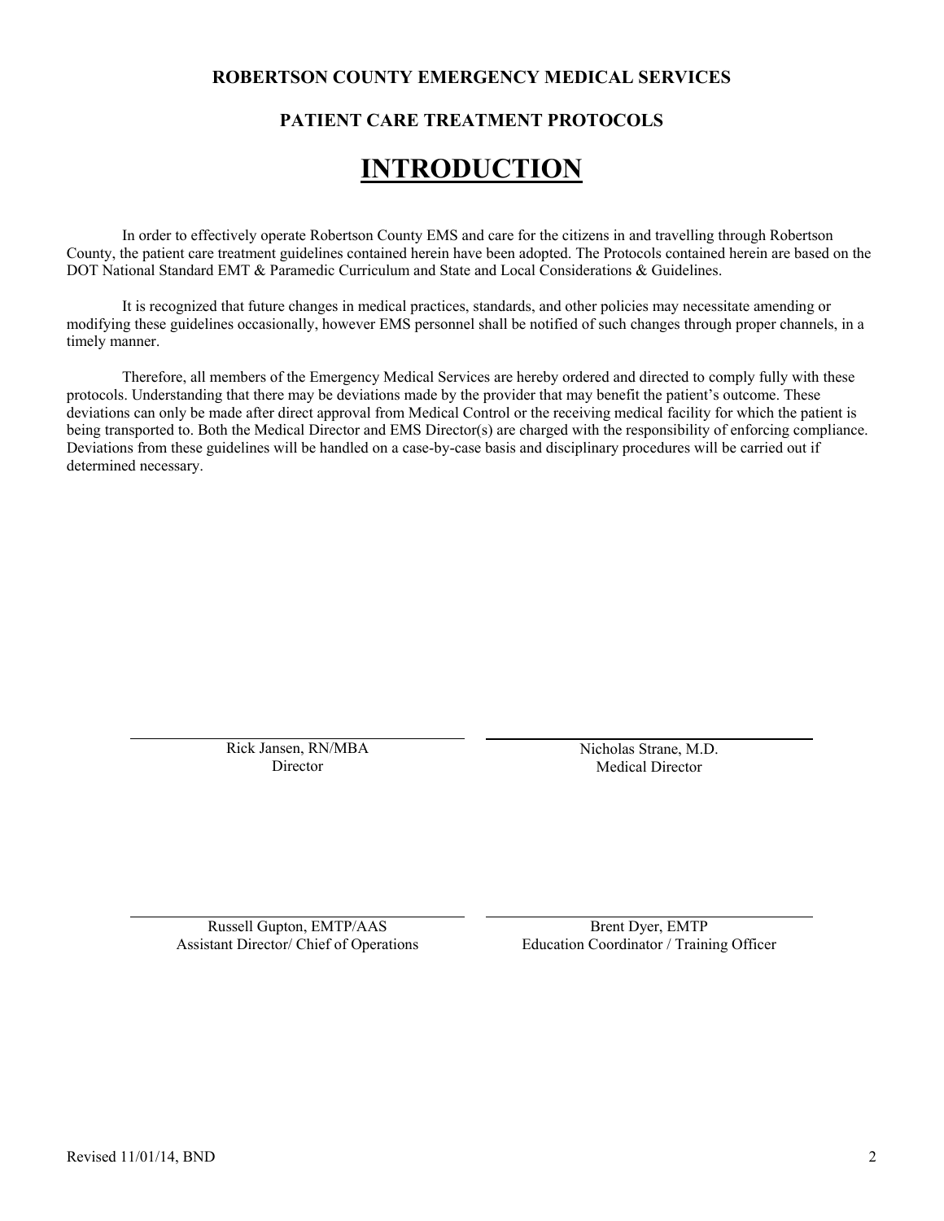**ROBERTSON COUNTY EMERGENCY MEDICAL SERVICES**

**PATIENT CARE TREATMENT PROTOCOLS**

# INTRODUCTION

In order to effectively operate Robertson County EMS and care for the citizens in and travelling through Robertson County, the patient care treatment guidelines contained herein have been adopted. The Protocols contained herein are based on the DOT National Standard EMT & Paramedic Curriculum and State and Local Considerations & Guidelines.

It is recognized that future changes in medical practices, standards, and other policies may necessitate amending or modifying these guidelines occasionally, however EMS personnel shall be notified of such changes through proper channels, in a timely manner.

Therefore, all members of the Emergency Medical Services are hereby ordered and directed to comply fully with these protocols. Understanding that there may be deviations made by the provider that may benefit the patient's outcome. These deviations can only be made after direct approval from Medical Control or the receiving medical facility for which the patient is being transported to. Both the Medical Director and EMS Director(s) are charged with the responsibility of enforcing compliance. Deviations from these guidelines will be handled on a case-by-case basis and disciplinary procedures will be carried out if determined necessary.

Rick Jansen, RN/MBA
Director

Nicholas Strane, M.D.
Medical Director

Russell Gupton, EMTP/AAS
Assistant Director/ Chief of Operations

Brent Dyer, EMTP
Education Coordinator / Training Officer

Revised 11/01/14, BND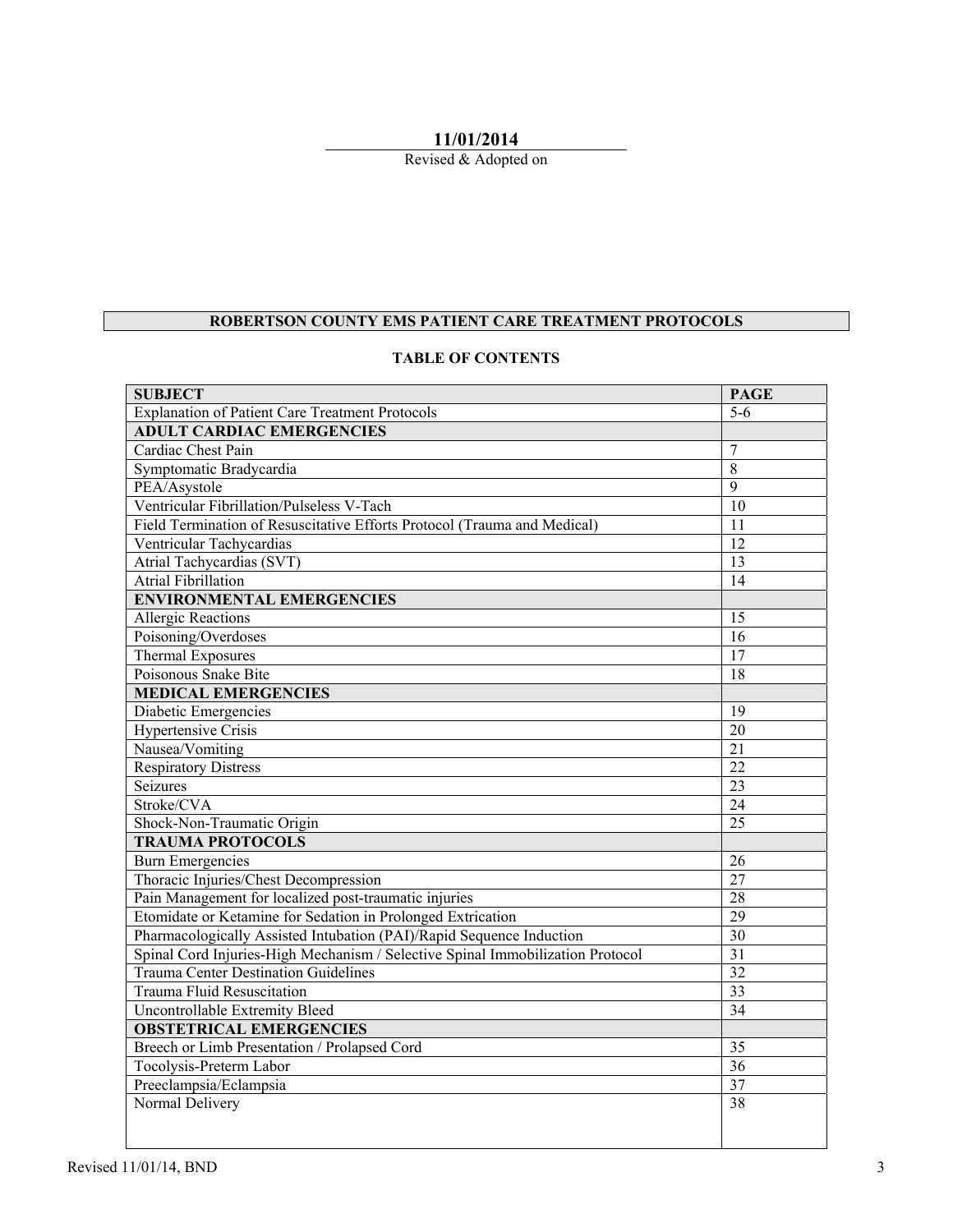**11/01/2014**

Revised & Adopted on

# ROBERTSON COUNTY EMS PATIENT CARE TREATMENT PROTOCOLS

## TABLE OF CONTENTS

| SUBJECT | PAGE |
|---|---|
| Explanation of Patient Care Treatment Protocols | 5-6 |
| **ADULT CARDIAC EMERGENCIES** | |
| Cardiac Chest Pain | 7 |
| Symptomatic Bradycardia | 8 |
| PEA/Asystole | 9 |
| Ventricular Fibrillation/Pulseless V-Tach | 10 |
| Field Termination of Resuscitative Efforts Protocol (Trauma and Medical) | 11 |
| Ventricular Tachycardias | 12 |
| Atrial Tachycardias (SVT) | 13 |
| Atrial Fibrillation | 14 |
| **ENVIRONMENTAL EMERGENCIES** | |
| Allergic Reactions | 15 |
| Poisoning/Overdoses | 16 |
| Thermal Exposures | 17 |
| Poisonous Snake Bite | 18 |
| **MEDICAL EMERGENCIES** | |
| Diabetic Emergencies | 19 |
| Hypertensive Crisis | 20 |
| Nausea/Vomiting | 21 |
| Respiratory Distress | 22 |
| Seizures | 23 |
| Stroke/CVA | 24 |
| Shock-Non-Traumatic Origin | 25 |
| **TRAUMA PROTOCOLS** | |
| Burn Emergencies | 26 |
| Thoracic Injuries/Chest Decompression | 27 |
| Pain Management for localized post-traumatic injuries | 28 |
| Etomidate or Ketamine for Sedation in Prolonged Extrication | 29 |
| Pharmacologically Assisted Intubation (PAI)/Rapid Sequence Induction | 30 |
| Spinal Cord Injuries-High Mechanism / Selective Spinal Immobilization Protocol | 31 |
| Trauma Center Destination Guidelines | 32 |
| Trauma Fluid Resuscitation | 33 |
| Uncontrollable Extremity Bleed | 34 |
| **OBSTETRICAL EMERGENCIES** | |
| Breech or Limb Presentation / Prolapsed Cord | 35 |
| Tocolysis-Preterm Labor | 36 |
| Preeclampsia/Eclampsia | 37 |
| Normal Delivery | 38 |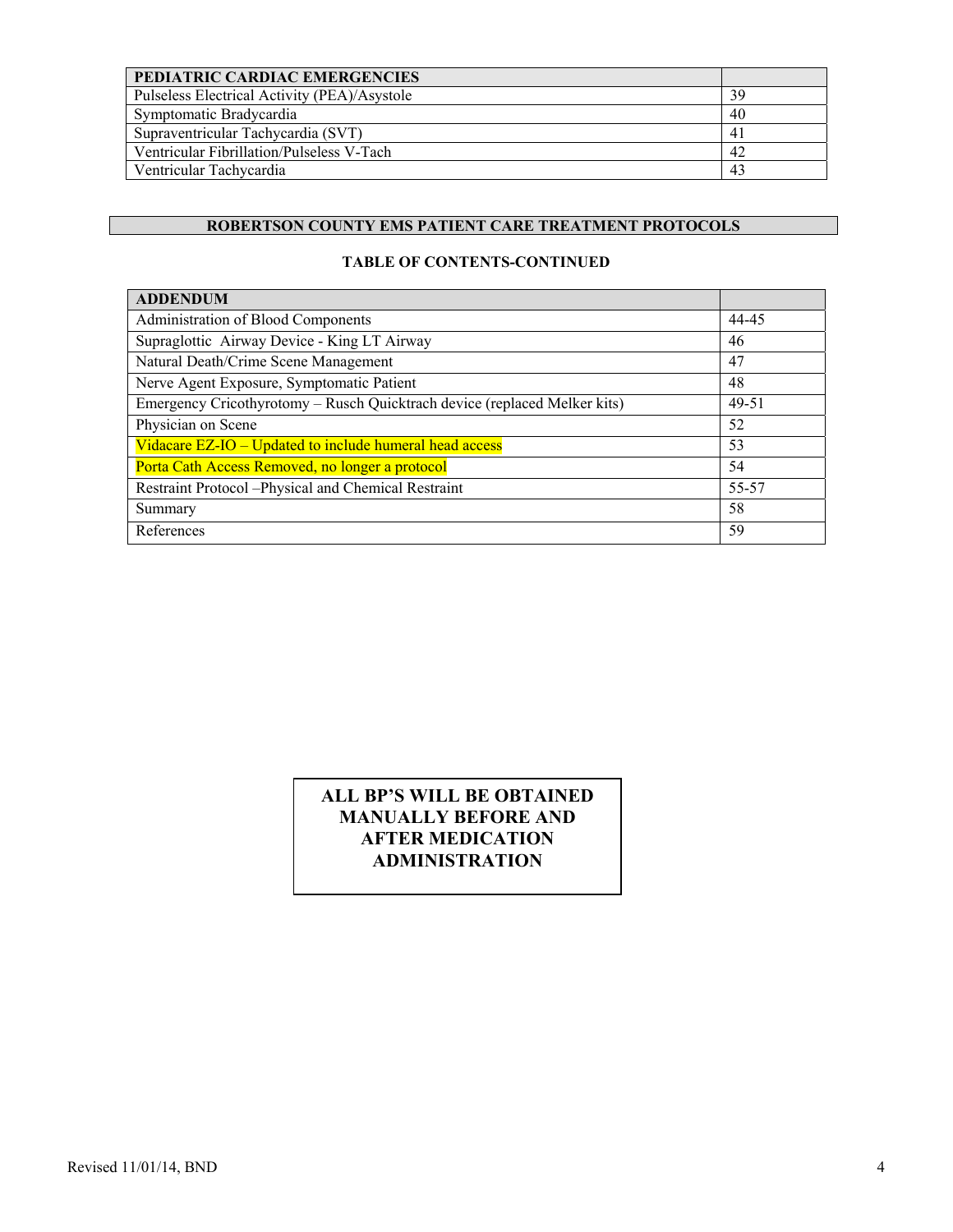| PEDIATRIC CARDIAC EMERGENCIES | |
|---|---|
| Pulseless Electrical Activity (PEA)/Asystole | 39 |
| Symptomatic Bradycardia | 40 |
| Supraventricular Tachycardia (SVT) | 41 |
| Ventricular Fibrillation/Pulseless V-Tach | 42 |
| Ventricular Tachycardia | 43 |

## ROBERTSON COUNTY EMS PATIENT CARE TREATMENT PROTOCOLS

### TABLE OF CONTENTS-CONTINUED

| ADDENDUM | |
|---|---|
| Administration of Blood Components | 44-45 |
| Supraglottic Airway Device - King LT Airway | 46 |
| Natural Death/Crime Scene Management | 47 |
| Nerve Agent Exposure, Symptomatic Patient | 48 |
| Emergency Cricothyrotomy – Rusch Quicktrach device (replaced Melker kits) | 49-51 |
| Physician on Scene | 52 |
| Vidacare EZ-IO – Updated to include humeral head access | 53 |
| Porta Cath Access Removed, no longer a protocol | 54 |
| Restraint Protocol –Physical and Chemical Restraint | 55-57 |
| Summary | 58 |
| References | 59 |

**ALL BP'S WILL BE OBTAINED MANUALLY BEFORE AND AFTER MEDICATION ADMINISTRATION**

Revised 11/01/14, BND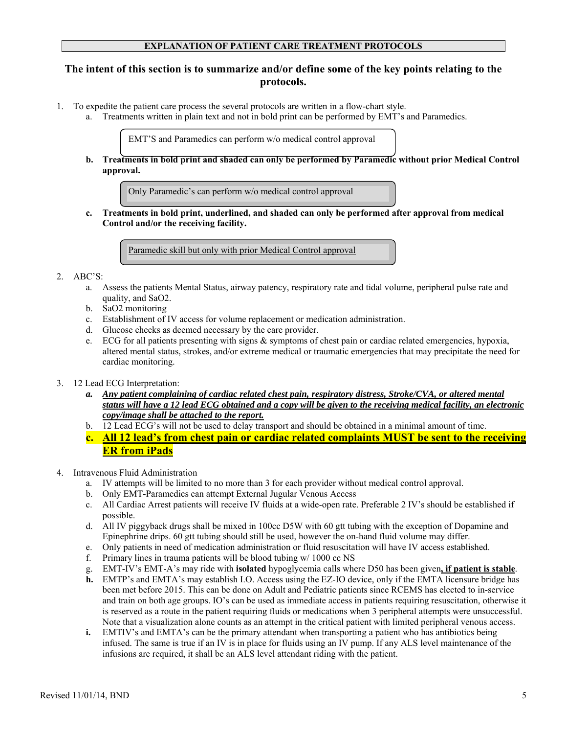**EXPLANATION OF PATIENT CARE TREATMENT PROTOCOLS**

## The intent of this section is to summarize and/or define some of the key points relating to the protocols.

1. To expedite the patient care process the several protocols are written in a flow-chart style.
   a. Treatments written in plain text and not in bold print can be performed by EMT's and Paramedics.

      EMT'S and Paramedics can perform w/o medical control approval

   **b. Treatments in bold print and shaded can only be performed by Paramedic without prior Medical Control approval.**

      Only Paramedic's can perform w/o medical control approval

   **c. Treatments in bold print, underlined, and shaded can only be performed after approval from medical Control and/or the receiving facility.**

      <u>Paramedic skill but only with prior Medical Control approval</u>

2. ABC'S:
   a. Assess the patients Mental Status, airway patency, respiratory rate and tidal volume, peripheral pulse rate and quality, and SaO2.
   b. SaO2 monitoring
   c. Establishment of IV access for volume replacement or medication administration.
   d. Glucose checks as deemed necessary by the care provider.
   e. ECG for all patients presenting with signs & symptoms of chest pain or cardiac related emergencies, hypoxia, altered mental status, strokes, and/or extreme medical or traumatic emergencies that may precipitate the need for cardiac monitoring.

3. 12 Lead ECG Interpretation:
   ***a. <u>Any patient complaining of cardiac related chest pain, respiratory distress, Stroke/CVA, or altered mental status will have a 12 lead ECG obtained and a copy will be given to the receiving medical facility, an electronic copy/image shall be attached to the report.</u>***
   b. 12 Lead ECG's will not be used to delay transport and should be obtained in a minimal amount of time.
   **c. <u>All 12 lead's from chest pain or cardiac related complaints MUST be sent to the receiving ER from iPads</u>**

4. Intravenous Fluid Administration
   a. IV attempts will be limited to no more than 3 for each provider without medical control approval.
   b. Only EMT-Paramedics can attempt External Jugular Venous Access
   c. All Cardiac Arrest patients will receive IV fluids at a wide-open rate. Preferable 2 IV's should be established if possible.
   d. All IV piggyback drugs shall be mixed in 100cc D5W with 60 gtt tubing with the exception of Dopamine and Epinephrine drips. 60 gtt tubing should still be used, however the on-hand fluid volume may differ.
   e. Only patients in need of medication administration or fluid resuscitation will have IV access established.
   f. Primary lines in trauma patients will be blood tubing w/ 1000 cc NS
   g. EMT-IV's EMT-A's may ride with **isolated** hypoglycemia calls where D50 has been given**<u>, if patient is stable</u>**.
   **h.** EMTP's and EMTA's may establish I.O. Access using the EZ-IO device, only if the EMTA licensure bridge has been met before 2015. This can be done on Adult and Pediatric patients since RCEMS has elected to in-service and train on both age groups. IO's can be used as immediate access in patients requiring resuscitation, otherwise it is reserved as a route in the patient requiring fluids or medications when 3 peripheral attempts were unsuccessful. Note that a visualization alone counts as an attempt in the critical patient with limited peripheral venous access.
   **i.** EMTIV's and EMTA's can be the primary attendant when transporting a patient who has antibiotics being infused. The same is true if an IV is in place for fluids using an IV pump. If any ALS level maintenance of the infusions are required, it shall be an ALS level attendant riding with the patient.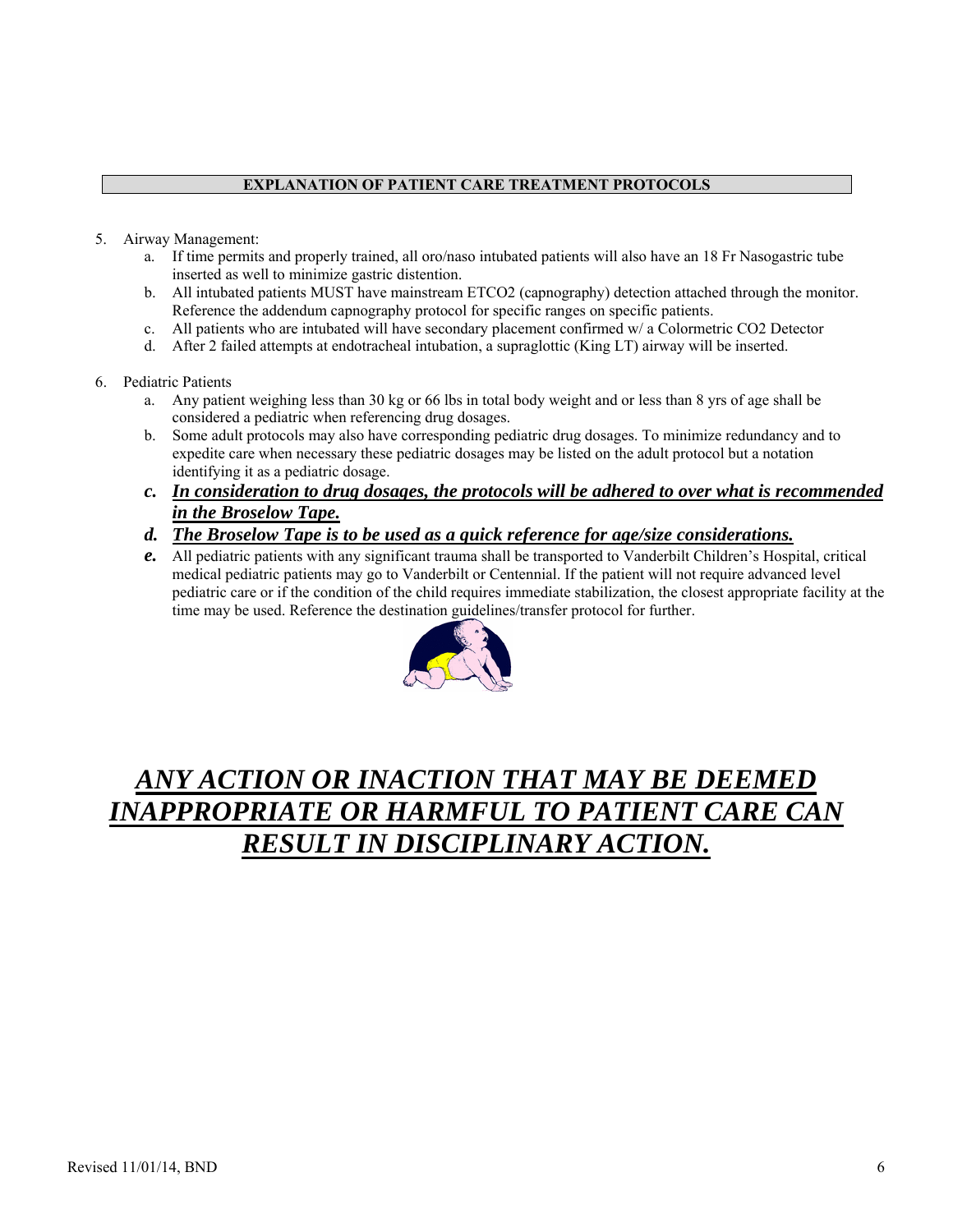## EXPLANATION OF PATIENT CARE TREATMENT PROTOCOLS

5. Airway Management:
   a. If time permits and properly trained, all oro/naso intubated patients will also have an 18 Fr Nasogastric tube inserted as well to minimize gastric distention.
   b. All intubated patients MUST have mainstream ETCO2 (capnography) detection attached through the monitor. Reference the addendum capnography protocol for specific ranges on specific patients.
   c. All patients who are intubated will have secondary placement confirmed w/ a Colormetric CO2 Detector
   d. After 2 failed attempts at endotracheal intubation, a supraglottic (King LT) airway will be inserted.

6. Pediatric Patients
   a. Any patient weighing less than 30 kg or 66 lbs in total body weight and or less than 8 yrs of age shall be considered a pediatric when referencing drug dosages.
   b. Some adult protocols may also have corresponding pediatric drug dosages. To minimize redundancy and to expedite care when necessary these pediatric dosages may be listed on the adult protocol but a notation identifying it as a pediatric dosage.
   c. ***In consideration to drug dosages, the protocols will be adhered to over what is recommended in the Broselow Tape.***
   d. ***The Broselow Tape is to be used as a quick reference for age/size considerations.***
   e. All pediatric patients with any significant trauma shall be transported to Vanderbilt Children's Hospital, critical medical pediatric patients may go to Vanderbilt or Centennial. If the patient will not require advanced level pediatric care or if the condition of the child requires immediate stabilization, the closest appropriate facility at the time may be used. Reference the destination guidelines/transfer protocol for further.

# ***ANY ACTION OR INACTION THAT MAY BE DEEMED INAPPROPRIATE OR HARMFUL TO PATIENT CARE CAN RESULT IN DISCIPLINARY ACTION.***

Revised 11/01/14, BND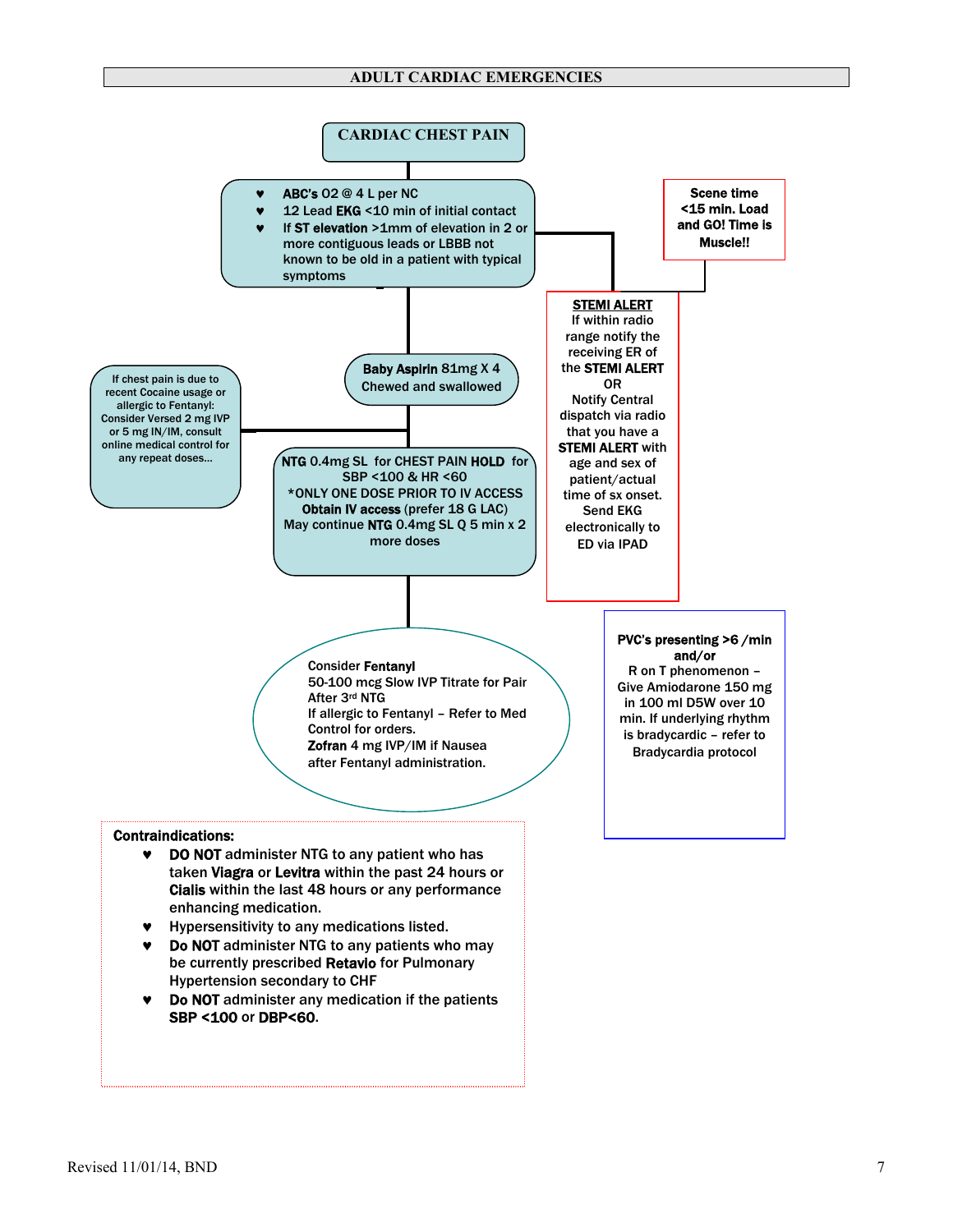## ADULT CARDIAC EMERGENCIES

### CARDIAC CHEST PAIN

- **ABC's** O2 @ 4 L per NC
- 12 Lead **EKG** <10 min of initial contact
- If **ST elevation** >1mm of elevation in 2 or more contiguous leads or LBBB not known to be old in a patient with typical symptoms

**Scene time <15 min. Load and GO! Time is Muscle!!**

**STEMI ALERT**
If within radio range notify the receiving ER of the **STEMI ALERT**
OR
Notify Central dispatch via radio that you have a **STEMI ALERT** with age and sex of patient/actual time of sx onset. Send EKG electronically to ED via IPAD

**Baby Aspirin** 81mg X 4 Chewed and swallowed

If chest pain is due to recent Cocaine usage or allergic to Fentanyl: Consider Versed 2 mg IVP or 5 mg IN/IM, consult online medical control for any repeat doses...

**NTG** 0.4mg SL for CHEST PAIN **HOLD** for SBP <100 & HR <60
*ONLY ONE DOSE PRIOR TO IV ACCESS
**Obtain IV access** (prefer 18 G LAC)
May continue **NTG** 0.4mg SL Q 5 min x 2 more doses

Consider **Fentanyl**
50-100 mcg Slow IVP Titrate for Pain After 3rd NTG
If allergic to Fentanyl – Refer to Med Control for orders.
**Zofran** 4 mg IVP/IM if Nausea after Fentanyl administration.

**PVC's presenting >6 /min and/or**
R on T phenomenon – Give Amiodarone 150 mg in 100 ml D5W over 10 min. If underlying rhythm is bradycardic – refer to Bradycardia protocol

**Contraindications:**

- **DO NOT** administer NTG to any patient who has taken **Viagra** or **Levitra** within the past 24 hours or **Cialis** within the last 48 hours or any performance enhancing medication.
- Hypersensitivity to any medications listed.
- **Do NOT** administer NTG to any patients who may be currently prescribed **Retavio** for Pulmonary Hypertension secondary to CHF
- **Do NOT** administer any medication if the patients **SBP <100** or **DBP<60**.

Revised 11/01/14, BND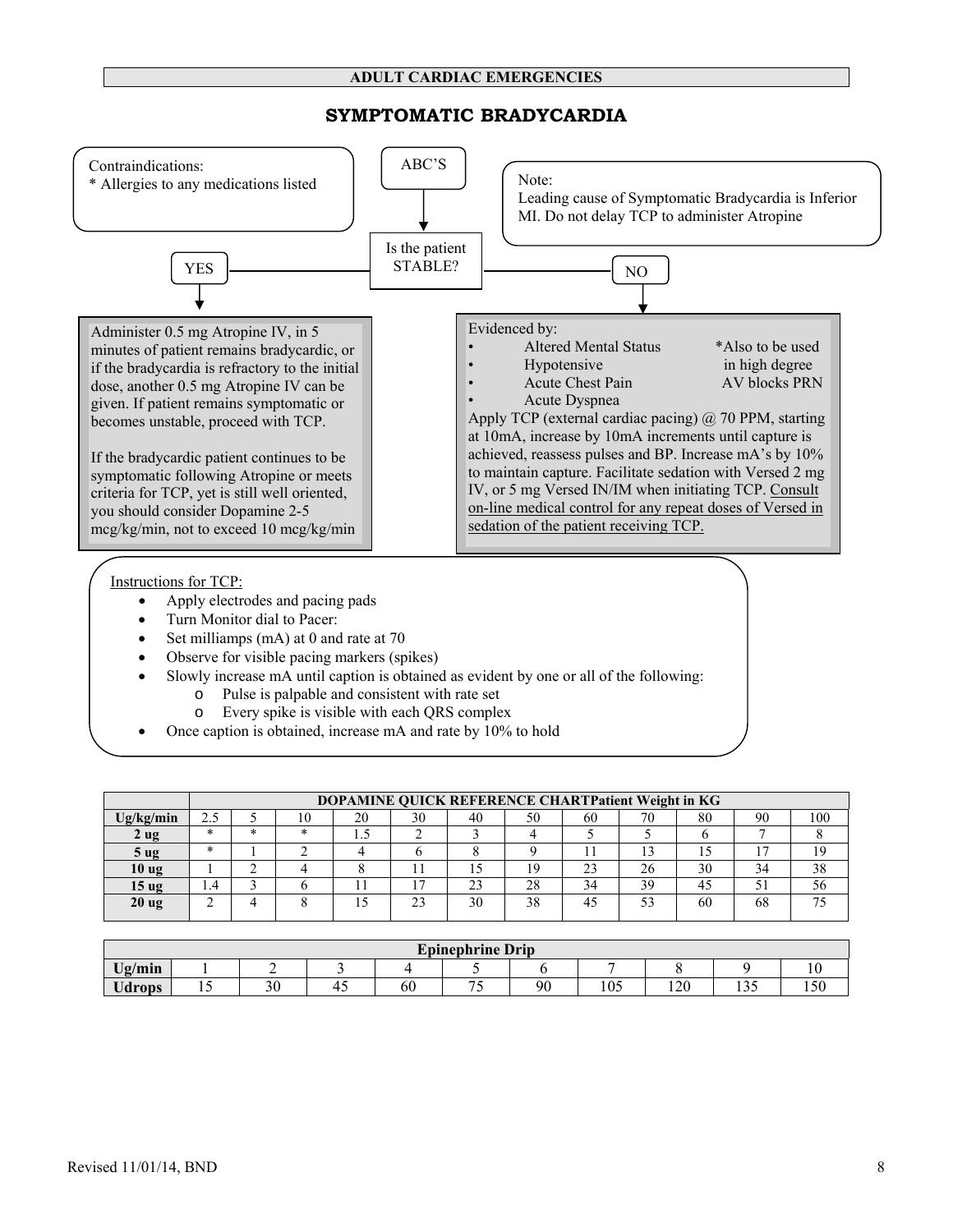**ADULT CARDIAC EMERGENCIES**

# SYMPTOMATIC BRADYCARDIA

Contraindications:
* Allergies to any medications listed

ABC'S

Is the patient STABLE?

Note:
Leading cause of Symptomatic Bradycardia is Inferior MI. Do not delay TCP to administer Atropine

**YES**

Administer 0.5 mg Atropine IV, in 5 minutes of patient remains bradycardic, or if the bradycardia is refractory to the initial dose, another 0.5 mg Atropine IV can be given. If patient remains symptomatic or becomes unstable, proceed with TCP.

If the bradycardic patient continues to be symptomatic following Atropine or meets criteria for TCP, yet is still well oriented, you should consider Dopamine 2-5 mcg/kg/min, not to exceed 10 mcg/kg/min

**NO**

Evidenced by:

- Altered Mental Status
- Hypotensive
- Acute Chest Pain
- Acute Dyspnea

*Also to be used in high degree AV blocks PRN

Apply TCP (external cardiac pacing) @ 70 PPM, starting at 10mA, increase by 10mA increments until capture is achieved, reassess pulses and BP. Increase mA's by 10% to maintain capture. Facilitate sedation with Versed 2 mg IV, or 5 mg Versed IN/IM when initiating TCP. <u>Consult on-line medical control for any repeat doses of Versed in sedation of the patient receiving TCP.</u>

<u>Instructions for TCP:</u>

- Apply electrodes and pacing pads
- Turn Monitor dial to Pacer:
- Set milliamps (mA) at 0 and rate at 70
- Observe for visible pacing markers (spikes)
- Slowly increase mA until caption is obtained as evident by one or all of the following:
  - Pulse is palpable and consistent with rate set
  - Every spike is visible with each QRS complex
- Once caption is obtained, increase mA and rate by 10% to hold

| | DOPAMINE QUICK REFERENCE CHARTPatient Weight in KG | | | | | | | | | | | |
|---|---|---|---|---|---|---|---|---|---|---|---|---|
| **Ug/kg/min** | 2.5 | 5 | 10 | 20 | 30 | 40 | 50 | 60 | 70 | 80 | 90 | 100 |
| **2 ug** | * | * | * | 1.5 | 2 | 3 | 4 | 5 | 5 | 6 | 7 | 8 |
| **5 ug** | * | 1 | 2 | 4 | 6 | 8 | 9 | 11 | 13 | 15 | 17 | 19 |
| **10 ug** | 1 | 2 | 4 | 8 | 11 | 15 | 19 | 23 | 26 | 30 | 34 | 38 |
| **15 ug** | 1.4 | 3 | 6 | 11 | 17 | 23 | 28 | 34 | 39 | 45 | 51 | 56 |
| **20 ug** | 2 | 4 | 8 | 15 | 23 | 30 | 38 | 45 | 53 | 60 | 68 | 75 |

| Epinephrine Drip | | | | | | | | | | |
|---|---|---|---|---|---|---|---|---|---|---|
| **Ug/min** | 1 | 2 | 3 | 4 | 5 | 6 | 7 | 8 | 9 | 10 |
| **Udrops** | 15 | 30 | 45 | 60 | 75 | 90 | 105 | 120 | 135 | 150 |

Revised 11/01/14, BND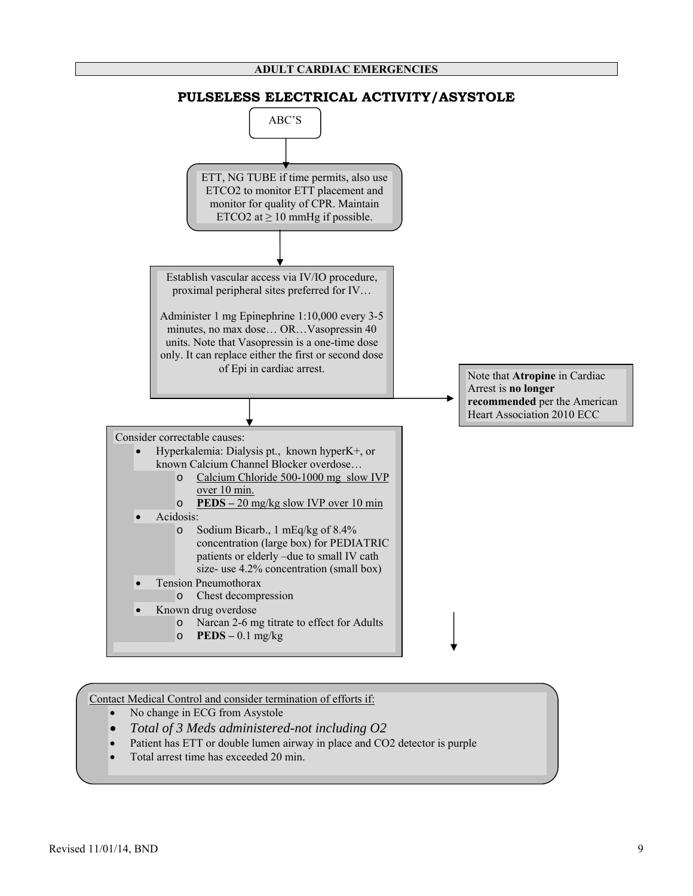**ADULT CARDIAC EMERGENCIES**

# PULSELESS ELECTRICAL ACTIVITY/ASYSTOLE

ABC'S

↓

ETT, NG TUBE if time permits, also use ETCO2 to monitor ETT placement and monitor for quality of CPR. Maintain ETCO2 at ≥ 10 mmHg if possible.

↓

Establish vascular access via IV/IO procedure, proximal peripheral sites preferred for IV…

Administer 1 mg Epinephrine 1:10,000 every 3-5 minutes, no max dose… OR…Vasopressin 40 units. Note that Vasopressin is a one-time dose only. It can replace either the first or second dose of Epi in cardiac arrest.

→ Note that **Atropine** in Cardiac Arrest is **no longer recommended** per the American Heart Association 2010 ECC

↓

Consider correctable causes:

- Hyperkalemia: Dialysis pt., known hyperK+, or known Calcium Channel Blocker overdose…
  - Calcium Chloride 500-1000 mg slow IVP over 10 min.
  - **PEDS –** 20 mg/kg slow IVP over 10 min
- Acidosis:
  - Sodium Bicarb., 1 mEq/kg of 8.4% concentration (large box) for PEDIATRIC patients or elderly –due to small IV cath size- use 4.2% concentration (small box)
- Tension Pneumothorax
  - Chest decompression
- Known drug overdose
  - Narcan 2-6 mg titrate to effect for Adults
  - **PEDS –** 0.1 mg/kg

↓

Contact Medical Control and consider termination of efforts if:

- No change in ECG from Asystole
- *Total of 3 Meds administered-not including O2*
- Patient has ETT or double lumen airway in place and CO2 detector is purple
- Total arrest time has exceeded 20 min.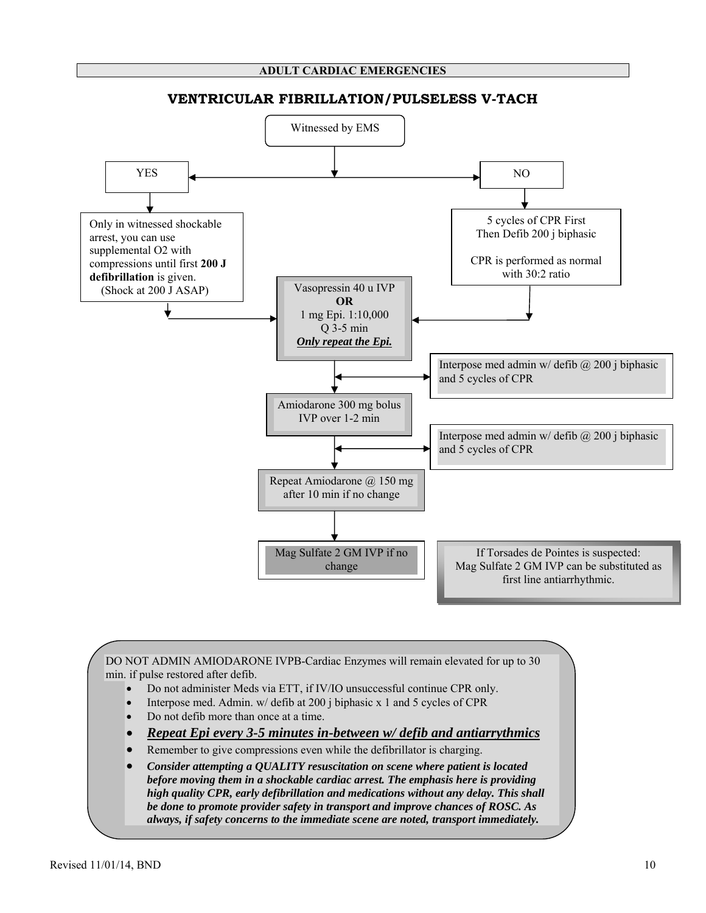## ADULT CARDIAC EMERGENCIES

# VENTRICULAR FIBRILLATION/PULSELESS V-TACH

Witnessed by EMS

YES

Only in witnessed shockable arrest, you can use supplemental O2 with compressions until first **200 J defibrillation** is given. (Shock at 200 J ASAP)

NO

5 cycles of CPR First
Then Defib 200 j biphasic

CPR is performed as normal with 30:2 ratio

Vasopressin 40 u IVP
**OR**
1 mg Epi. 1:10,000
Q 3-5 min
***Only repeat the Epi.***

Interpose med admin w/ defib @ 200 j biphasic and 5 cycles of CPR

Amiodarone 300 mg bolus IVP over 1-2 min

Interpose med admin w/ defib @ 200 j biphasic and 5 cycles of CPR

Repeat Amiodarone @ 150 mg after 10 min if no change

Mag Sulfate 2 GM IVP if no change

If Torsades de Pointes is suspected:
Mag Sulfate 2 GM IVP can be substituted as first line antiarrhythmic.

DO NOT ADMIN AMIODARONE IVPB-Cardiac Enzymes will remain elevated for up to 30 min. if pulse restored after defib.

- Do not administer Meds via ETT, if IV/IO unsuccessful continue CPR only.
- Interpose med. Admin. w/ defib at 200 j biphasic x 1 and 5 cycles of CPR
- Do not defib more than once at a time.
- ***Repeat Epi every 3-5 minutes in-between w/ defib and antiarrythmics***
- Remember to give compressions even while the defibrillator is charging.
- ***Consider attempting a QUALITY resuscitation on scene where patient is located before moving them in a shockable cardiac arrest. The emphasis here is providing high quality CPR, early defibrillation and medications without any delay. This shall be done to promote provider safety in transport and improve chances of ROSC. As always, if safety concerns to the immediate scene are noted, transport immediately.***

Revised 11/01/14, BND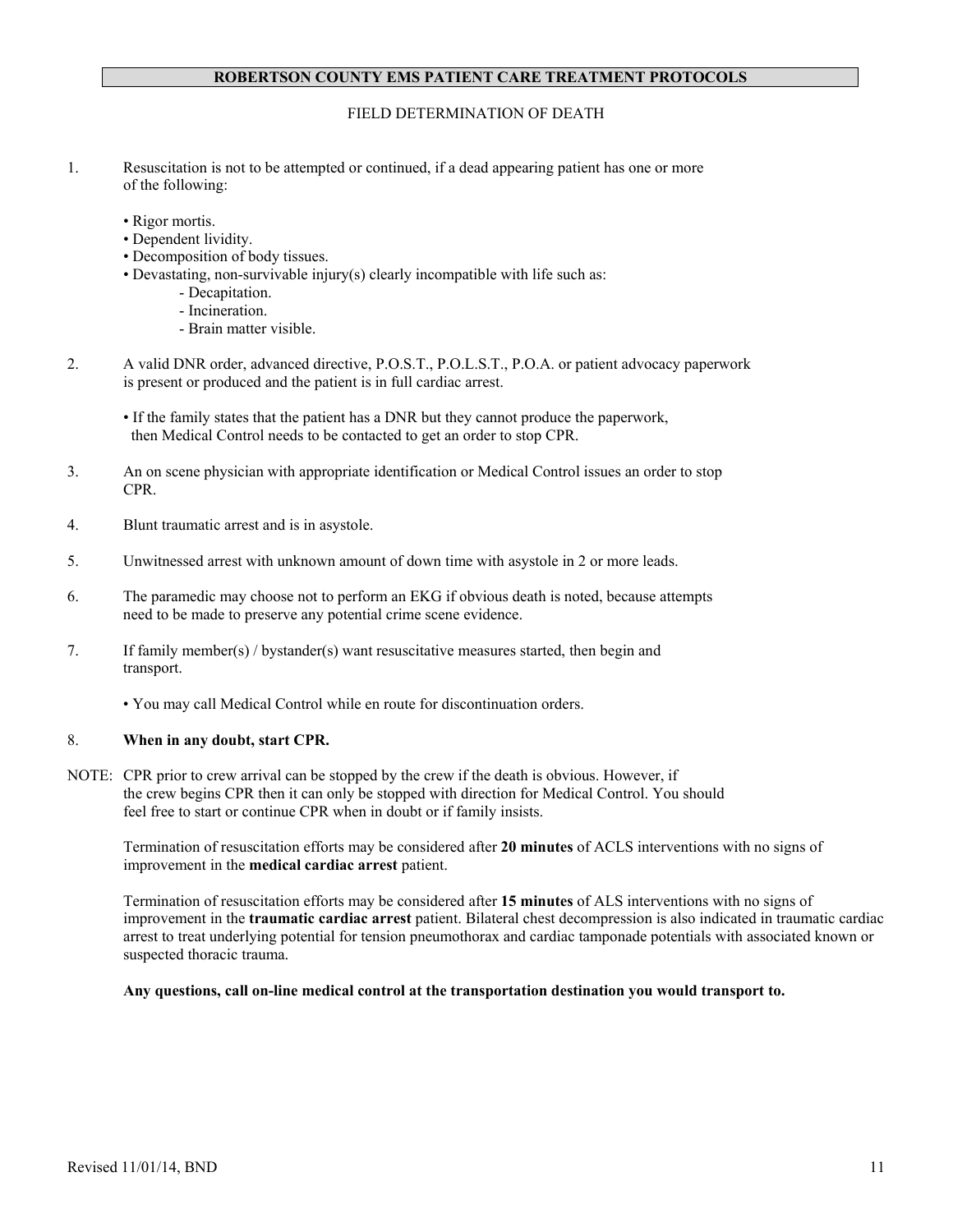# ROBERTSON COUNTY EMS PATIENT CARE TREATMENT PROTOCOLS

## FIELD DETERMINATION OF DEATH

1. Resuscitation is not to be attempted or continued, if a dead appearing patient has one or more of the following:

   - Rigor mortis.
   - Dependent lividity.
   - Decomposition of body tissues.
   - Devastating, non-survivable injury(s) clearly incompatible with life such as:
     - Decapitation.
     - Incineration.
     - Brain matter visible.

2. A valid DNR order, advanced directive, P.O.S.T., P.O.L.S.T., P.O.A. or patient advocacy paperwork is present or produced and the patient is in full cardiac arrest.

   - If the family states that the patient has a DNR but they cannot produce the paperwork, then Medical Control needs to be contacted to get an order to stop CPR.

3. An on scene physician with appropriate identification or Medical Control issues an order to stop CPR.

4. Blunt traumatic arrest and is in asystole.

5. Unwitnessed arrest with unknown amount of down time with asystole in 2 or more leads.

6. The paramedic may choose not to perform an EKG if obvious death is noted, because attempts need to be made to preserve any potential crime scene evidence.

7. If family member(s) / bystander(s) want resuscitative measures started, then begin and transport.

   - You may call Medical Control while en route for discontinuation orders.

8. **When in any doubt, start CPR.**

NOTE: CPR prior to crew arrival can be stopped by the crew if the death is obvious. However, if the crew begins CPR then it can only be stopped with direction for Medical Control. You should feel free to start or continue CPR when in doubt or if family insists.

Termination of resuscitation efforts may be considered after **20 minutes** of ACLS interventions with no signs of improvement in the **medical cardiac arrest** patient.

Termination of resuscitation efforts may be considered after **15 minutes** of ALS interventions with no signs of improvement in the **traumatic cardiac arrest** patient. Bilateral chest decompression is also indicated in traumatic cardiac arrest to treat underlying potential for tension pneumothorax and cardiac tamponade potentials with associated known or suspected thoracic trauma.

**Any questions, call on-line medical control at the transportation destination you would transport to.**

Revised 11/01/14, BND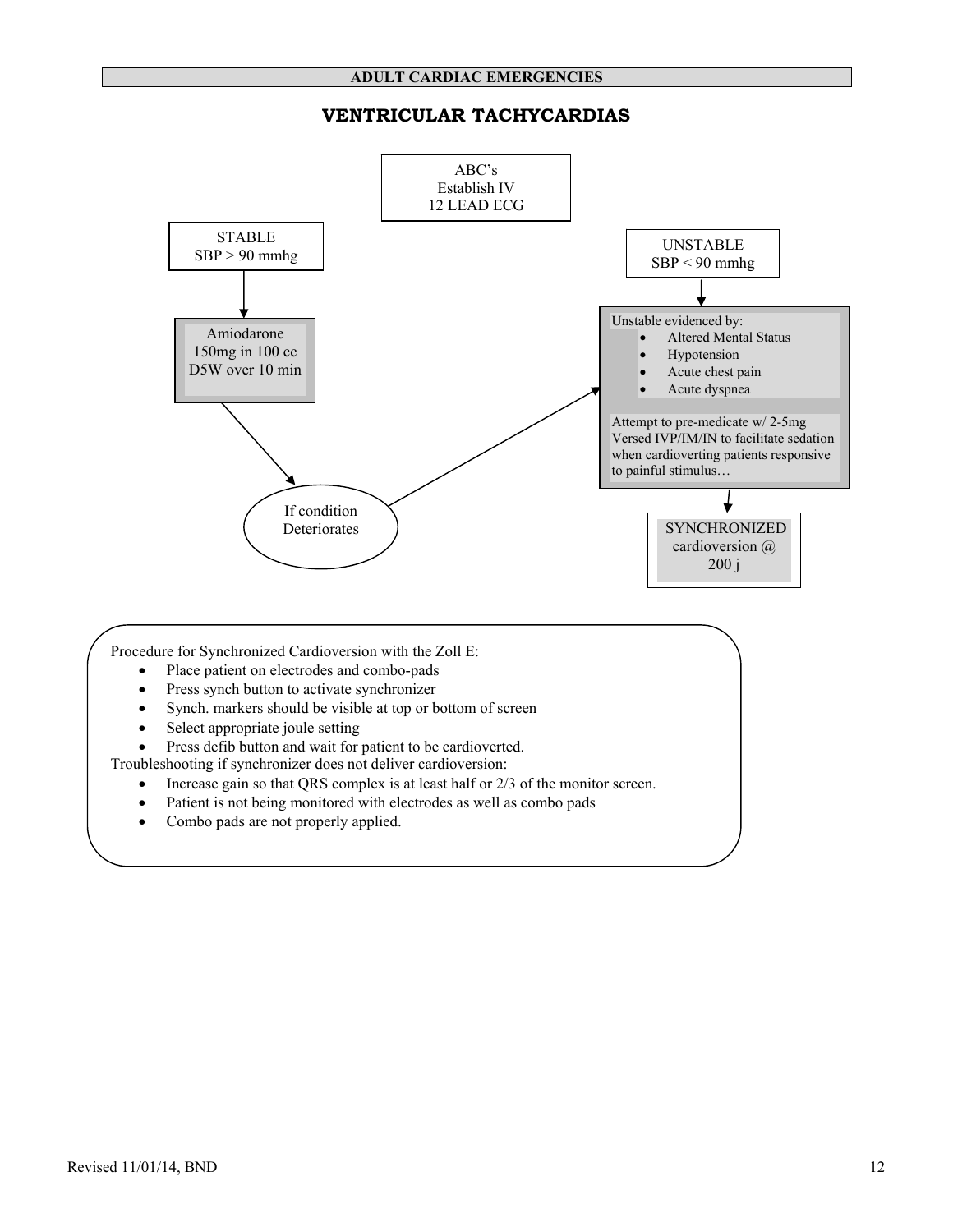ADULT CARDIAC EMERGENCIES

# VENTRICULAR TACHYCARDIAS

ABC's
Establish IV
12 LEAD ECG

STABLE
SBP > 90 mmhg

Amiodarone
150mg in 100 cc
D5W over 10 min

If condition
Deteriorates

UNSTABLE
SBP < 90 mmhg

Unstable evidenced by:

- Altered Mental Status
- Hypotension
- Acute chest pain
- Acute dyspnea

Attempt to pre-medicate w/ 2-5mg Versed IVP/IM/IN to facilitate sedation when cardioverting patients responsive to painful stimulus…

SYNCHRONIZED
cardioversion @
200 j

Procedure for Synchronized Cardioversion with the Zoll E:

- Place patient on electrodes and combo-pads
- Press synch button to activate synchronizer
- Synch. markers should be visible at top or bottom of screen
- Select appropriate joule setting
- Press defib button and wait for patient to be cardioverted.

Troubleshooting if synchronizer does not deliver cardioversion:

- Increase gain so that QRS complex is at least half or 2/3 of the monitor screen.
- Patient is not being monitored with electrodes as well as combo pads
- Combo pads are not properly applied.

Revised 11/01/14, BND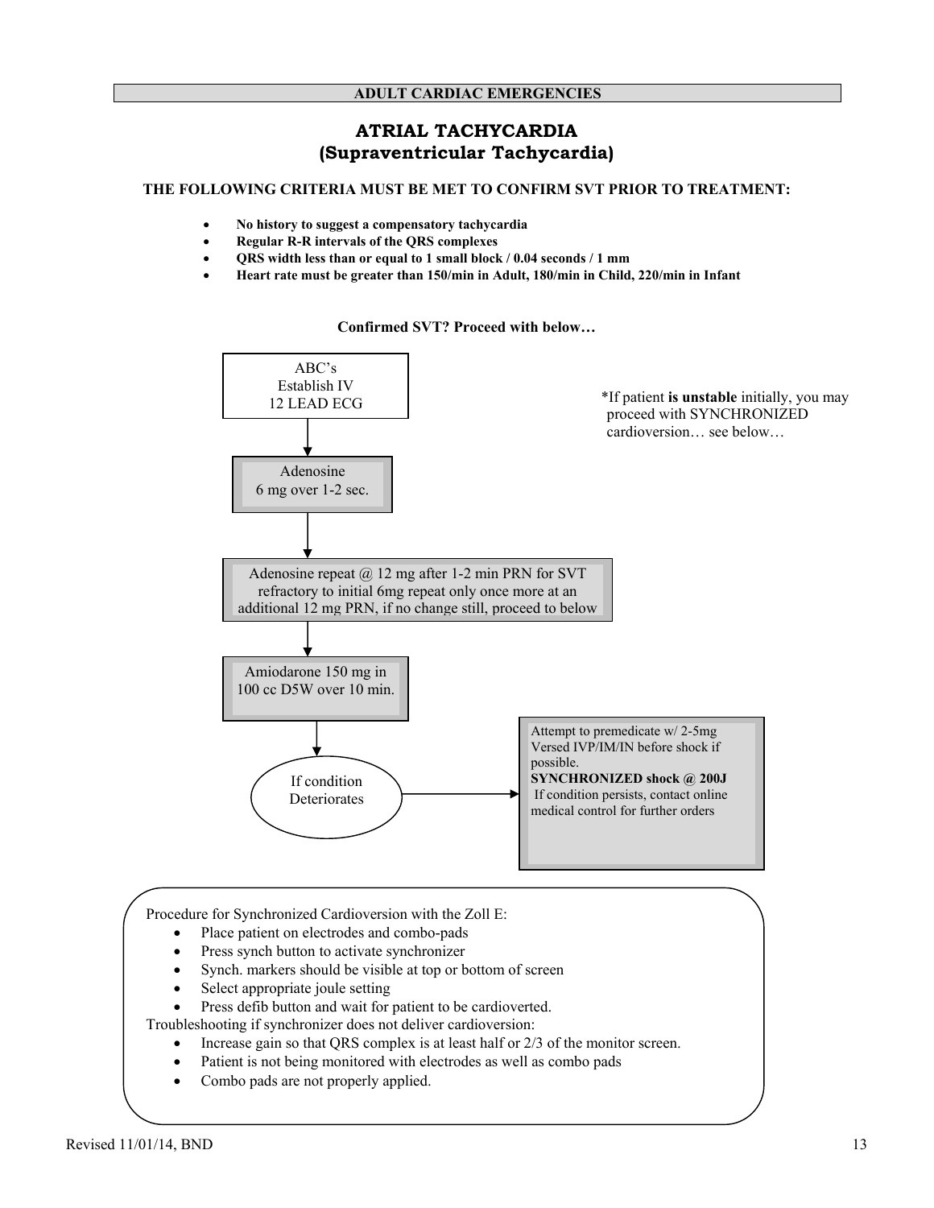**ADULT CARDIAC EMERGENCIES**

# ATRIAL TACHYCARDIA
## (Supraventricular Tachycardia)

**THE FOLLOWING CRITERIA MUST BE MET TO CONFIRM SVT PRIOR TO TREATMENT:**

- **No history to suggest a compensatory tachycardia**
- **Regular R-R intervals of the QRS complexes**
- **QRS width less than or equal to 1 small block / 0.04 seconds / 1 mm**
- **Heart rate must be greater than 150/min in Adult, 180/min in Child, 220/min in Infant**

**Confirmed SVT? Proceed with below…**

ABC's
Establish IV
12 LEAD ECG

*If patient **is unstable** initially, you may proceed with SYNCHRONIZED cardioversion… see below…

↓

Adenosine
6 mg over 1-2 sec.

↓

Adenosine repeat @ 12 mg after 1-2 min PRN for SVT refractory to initial 6mg repeat only once more at an additional 12 mg PRN, if no change still, proceed to below

↓

Amiodarone 150 mg in 100 cc D5W over 10 min.

↓

If condition Deteriorates →

Attempt to premedicate w/ 2-5mg Versed IVP/IM/IN before shock if possible.
**SYNCHRONIZED shock @ 200J**
If condition persists, contact online medical control for further orders

Procedure for Synchronized Cardioversion with the Zoll E:

- Place patient on electrodes and combo-pads
- Press synch button to activate synchronizer
- Synch. markers should be visible at top or bottom of screen
- Select appropriate joule setting
- Press defib button and wait for patient to be cardioverted.

Troubleshooting if synchronizer does not deliver cardioversion:

- Increase gain so that QRS complex is at least half or 2/3 of the monitor screen.
- Patient is not being monitored with electrodes as well as combo pads
- Combo pads are not properly applied.

Revised 11/01/14, BND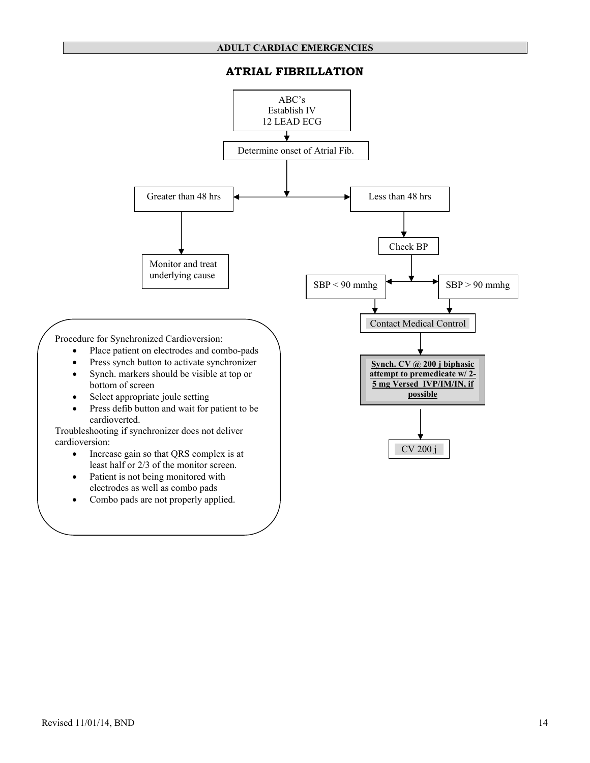**ADULT CARDIAC EMERGENCIES**

# ATRIAL FIBRILLATION

ABC's
Establish IV
12 LEAD ECG

↓

Determine onset of Atrial Fib.

- **Greater than 48 hrs** → Monitor and treat underlying cause
- **Less than 48 hrs** → Check BP
  - SBP < 90 mmhg
  - SBP > 90 mmhg

  → Contact Medical Control

  → **Synch. CV @ 200 j biphasic attempt to premedicate w/ 2-5 mg Versed IVP/IM/IN, if possible**

  → CV 200 j

Procedure for Synchronized Cardioversion:

- Place patient on electrodes and combo-pads
- Press synch button to activate synchronizer
- Synch. markers should be visible at top or bottom of screen
- Select appropriate joule setting
- Press defib button and wait for patient to be cardioverted.

Troubleshooting if synchronizer does not deliver cardioversion:

- Increase gain so that QRS complex is at least half or 2/3 of the monitor screen.
- Patient is not being monitored with electrodes as well as combo pads
- Combo pads are not properly applied.

Revised 11/01/14, BND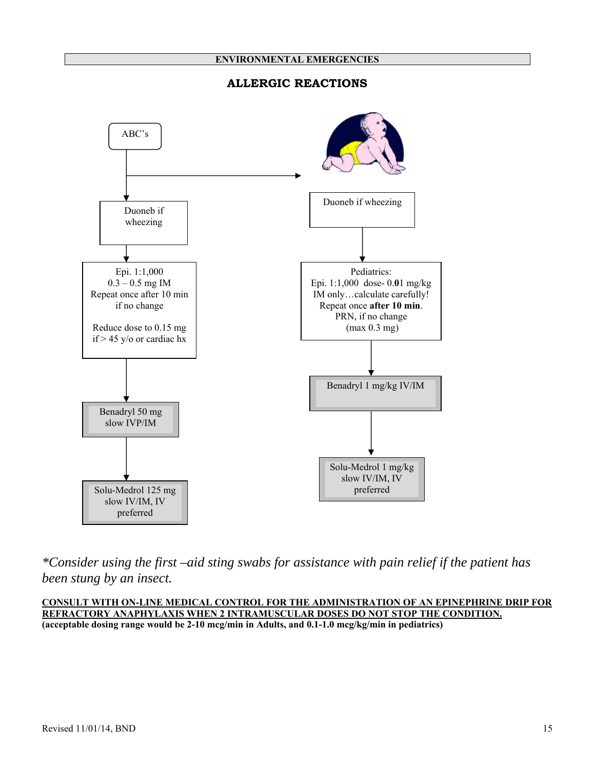ENVIRONMENTAL EMERGENCIES

# ALLERGIC REACTIONS

**Adult:**

ABC's

Duoneb if wheezing

Epi. 1:1,000
0.3 – 0.5 mg IM
Repeat once after 10 min if no change

Reduce dose to 0.15 mg if > 45 y/o or cardiac hx

Benadryl 50 mg slow IVP/IM

Solu-Medrol 125 mg slow IV/IM, IV preferred

**Pediatric:**

Duoneb if wheezing

Pediatrics:
Epi. 1:1,000 dose- 0.**0**1 mg/kg
IM only…calculate carefully!
Repeat once **after 10 min**.
PRN, if no change
(max 0.3 mg)

Benadryl 1 mg/kg IV/IM

Solu-Medrol 1 mg/kg slow IV/IM, IV preferred

*\*Consider using the first –aid sting swabs for assistance with pain relief if the patient has been stung by an insect.*

**CONSULT WITH ON-LINE MEDICAL CONTROL FOR THE ADMINISTRATION OF AN EPINEPHRINE DRIP FOR REFRACTORY ANAPHYLAXIS WHEN 2 INTRAMUSCULAR DOSES DO NOT STOP THE CONDITION.**
**(acceptable dosing range would be 2-10 mcg/min in Adults, and 0.1-1.0 mcg/kg/min in pediatrics)**

Revised 11/01/14, BND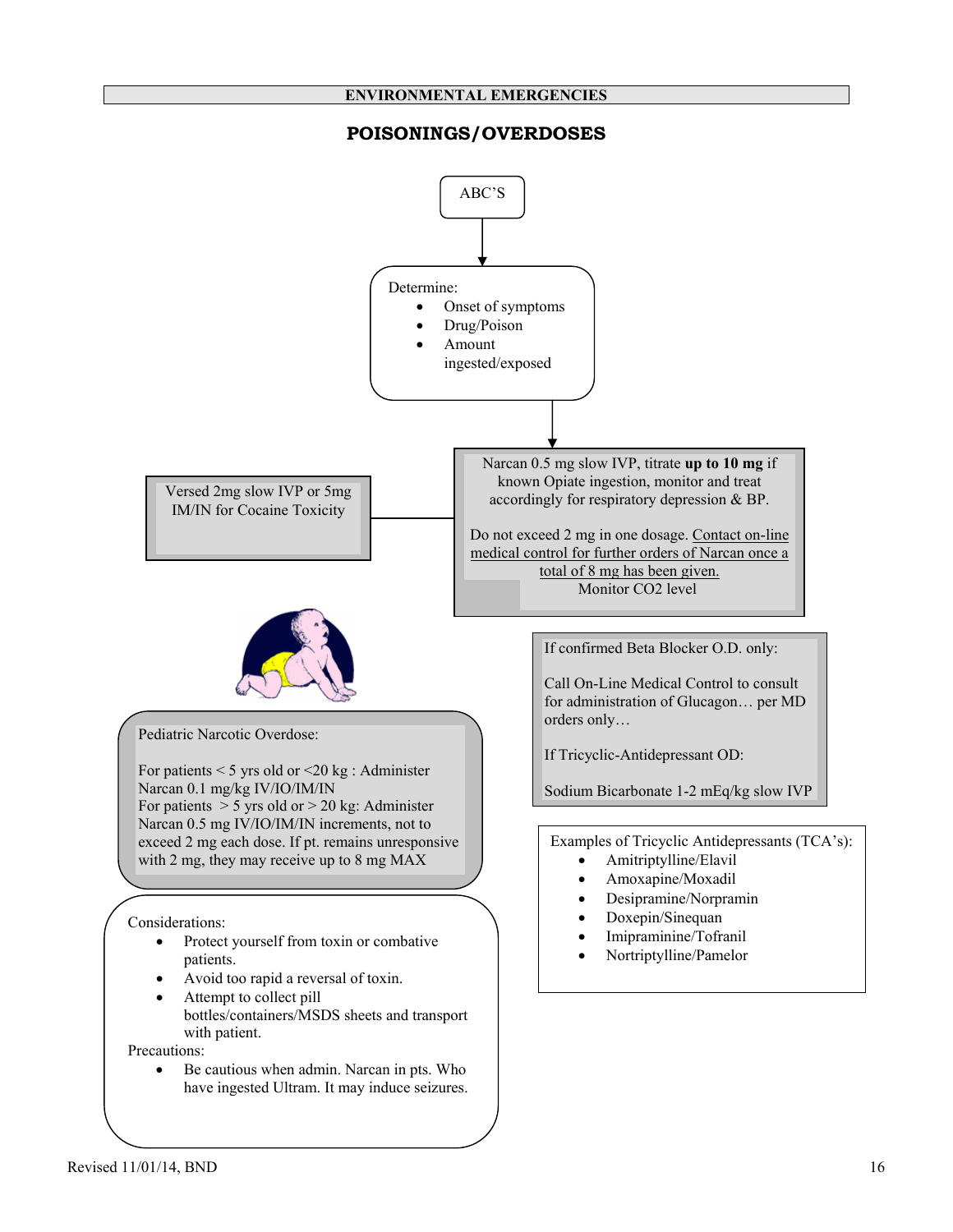**ENVIRONMENTAL EMERGENCIES**

## POISONINGS/OVERDOSES

ABC'S

Determine:

- Onset of symptoms
- Drug/Poison
- Amount ingested/exposed

Narcan 0.5 mg slow IVP, titrate **up to 10 mg** if known Opiate ingestion, monitor and treat accordingly for respiratory depression & BP.

Do not exceed 2 mg in one dosage. Contact on-line medical control for further orders of Narcan once a total of 8 mg has been given.

Monitor CO2 level

Versed 2mg slow IVP or 5mg IM/IN for Cocaine Toxicity

If confirmed Beta Blocker O.D. only:

Call On-Line Medical Control to consult for administration of Glucagon… per MD orders only…

If Tricyclic-Antidepressant OD:

Sodium Bicarbonate 1-2 mEq/kg slow IVP

Pediatric Narcotic Overdose:

For patients < 5 yrs old or <20 kg : Administer Narcan 0.1 mg/kg IV/IO/IM/IN
For patients > 5 yrs old or > 20 kg: Administer Narcan 0.5 mg IV/IO/IM/IN increments, not to exceed 2 mg each dose. If pt. remains unresponsive with 2 mg, they may receive up to 8 mg MAX

Examples of Tricyclic Antidepressants (TCA's):

- Amitriptylline/Elavil
- Amoxapine/Moxadil
- Desipramine/Norpramin
- Doxepin/Sinequan
- Imipraminine/Tofranil
- Nortriptylline/Pamelor

Considerations:

- Protect yourself from toxin or combative patients.
- Avoid too rapid a reversal of toxin.
- Attempt to collect pill bottles/containers/MSDS sheets and transport with patient.

Precautions:

- Be cautious when admin. Narcan in pts. Who have ingested Ultram. It may induce seizures.

Revised 11/01/14, BND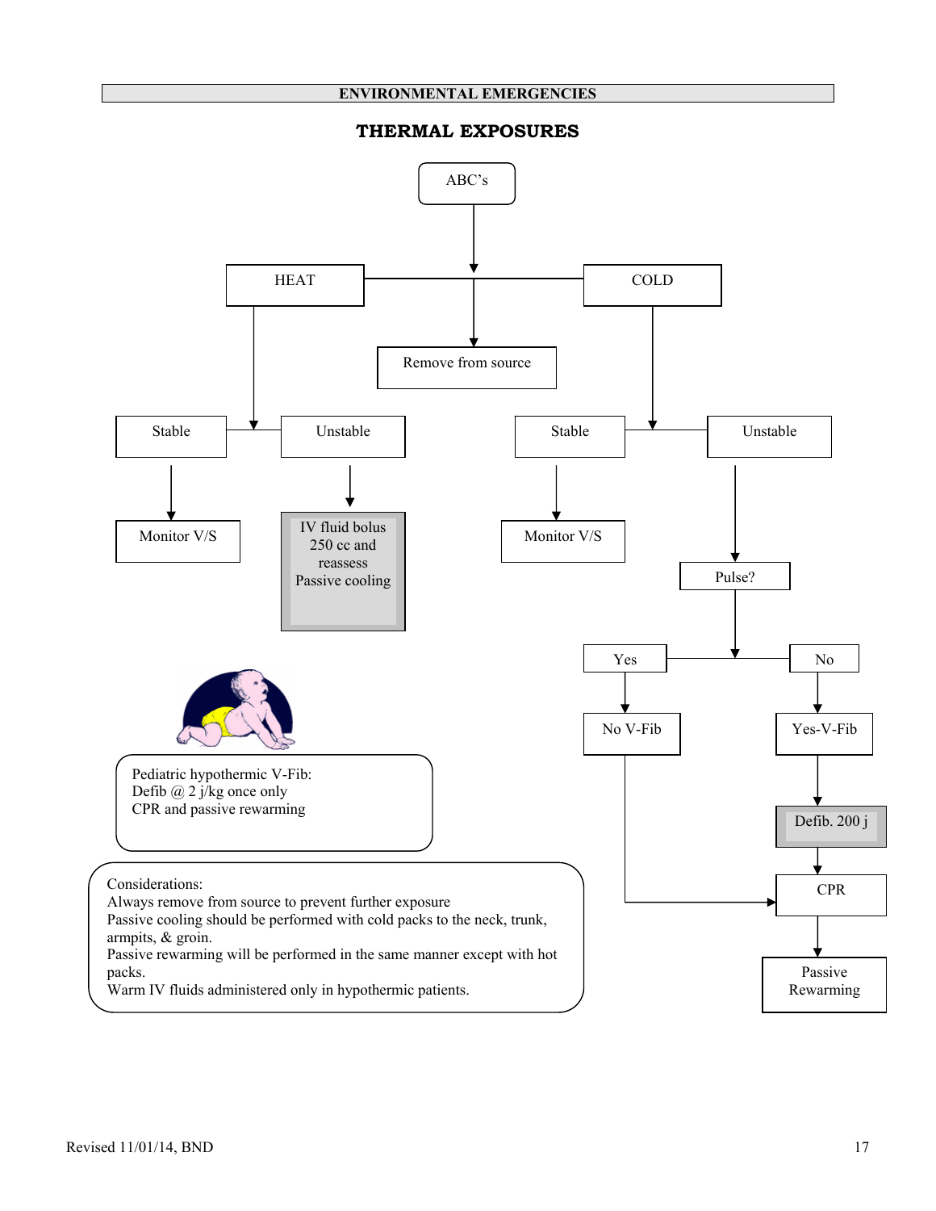## ENVIRONMENTAL EMERGENCIES

# THERMAL EXPOSURES

ABC's

HEAT

COLD

Remove from source

**HEAT:**

- Stable → Monitor V/S
- Unstable → IV fluid bolus 250 cc and reassess Passive cooling

**COLD:**

- Stable → Monitor V/S
- Unstable → Pulse?
  - Yes → No V-Fib → CPR → Passive Rewarming
  - No → Yes-V-Fib → Defib. 200 j → CPR → Passive Rewarming

Pediatric hypothermic V-Fib:
Defib @ 2 j/kg once only
CPR and passive rewarming

Considerations:
Always remove from source to prevent further exposure
Passive cooling should be performed with cold packs to the neck, trunk, armpits, & groin.
Passive rewarming will be performed in the same manner except with hot packs.
Warm IV fluids administered only in hypothermic patients.

Revised 11/01/14, BND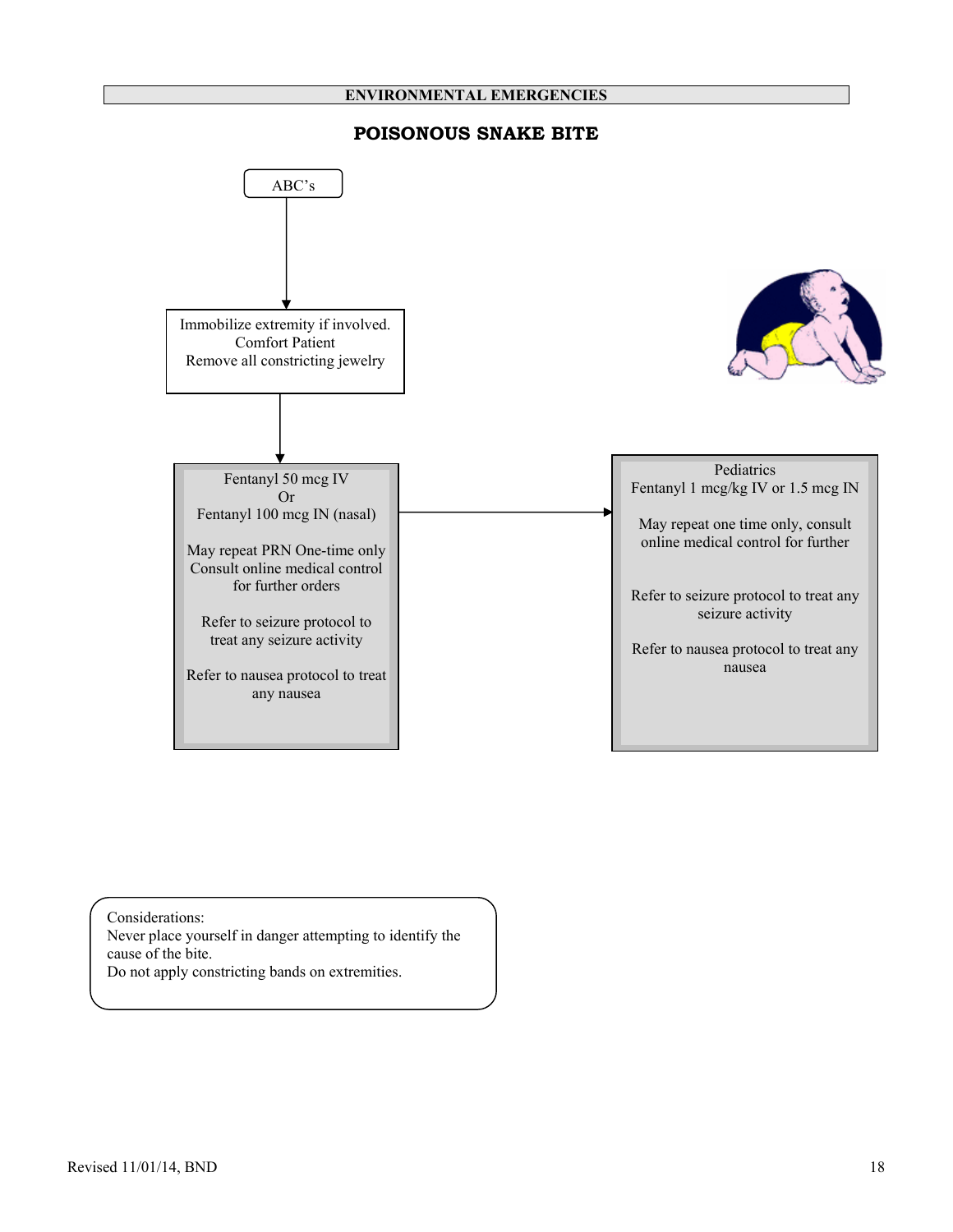## ENVIRONMENTAL EMERGENCIES

# POISONOUS SNAKE BITE

ABC's

Immobilize extremity if involved.
Comfort Patient
Remove all constricting jewelry

Fentanyl 50 mcg IV
Or
Fentanyl 100 mcg IN (nasal)

May repeat PRN One-time only
Consult online medical control for further orders

Refer to seizure protocol to treat any seizure activity

Refer to nausea protocol to treat any nausea

Pediatrics
Fentanyl 1 mcg/kg IV or 1.5 mcg IN

May repeat one time only, consult online medical control for further

Refer to seizure protocol to treat any seizure activity

Refer to nausea protocol to treat any nausea

Considerations:
Never place yourself in danger attempting to identify the cause of the bite.
Do not apply constricting bands on extremities.

Revised 11/01/14, BND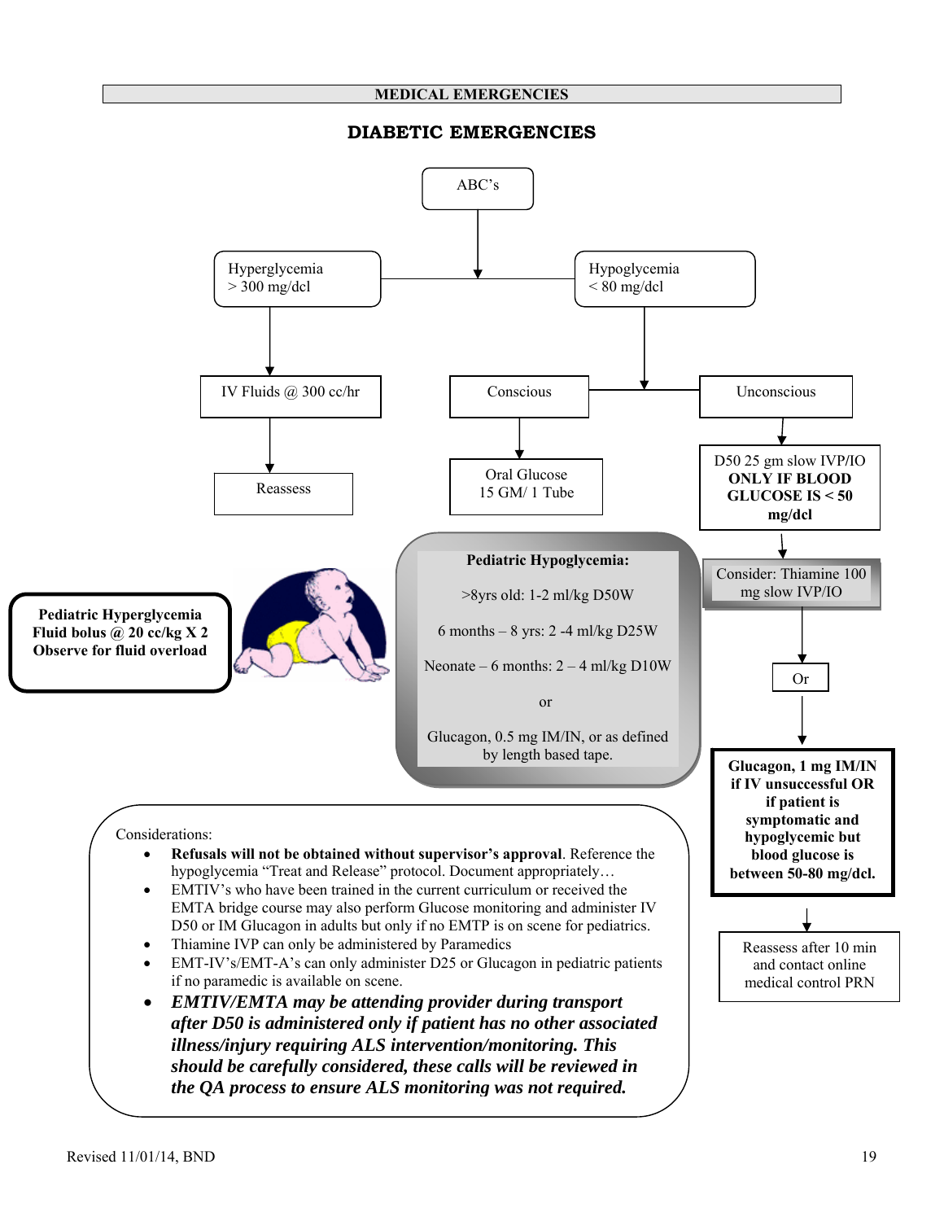# MEDICAL EMERGENCIES

## DIABETIC EMERGENCIES

ABC's

Hyperglycemia
> 300 mg/dcl

IV Fluids @ 300 cc/hr

Reassess

Hypoglycemia
< 80 mg/dcl

Conscious

Oral Glucose
15 GM/ 1 Tube

Unconscious

D50 25 gm slow IVP/IO
**ONLY IF BLOOD GLUCOSE IS < 50 mg/dcl**

Consider: Thiamine 100 mg slow IVP/IO

Or

**Glucagon, 1 mg IM/IN if IV unsuccessful OR if patient is symptomatic and hypoglycemic but blood glucose is between 50-80 mg/dcl.**

Reassess after 10 min and contact online medical control PRN

**Pediatric Hyperglycemia**
**Fluid bolus @ 20 cc/kg X 2**
**Observe for fluid overload**

**Pediatric Hypoglycemia:**

>8yrs old: 1-2 ml/kg D50W

6 months – 8 yrs: 2 -4 ml/kg D25W

Neonate – 6 months: 2 – 4 ml/kg D10W

or

Glucagon, 0.5 mg IM/IN, or as defined by length based tape.

Considerations:

- **Refusals will not be obtained without supervisor's approval**. Reference the hypoglycemia "Treat and Release" protocol. Document appropriately…
- EMTIV's who have been trained in the current curriculum or received the EMTA bridge course may also perform Glucose monitoring and administer IV D50 or IM Glucagon in adults but only if no EMTP is on scene for pediatrics.
- Thiamine IVP can only be administered by Paramedics
- EMT-IV's/EMT-A's can only administer D25 or Glucagon in pediatric patients if no paramedic is available on scene.
- ***EMTIV/EMTA may be attending provider during transport after D50 is administered only if patient has no other associated illness/injury requiring ALS intervention/monitoring. This should be carefully considered, these calls will be reviewed in the QA process to ensure ALS monitoring was not required.***

Revised 11/01/14, BND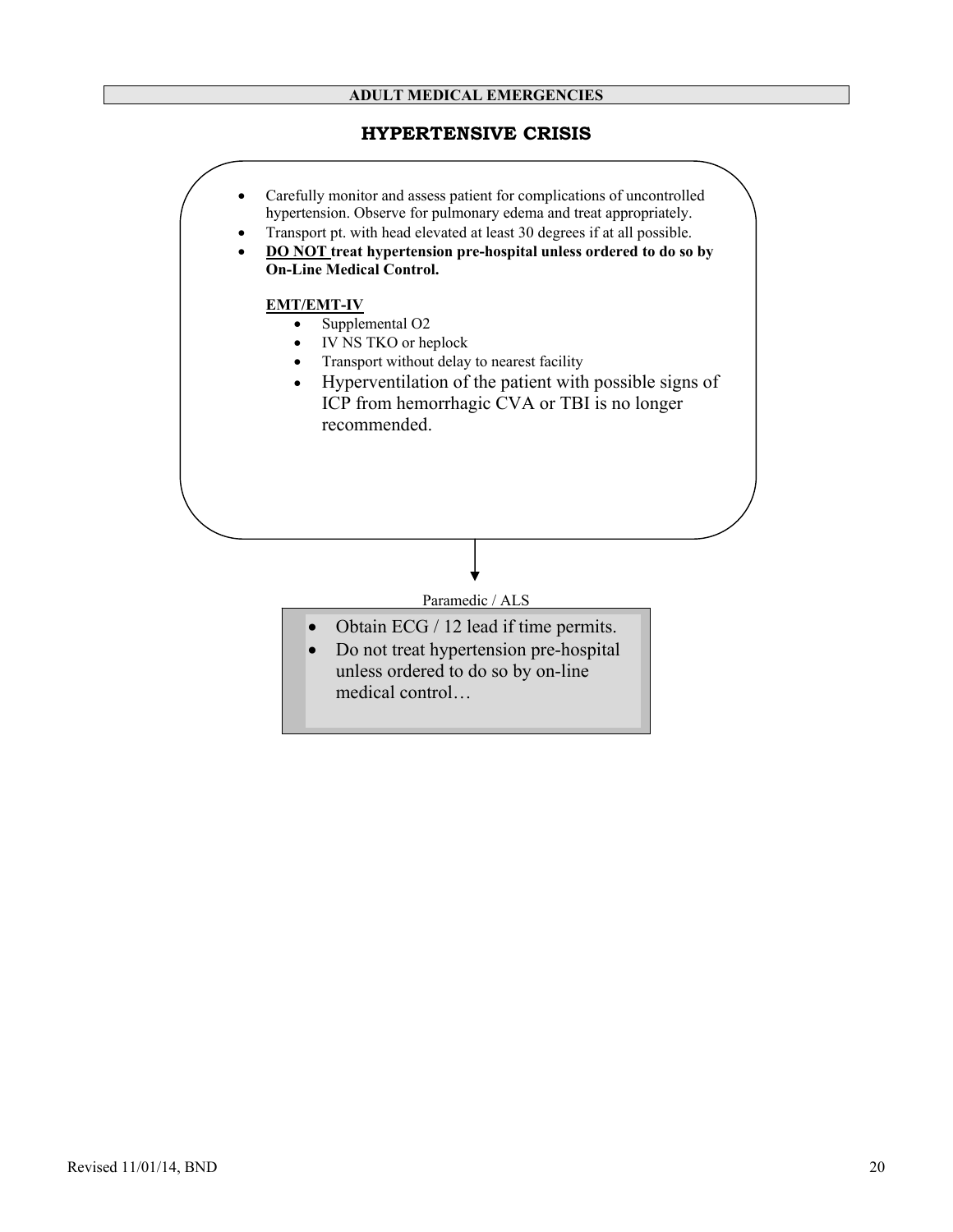ADULT MEDICAL EMERGENCIES

# HYPERTENSIVE CRISIS

- Carefully monitor and assess patient for complications of uncontrolled hypertension. Observe for pulmonary edema and treat appropriately.
- Transport pt. with head elevated at least 30 degrees if at all possible.
- **DO NOT treat hypertension pre-hospital unless ordered to do so by On-Line Medical Control.**

**EMT/EMT-IV**

- Supplemental O2
- IV NS TKO or heplock
- Transport without delay to nearest facility
- Hyperventilation of the patient with possible signs of ICP from hemorrhagic CVA or TBI is no longer recommended.

Paramedic / ALS

- Obtain ECG / 12 lead if time permits.
- Do not treat hypertension pre-hospital unless ordered to do so by on-line medical control…

Revised 11/01/14, BND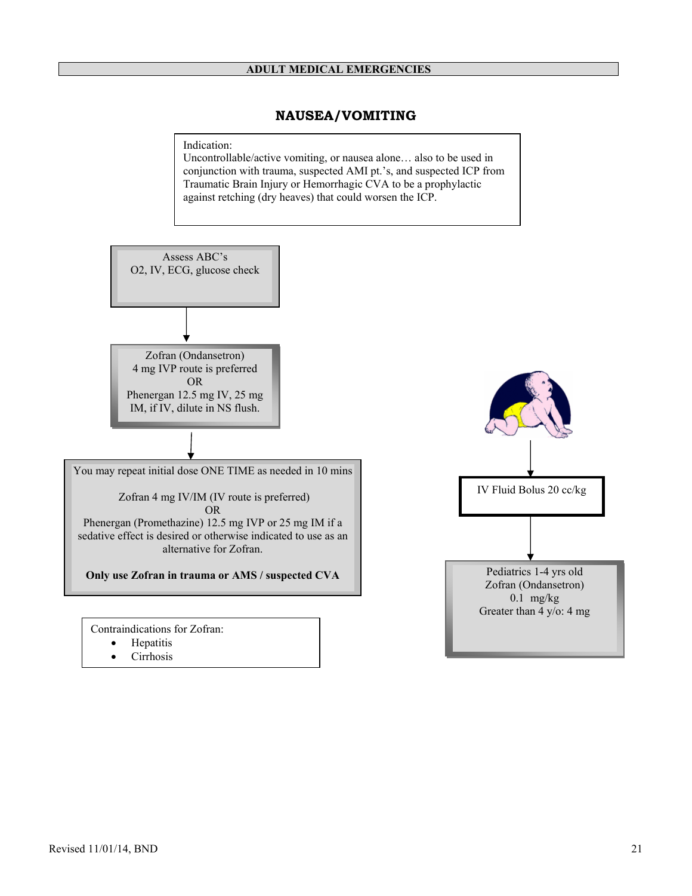## ADULT MEDICAL EMERGENCIES

### NAUSEA/VOMITING

Indication:
Uncontrollable/active vomiting, or nausea alone… also to be used in conjunction with trauma, suspected AMI pt.'s, and suspected ICP from Traumatic Brain Injury or Hemorrhagic CVA to be a prophylactic against retching (dry heaves) that could worsen the ICP.

Assess ABC's
O2, IV, ECG, glucose check

↓

Zofran (Ondansetron)
4 mg IVP route is preferred
OR
Phenergan 12.5 mg IV, 25 mg IM, if IV, dilute in NS flush.

↓

You may repeat initial dose ONE TIME as needed in 10 mins

Zofran 4 mg IV/IM (IV route is preferred)
OR
Phenergan (Promethazine) 12.5 mg IVP or 25 mg IM if a sedative effect is desired or otherwise indicated to use as an alternative for Zofran.

**Only use Zofran in trauma or AMS / suspected CVA**

Contraindications for Zofran:

- Hepatitis
- Cirrhosis

IV Fluid Bolus 20 cc/kg

↓

Pediatrics 1-4 yrs old
Zofran (Ondansetron)
0.1 mg/kg
Greater than 4 y/o: 4 mg

Revised 11/01/14, BND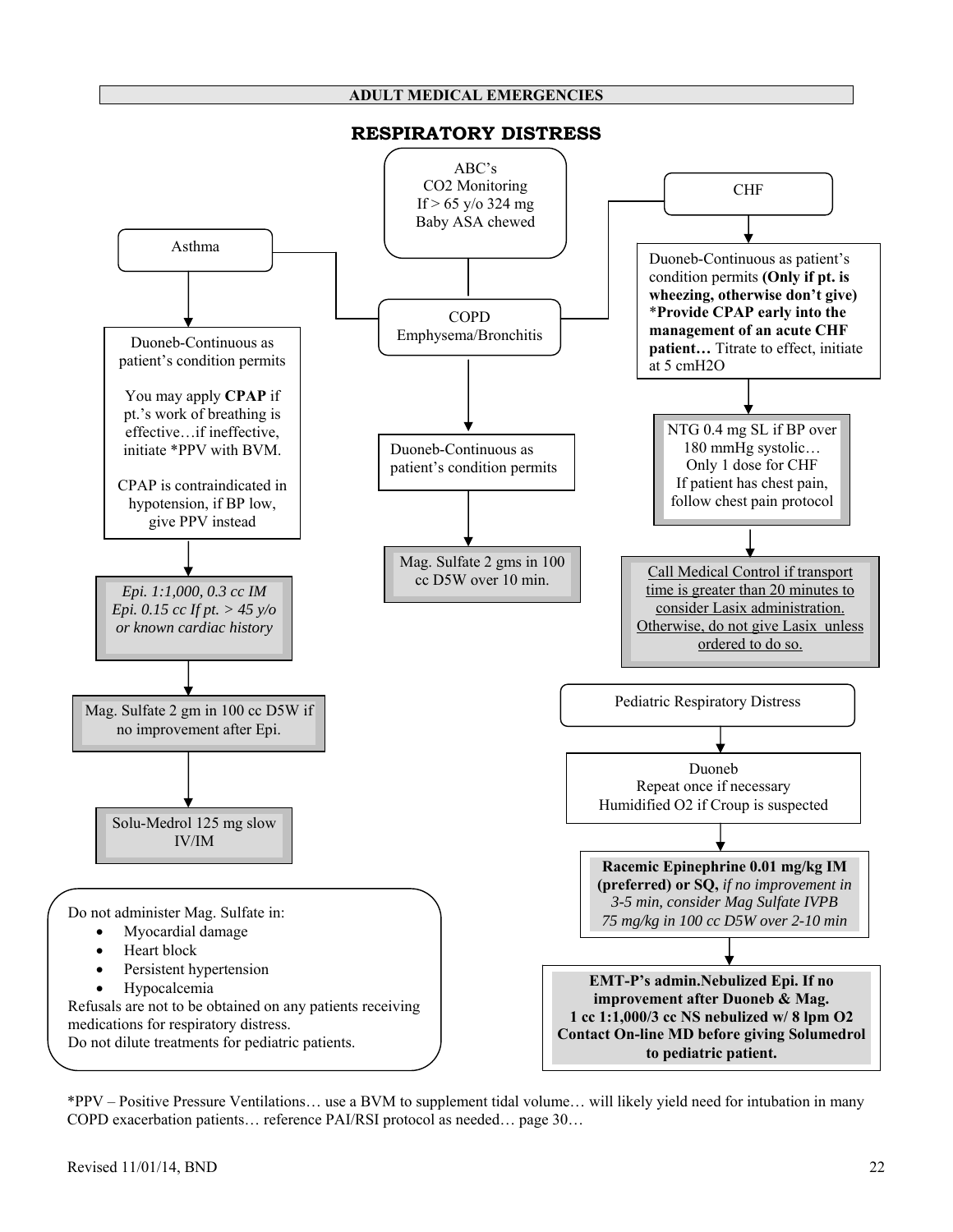**ADULT MEDICAL EMERGENCIES**

# RESPIRATORY DISTRESS

ABC's
CO2 Monitoring
If > 65 y/o 324 mg
Baby ASA chewed

## Asthma

Duoneb-Continuous as patient's condition permits

You may apply **CPAP** if pt.'s work of breathing is effective…if ineffective, initiate *PPV with BVM.

CPAP is contraindicated in hypotension, if BP low, give PPV instead

*Epi. 1:1,000, 0.3 cc IM*
*Epi. 0.15 cc If pt. > 45 y/o or known cardiac history*

Mag. Sulfate 2 gm in 100 cc D5W if no improvement after Epi.

Solu-Medrol 125 mg slow IV/IM

## COPD Emphysema/Bronchitis

Duoneb-Continuous as patient's condition permits

Mag. Sulfate 2 gms in 100 cc D5W over 10 min.

## CHF

Duoneb-Continuous as patient's condition permits **(Only if pt. is wheezing, otherwise don't give)**
*__Provide CPAP early into the management of an acute CHF patient…__ Titrate to effect, initiate at 5 cmH2O

NTG 0.4 mg SL if BP over 180 mmHg systolic…
Only 1 dose for CHF
If patient has chest pain, follow chest pain protocol

<u>Call Medical Control if transport time is greater than 20 minutes to consider Lasix administration. Otherwise, do not give Lasix unless ordered to do so.</u>

## Pediatric Respiratory Distress

Duoneb
Repeat once if necessary
Humidified O2 if Croup is suspected

**Racemic Epinephrine 0.01 mg/kg IM (preferred) or SQ,** *if no improvement in 3-5 min, consider Mag Sulfate IVPB 75 mg/kg in 100 cc D5W over 2-10 min*

**EMT-P's admin.Nebulized Epi. If no improvement after Duoneb & Mag.**
**1 cc 1:1,000/3 cc NS nebulized w/ 8 lpm O2**
**Contact On-line MD before giving Solumedrol to pediatric patient.**

---

Do not administer Mag. Sulfate in:

- Myocardial damage
- Heart block
- Persistent hypertension
- Hypocalcemia

Refusals are not to be obtained on any patients receiving medications for respiratory distress.
Do not dilute treatments for pediatric patients.

*PPV – Positive Pressure Ventilations… use a BVM to supplement tidal volume… will likely yield need for intubation in many COPD exacerbation patients… reference PAI/RSI protocol as needed… page 30…

Revised 11/01/14, BND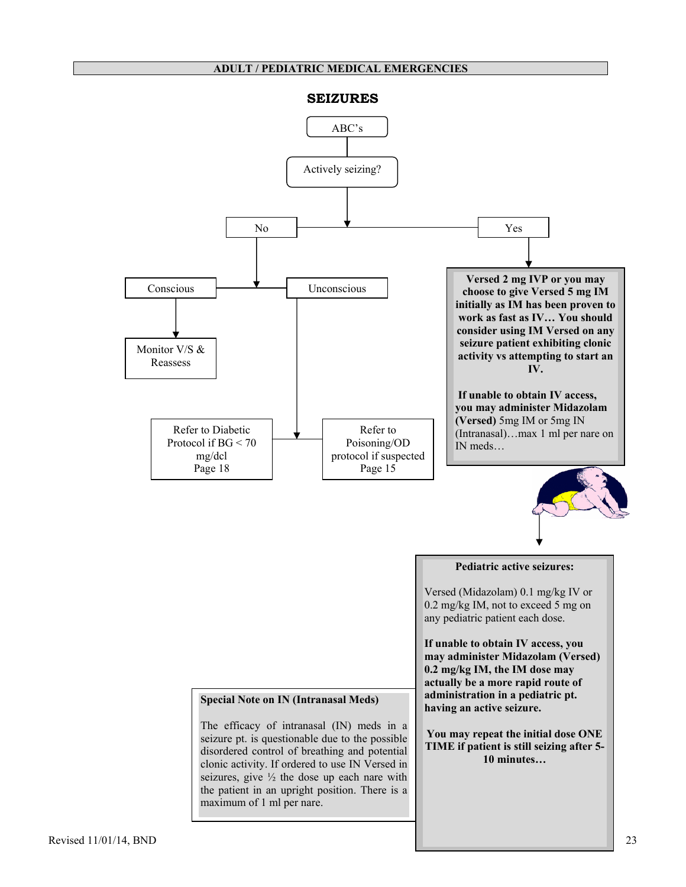## ADULT / PEDIATRIC MEDICAL EMERGENCIES

# SEIZURES

ABC's

Actively seizing?

**No**

- Conscious
  - Monitor V/S & Reassess
- Unconscious
  - Refer to Diabetic Protocol if BG < 70 mg/dcl Page 18
  - Refer to Poisoning/OD protocol if suspected Page 15

**Yes**

**Versed 2 mg IVP or you may choose to give Versed 5 mg IM initially as IM has been proven to work as fast as IV… You should consider using IM Versed on any seizure patient exhibiting clonic activity vs attempting to start an IV.**

**If unable to obtain IV access, you may administer Midazolam (Versed)** 5mg IM or 5mg IN (Intranasal)…max 1 ml per nare on IN meds…

**Pediatric active seizures:**

Versed (Midazolam) 0.1 mg/kg IV or 0.2 mg/kg IM, not to exceed 5 mg on any pediatric patient each dose.

**If unable to obtain IV access, you may administer Midazolam (Versed) 0.2 mg/kg IM, the IM dose may actually be a more rapid route of administration in a pediatric pt. having an active seizure.**

**You may repeat the initial dose ONE TIME if patient is still seizing after 5-10 minutes…**

**Special Note on IN (Intranasal Meds)**

The efficacy of intranasal (IN) meds in a seizure pt. is questionable due to the possible disordered control of breathing and potential clonic activity. If ordered to use IN Versed in seizures, give ½ the dose up each nare with the patient in an upright position. There is a maximum of 1 ml per nare.

Revised 11/01/14, BND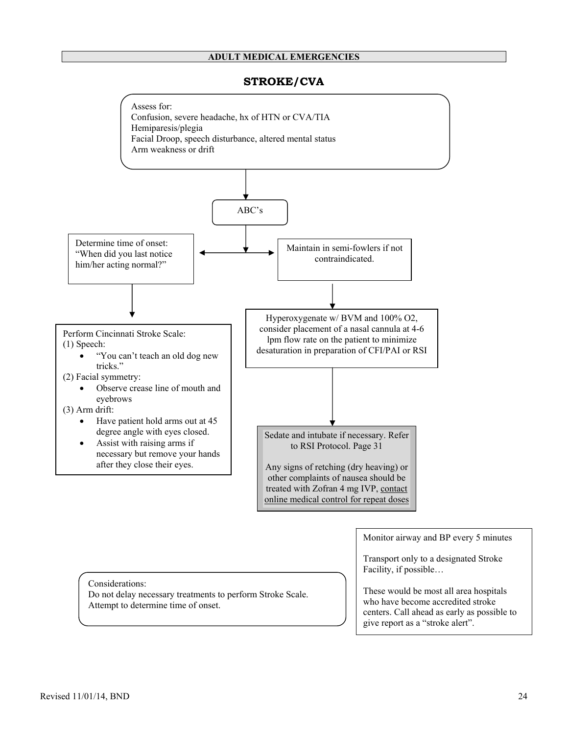**ADULT MEDICAL EMERGENCIES**

# STROKE/CVA

Assess for:
Confusion, severe headache, hx of HTN or CVA/TIA
Hemiparesis/plegia
Facial Droop, speech disturbance, altered mental status
Arm weakness or drift

ABC's

Determine time of onset: "When did you last notice him/her acting normal?"

Maintain in semi-fowlers if not contraindicated.

Perform Cincinnati Stroke Scale:
(1) Speech:
- "You can't teach an old dog new tricks."

(2) Facial symmetry:
- Observe crease line of mouth and eyebrows

(3) Arm drift:
- Have patient hold arms out at 45 degree angle with eyes closed.
- Assist with raising arms if necessary but remove your hands after they close their eyes.

Hyperoxygenate w/ BVM and 100% O2, consider placement of a nasal cannula at 4-6 lpm flow rate on the patient to minimize desaturation in preparation of CFI/PAI or RSI

Sedate and intubate if necessary. Refer to RSI Protocol. Page 31

Any signs of retching (dry heaving) or other complaints of nausea should be treated with Zofran 4 mg IVP, contact online medical control for repeat doses

Monitor airway and BP every 5 minutes

Transport only to a designated Stroke Facility, if possible…

These would be most all area hospitals who have become accredited stroke centers. Call ahead as early as possible to give report as a "stroke alert".

Considerations:
Do not delay necessary treatments to perform Stroke Scale.
Attempt to determine time of onset.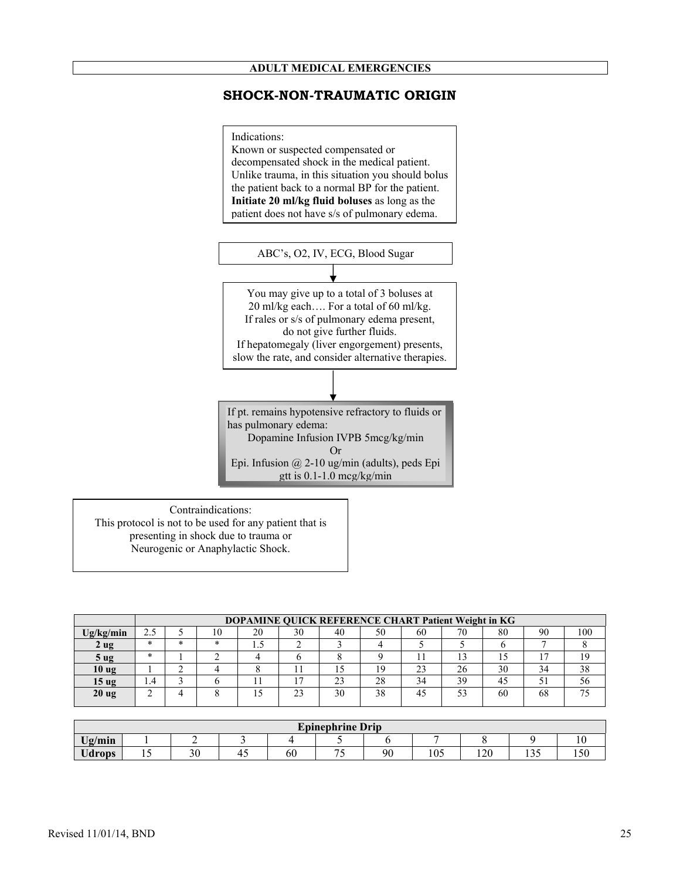**ADULT MEDICAL EMERGENCIES**

# SHOCK-NON-TRAUMATIC ORIGIN

Indications:
Known or suspected compensated or decompensated shock in the medical patient. Unlike trauma, in this situation you should bolus the patient back to a normal BP for the patient. **Initiate 20 ml/kg fluid boluses** as long as the patient does not have s/s of pulmonary edema.

ABC's, O2, IV, ECG, Blood Sugar

↓

You may give up to a total of 3 boluses at 20 ml/kg each…. For a total of 60 ml/kg.
If rales or s/s of pulmonary edema present, do not give further fluids.
If hepatomegaly (liver engorgement) presents, slow the rate, and consider alternative therapies.

↓

If pt. remains hypotensive refractory to fluids or has pulmonary edema:
Dopamine Infusion IVPB 5mcg/kg/min
Or
Epi. Infusion @ 2-10 ug/min (adults), peds Epi gtt is 0.1-1.0 mcg/kg/min

Contraindications:
This protocol is not to be used for any patient that is presenting in shock due to trauma or Neurogenic or Anaphylactic Shock.

| | DOPAMINE QUICK REFERENCE CHART Patient Weight in KG | | | | | | | | | | | |
|---|---|---|---|---|---|---|---|---|---|---|---|---|
| **Ug/kg/min** | 2.5 | 5 | 10 | 20 | 30 | 40 | 50 | 60 | 70 | 80 | 90 | 100 |
| **2 ug** | * | * | * | 1.5 | 2 | 3 | 4 | 5 | 5 | 6 | 7 | 8 |
| **5 ug** | * | 1 | 2 | 4 | 6 | 8 | 9 | 11 | 13 | 15 | 17 | 19 |
| **10 ug** | 1 | 2 | 4 | 8 | 11 | 15 | 19 | 23 | 26 | 30 | 34 | 38 |
| **15 ug** | 1.4 | 3 | 6 | 11 | 17 | 23 | 28 | 34 | 39 | 45 | 51 | 56 |
| **20 ug** | 2 | 4 | 8 | 15 | 23 | 30 | 38 | 45 | 53 | 60 | 68 | 75 |

| Epinephrine Drip | | | | | | | | | | |
|---|---|---|---|---|---|---|---|---|---|---|
| **Ug/min** | 1 | 2 | 3 | 4 | 5 | 6 | 7 | 8 | 9 | 10 |
| **Udrops** | 15 | 30 | 45 | 60 | 75 | 90 | 105 | 120 | 135 | 150 |

Revised 11/01/14, BND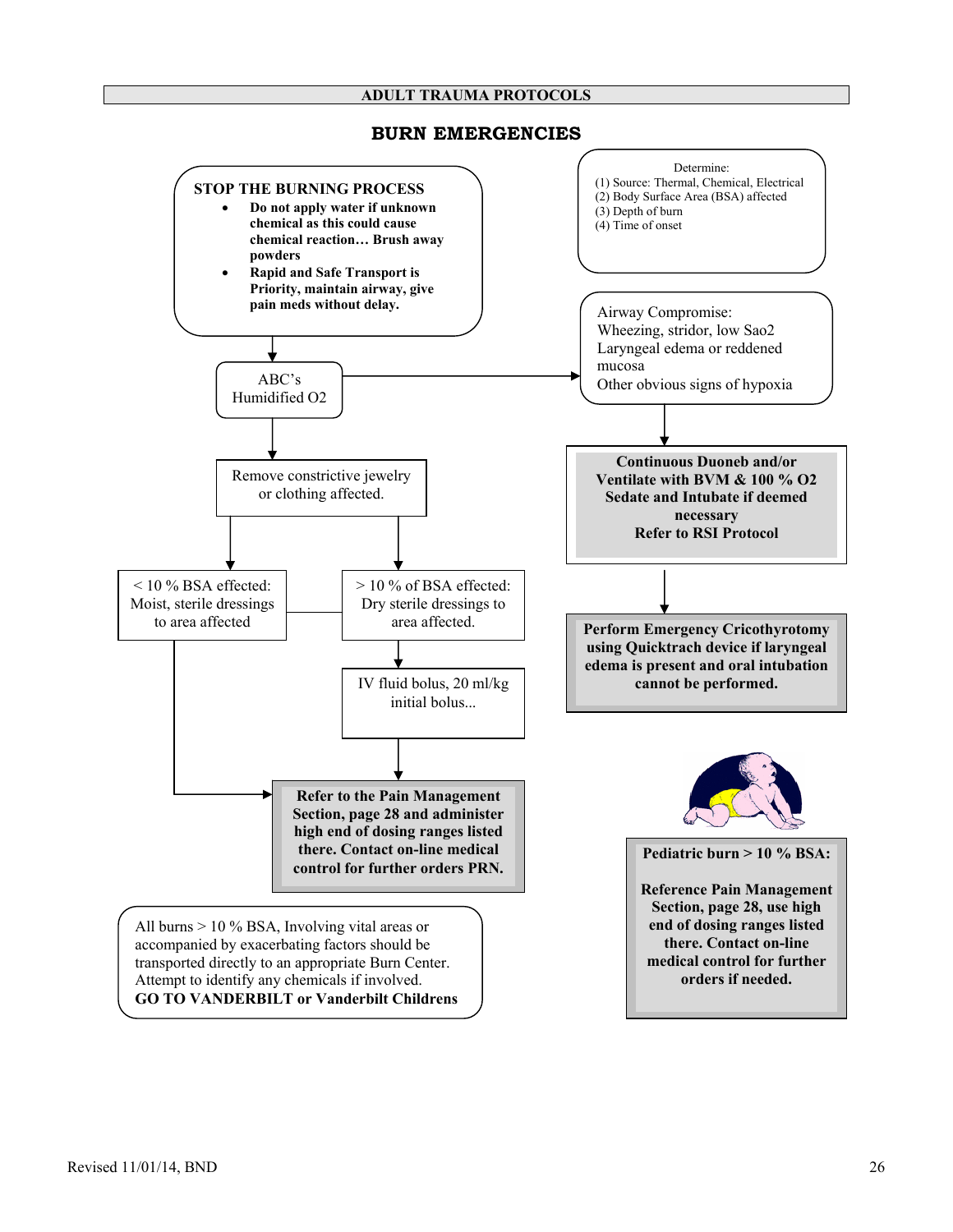## ADULT TRAUMA PROTOCOLS

# BURN EMERGENCIES

**STOP THE BURNING PROCESS**

- **Do not apply water if unknown chemical as this could cause chemical reaction… Brush away powders**
- **Rapid and Safe Transport is Priority, maintain airway, give pain meds without delay.**

Determine:
(1) Source: Thermal, Chemical, Electrical
(2) Body Surface Area (BSA) affected
(3) Depth of burn
(4) Time of onset

ABC's
Humidified O2

Airway Compromise:
Wheezing, stridor, low Sao2
Laryngeal edema or reddened mucosa
Other obvious signs of hypoxia

**Continuous Duoneb and/or Ventilate with BVM & 100 % O2 Sedate and Intubate if deemed necessary Refer to RSI Protocol**

**Perform Emergency Cricothyrotomy using Quicktrach device if laryngeal edema is present and oral intubation cannot be performed.**

Remove constrictive jewelry or clothing affected.

< 10 % BSA effected:
Moist, sterile dressings to area affected

> 10 % of BSA effected:
Dry sterile dressings to area affected.

IV fluid bolus, 20 ml/kg initial bolus...

**Refer to the Pain Management Section, page 28 and administer high end of dosing ranges listed there. Contact on-line medical control for further orders PRN.**

**Pediatric burn > 10 % BSA:**

**Reference Pain Management Section, page 28, use high end of dosing ranges listed there. Contact on-line medical control for further orders if needed.**

All burns > 10 % BSA, Involving vital areas or accompanied by exacerbating factors should be transported directly to an appropriate Burn Center. Attempt to identify any chemicals if involved.
**GO TO VANDERBILT or Vanderbilt Childrens**

Revised 11/01/14, BND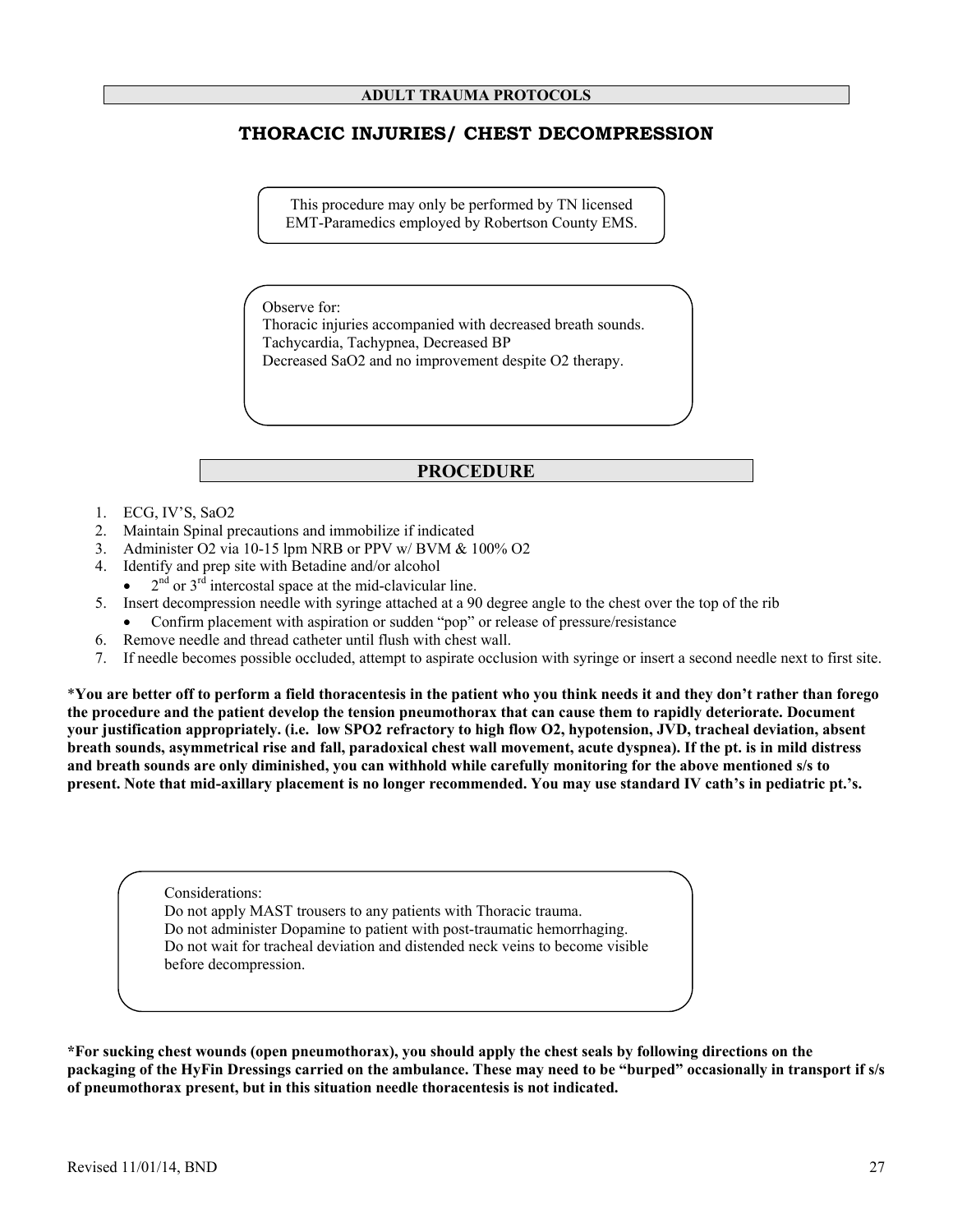## ADULT TRAUMA PROTOCOLS

# THORACIC INJURIES/ CHEST DECOMPRESSION

This procedure may only be performed by TN licensed EMT-Paramedics employed by Robertson County EMS.

Observe for:
Thoracic injuries accompanied with decreased breath sounds.
Tachycardia, Tachypnea, Decreased BP
Decreased SaO2 and no improvement despite O2 therapy.

## PROCEDURE

1. ECG, IV'S, SaO2
2. Maintain Spinal precautions and immobilize if indicated
3. Administer O2 via 10-15 lpm NRB or PPV w/ BVM & 100% O2
4. Identify and prep site with Betadine and/or alcohol
   - 2nd or 3rd intercostal space at the mid-clavicular line.
5. Insert decompression needle with syringe attached at a 90 degree angle to the chest over the top of the rib
   - Confirm placement with aspiration or sudden "pop" or release of pressure/resistance
6. Remove needle and thread catheter until flush with chest wall.
7. If needle becomes possible occluded, attempt to aspirate occlusion with syringe or insert a second needle next to first site.

**\*You are better off to perform a field thoracentesis in the patient who you think needs it and they don't rather than forego the procedure and the patient develop the tension pneumothorax that can cause them to rapidly deteriorate. Document your justification appropriately. (i.e. low SPO2 refractory to high flow O2, hypotension, JVD, tracheal deviation, absent breath sounds, asymmetrical rise and fall, paradoxical chest wall movement, acute dyspnea). If the pt. is in mild distress and breath sounds are only diminished, you can withhold while carefully monitoring for the above mentioned s/s to present. Note that mid-axillary placement is no longer recommended. You may use standard IV cath's in pediatric pt.'s.**

Considerations:
Do not apply MAST trousers to any patients with Thoracic trauma.
Do not administer Dopamine to patient with post-traumatic hemorrhaging.
Do not wait for tracheal deviation and distended neck veins to become visible before decompression.

**\*For sucking chest wounds (open pneumothorax), you should apply the chest seals by following directions on the packaging of the HyFin Dressings carried on the ambulance. These may need to be "burped" occasionally in transport if s/s of pneumothorax present, but in this situation needle thoracentesis is not indicated.**

Revised 11/01/14, BND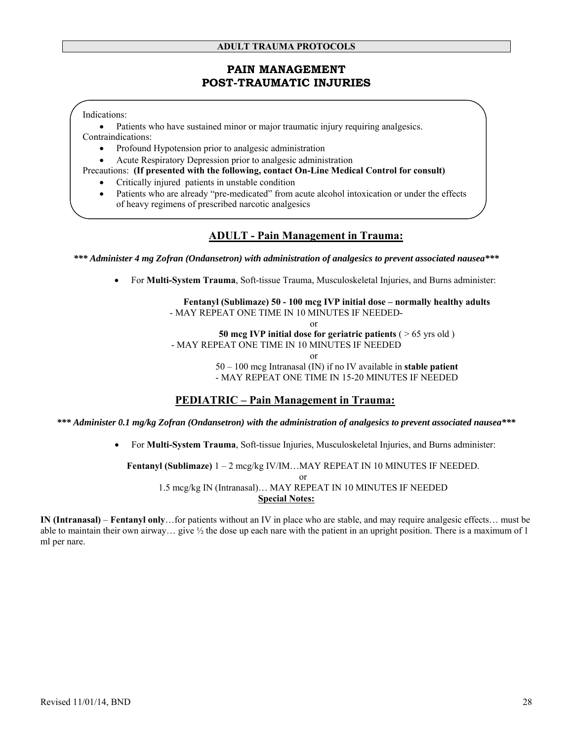**ADULT TRAUMA PROTOCOLS**

# PAIN MANAGEMENT
# POST-TRAUMATIC INJURIES

Indications:

- Patients who have sustained minor or major traumatic injury requiring analgesics.

Contraindications:

- Profound Hypotension prior to analgesic administration
- Acute Respiratory Depression prior to analgesic administration

Precautions: **(If presented with the following, contact On-Line Medical Control for consult)**

- Critically injured patients in unstable condition
- Patients who are already "pre-medicated" from acute alcohol intoxication or under the effects of heavy regimens of prescribed narcotic analgesics

## ADULT - Pain Management in Trauma:

***\*\*\* Administer 4 mg Zofran (Ondansetron) with administration of analgesics to prevent associated nausea\*\*\****

- For **Multi-System Trauma**, Soft-tissue Trauma, Musculoskeletal Injuries, and Burns administer:

**Fentanyl (Sublimaze) 50 - 100 mcg IVP initial dose – normally healthy adults**
- MAY REPEAT ONE TIME IN 10 MINUTES IF NEEDED-

or

**50 mcg IVP initial dose for geriatric patients** ( > 65 yrs old )
- MAY REPEAT ONE TIME IN 10 MINUTES IF NEEDED

or

50 – 100 mcg Intranasal (IN) if no IV available in **stable patient**
- MAY REPEAT ONE TIME IN 15-20 MINUTES IF NEEDED

## PEDIATRIC – Pain Management in Trauma:

***\*\*\* Administer 0.1 mg/kg Zofran (Ondansetron) with the administration of analgesics to prevent associated nausea\*\*\****

- For **Multi-System Trauma**, Soft-tissue Injuries, Musculoskeletal Injuries, and Burns administer:

**Fentanyl (Sublimaze)** 1 – 2 mcg/kg IV/IM…MAY REPEAT IN 10 MINUTES IF NEEDED.

or

1.5 mcg/kg IN (Intranasal)… MAY REPEAT IN 10 MINUTES IF NEEDED

**Special Notes:**

**IN (Intranasal)** – **Fentanyl only**…for patients without an IV in place who are stable, and may require analgesic effects… must be able to maintain their own airway… give ½ the dose up each nare with the patient in an upright position. There is a maximum of 1 ml per nare.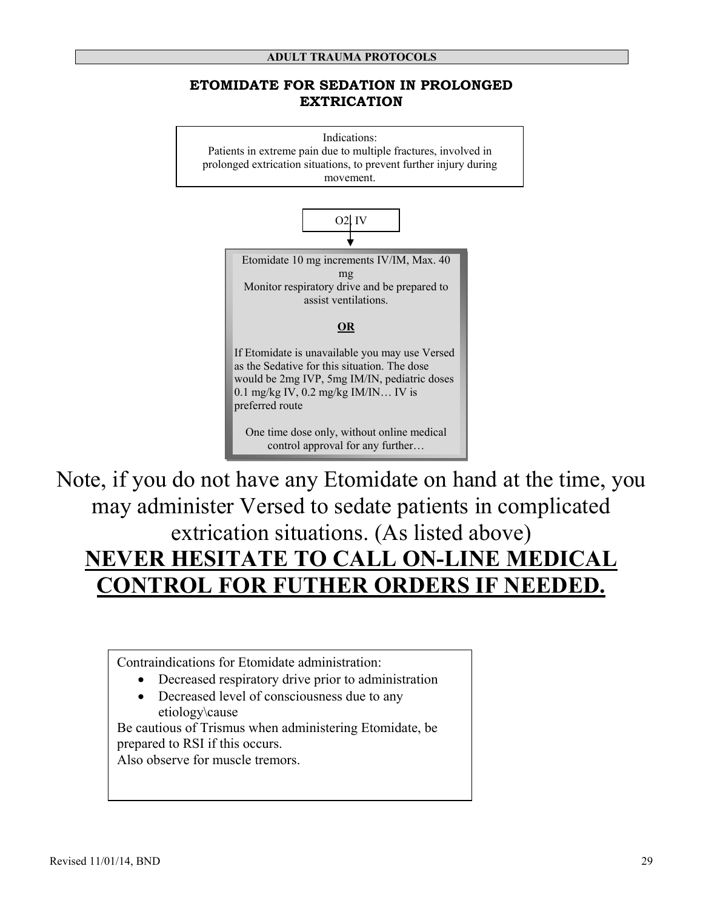# ETOMIDATE FOR SEDATION IN PROLONGED EXTRICATION

Indications:
Patients in extreme pain due to multiple fractures, involved in prolonged extrication situations, to prevent further injury during movement.

O2, IV

↓

Etomidate 10 mg increments IV/IM, Max. 40 mg
Monitor respiratory drive and be prepared to assist ventilations.

**OR**

If Etomidate is unavailable you may use Versed as the Sedative for this situation. The dose would be 2mg IVP, 5mg IM/IN, pediatric doses 0.1 mg/kg IV, 0.2 mg/kg IM/IN… IV is preferred route

One time dose only, without online medical control approval for any further…

Note, if you do not have any Etomidate on hand at the time, you may administer Versed to sedate patients in complicated extrication situations. (As listed above)

**NEVER HESITATE TO CALL ON-LINE MEDICAL CONTROL FOR FUTHER ORDERS IF NEEDED.**

Contraindications for Etomidate administration:

- Decreased respiratory drive prior to administration
- Decreased level of consciousness due to any etiology\cause

Be cautious of Trismus when administering Etomidate, be prepared to RSI if this occurs.
Also observe for muscle tremors.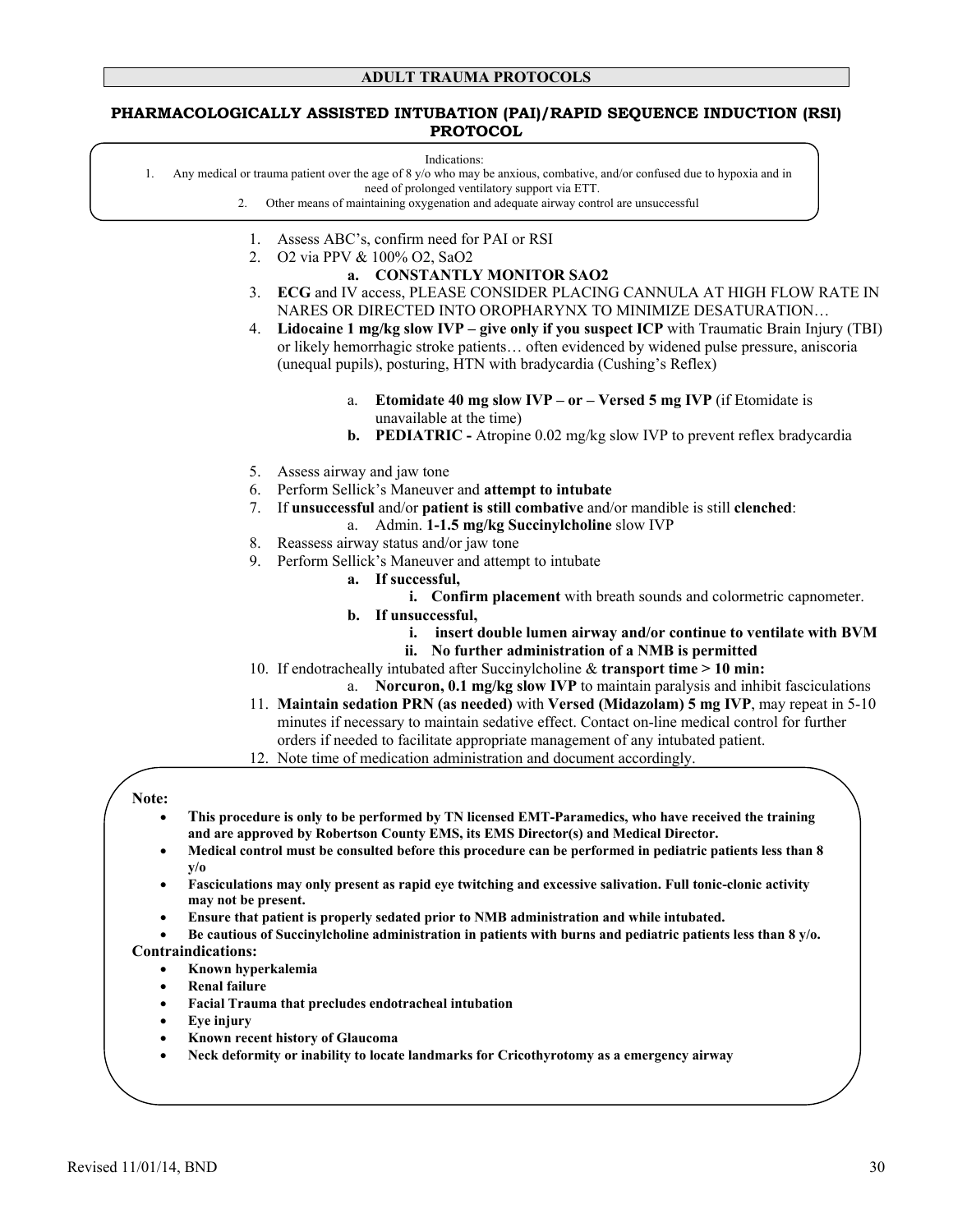## ADULT TRAUMA PROTOCOLS

### PHARMACOLOGICALLY ASSISTED INTUBATION (PAI)/RAPID SEQUENCE INDUCTION (RSI) PROTOCOL

Indications:

1. Any medical or trauma patient over the age of 8 y/o who may be anxious, combative, and/or confused due to hypoxia and in need of prolonged ventilatory support via ETT.
2. Other means of maintaining oxygenation and adequate airway control are unsuccessful

1. Assess ABC's, confirm need for PAI or RSI
2. O2 via PPV & 100% O2, SaO2
   a. **CONSTANTLY MONITOR SAO2**
3. **ECG** and IV access, PLEASE CONSIDER PLACING CANNULA AT HIGH FLOW RATE IN NARES OR DIRECTED INTO OROPHARYNX TO MINIMIZE DESATURATION…
4. **Lidocaine 1 mg/kg slow IVP – give only if you suspect ICP** with Traumatic Brain Injury (TBI) or likely hemorrhagic stroke patients… often evidenced by widened pulse pressure, aniscoria (unequal pupils), posturing, HTN with bradycardia (Cushing's Reflex)
   a. **Etomidate 40 mg slow IVP – or – Versed 5 mg IVP** (if Etomidate is unavailable at the time)
   b. **PEDIATRIC -** Atropine 0.02 mg/kg slow IVP to prevent reflex bradycardia
5. Assess airway and jaw tone
6. Perform Sellick's Maneuver and **attempt to intubate**
7. If **unsuccessful** and/or **patient is still combative** and/or mandible is still **clenched**:
   a. Admin. **1-1.5 mg/kg Succinylcholine** slow IVP
8. Reassess airway status and/or jaw tone
9. Perform Sellick's Maneuver and attempt to intubate
   a. **If successful,**
      i. **Confirm placement** with breath sounds and colormetric capnometer.
   b. **If unsuccessful,**
      i. **insert double lumen airway and/or continue to ventilate with BVM**
      ii. **No further administration of a NMB is permitted**
10. If endotracheally intubated after Succinylcholine & **transport time > 10 min:**
    a. **Norcuron, 0.1 mg/kg slow IVP** to maintain paralysis and inhibit fasciculations
11. **Maintain sedation PRN (as needed)** with **Versed (Midazolam) 5 mg IVP**, may repeat in 5-10 minutes if necessary to maintain sedative effect. Contact on-line medical control for further orders if needed to facilitate appropriate management of any intubated patient.
12. Note time of medication administration and document accordingly.

**Note:**

- **This procedure is only to be performed by TN licensed EMT-Paramedics, who have received the training and are approved by Robertson County EMS, its EMS Director(s) and Medical Director.**
- **Medical control must be consulted before this procedure can be performed in pediatric patients less than 8 y/o**
- **Fasciculations may only present as rapid eye twitching and excessive salivation. Full tonic-clonic activity may not be present.**
- **Ensure that patient is properly sedated prior to NMB administration and while intubated.**
- **Be cautious of Succinylcholine administration in patients with burns and pediatric patients less than 8 y/o.**

**Contraindications:**

- **Known hyperkalemia**
- **Renal failure**
- **Facial Trauma that precludes endotracheal intubation**
- **Eye injury**
- **Known recent history of Glaucoma**
- **Neck deformity or inability to locate landmarks for Cricothyrotomy as a emergency airway**

Revised 11/01/14, BND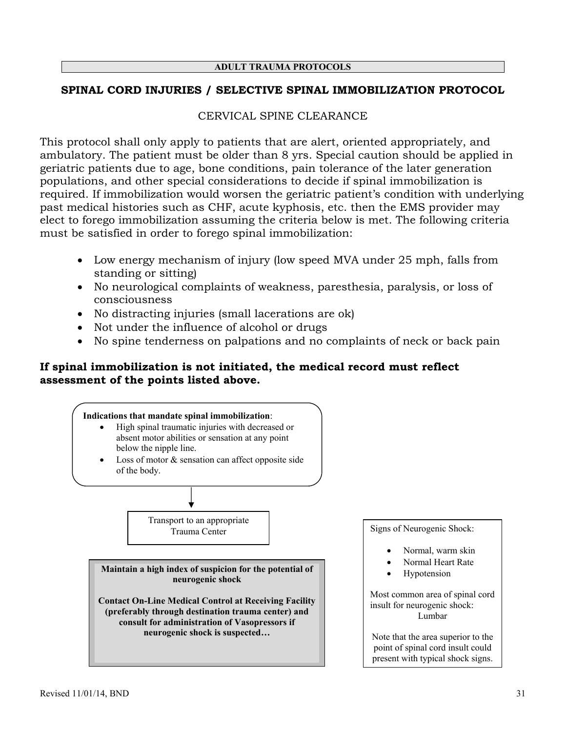**ADULT TRAUMA PROTOCOLS**

# SPINAL CORD INJURIES / SELECTIVE SPINAL IMMOBILIZATION PROTOCOL

## CERVICAL SPINE CLEARANCE

This protocol shall only apply to patients that are alert, oriented appropriately, and ambulatory. The patient must be older than 8 yrs. Special caution should be applied in geriatric patients due to age, bone conditions, pain tolerance of the later generation populations, and other special considerations to decide if spinal immobilization is required. If immobilization would worsen the geriatric patient's condition with underlying past medical histories such as CHF, acute kyphosis, etc. then the EMS provider may elect to forego immobilization assuming the criteria below is met. The following criteria must be satisfied in order to forego spinal immobilization:

- Low energy mechanism of injury (low speed MVA under 25 mph, falls from standing or sitting)
- No neurological complaints of weakness, paresthesia, paralysis, or loss of consciousness
- No distracting injuries (small lacerations are ok)
- Not under the influence of alcohol or drugs
- No spine tenderness on palpations and no complaints of neck or back pain

**If spinal immobilization is not initiated, the medical record must reflect assessment of the points listed above.**

**Indications that mandate spinal immobilization**:

- High spinal traumatic injuries with decreased or absent motor abilities or sensation at any point below the nipple line.
- Loss of motor & sensation can affect opposite side of the body.

↓

Transport to an appropriate Trauma Center

**Maintain a high index of suspicion for the potential of neurogenic shock**

**Contact On-Line Medical Control at Receiving Facility (preferably through destination trauma center) and consult for administration of Vasopressors if neurogenic shock is suspected…**

Signs of Neurogenic Shock:

- Normal, warm skin
- Normal Heart Rate
- Hypotension

Most common area of spinal cord insult for neurogenic shock: Lumbar

Note that the area superior to the point of spinal cord insult could present with typical shock signs.

Revised 11/01/14, BND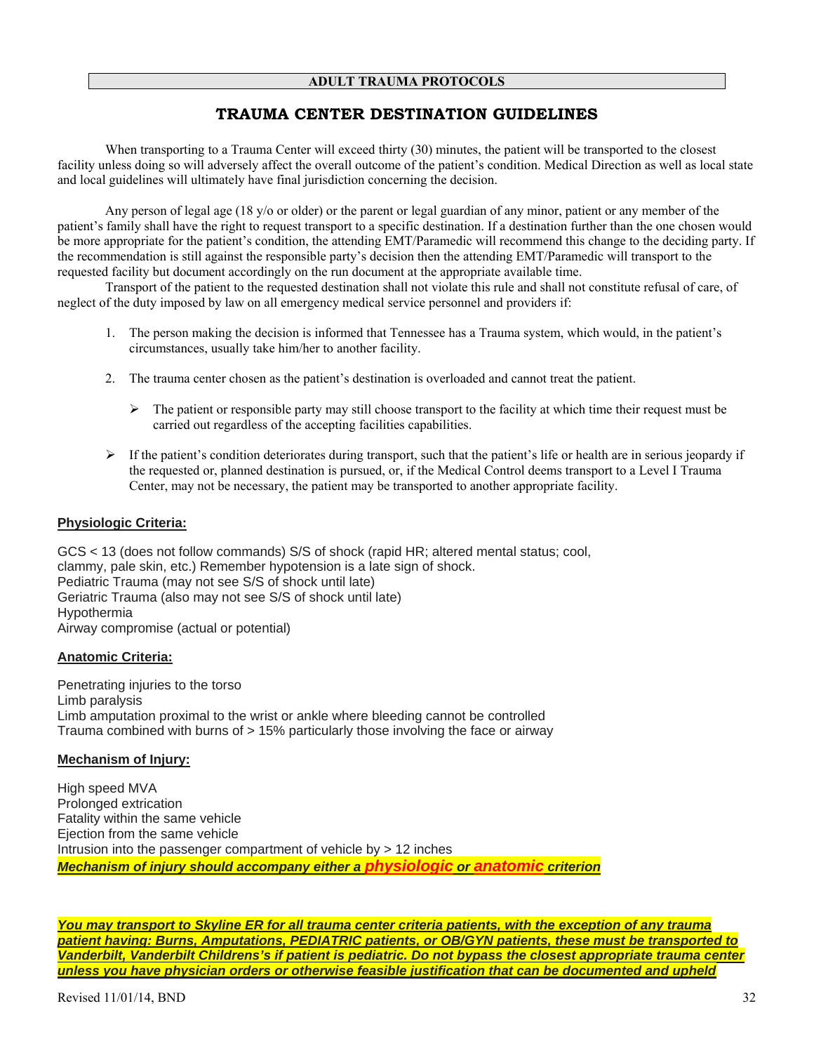**ADULT TRAUMA PROTOCOLS**

# TRAUMA CENTER DESTINATION GUIDELINES

When transporting to a Trauma Center will exceed thirty (30) minutes, the patient will be transported to the closest facility unless doing so will adversely affect the overall outcome of the patient's condition. Medical Direction as well as local state and local guidelines will ultimately have final jurisdiction concerning the decision.

Any person of legal age (18 y/o or older) or the parent or legal guardian of any minor, patient or any member of the patient's family shall have the right to request transport to a specific destination. If a destination further than the one chosen would be more appropriate for the patient's condition, the attending EMT/Paramedic will recommend this change to the deciding party. If the recommendation is still against the responsible party's decision then the attending EMT/Paramedic will transport to the requested facility but document accordingly on the run document at the appropriate available time.

Transport of the patient to the requested destination shall not violate this rule and shall not constitute refusal of care, of neglect of the duty imposed by law on all emergency medical service personnel and providers if:

1. The person making the decision is informed that Tennessee has a Trauma system, which would, in the patient's circumstances, usually take him/her to another facility.

2. The trauma center chosen as the patient's destination is overloaded and cannot treat the patient.

   - The patient or responsible party may still choose transport to the facility at which time their request must be carried out regardless of the accepting facilities capabilities.

- If the patient's condition deteriorates during transport, such that the patient's life or health are in serious jeopardy if the requested or, planned destination is pursued, or, if the Medical Control deems transport to a Level I Trauma Center, may not be necessary, the patient may be transported to another appropriate facility.

## Physiologic Criteria:

GCS < 13 (does not follow commands) S/S of shock (rapid HR; altered mental status; cool, clammy, pale skin, etc.) Remember hypotension is a late sign of shock.
Pediatric Trauma (may not see S/S of shock until late)
Geriatric Trauma (also may not see S/S of shock until late)
Hypothermia
Airway compromise (actual or potential)

## Anatomic Criteria:

Penetrating injuries to the torso
Limb paralysis
Limb amputation proximal to the wrist or ankle where bleeding cannot be controlled
Trauma combined with burns of > 15% particularly those involving the face or airway

## Mechanism of Injury:

High speed MVA
Prolonged extrication
Fatality within the same vehicle
Ejection from the same vehicle
Intrusion into the passenger compartment of vehicle by > 12 inches
***Mechanism of injury should accompany either a physiologic or anatomic criterion***

***You may transport to Skyline ER for all trauma center criteria patients, with the exception of any trauma patient having: Burns, Amputations, PEDIATRIC patients, or OB/GYN patients, these must be transported to Vanderbilt, Vanderbilt Childrens's if patient is pediatric. Do not bypass the closest appropriate trauma center unless you have physician orders or otherwise feasible justification that can be documented and upheld***

Revised 11/01/14, BND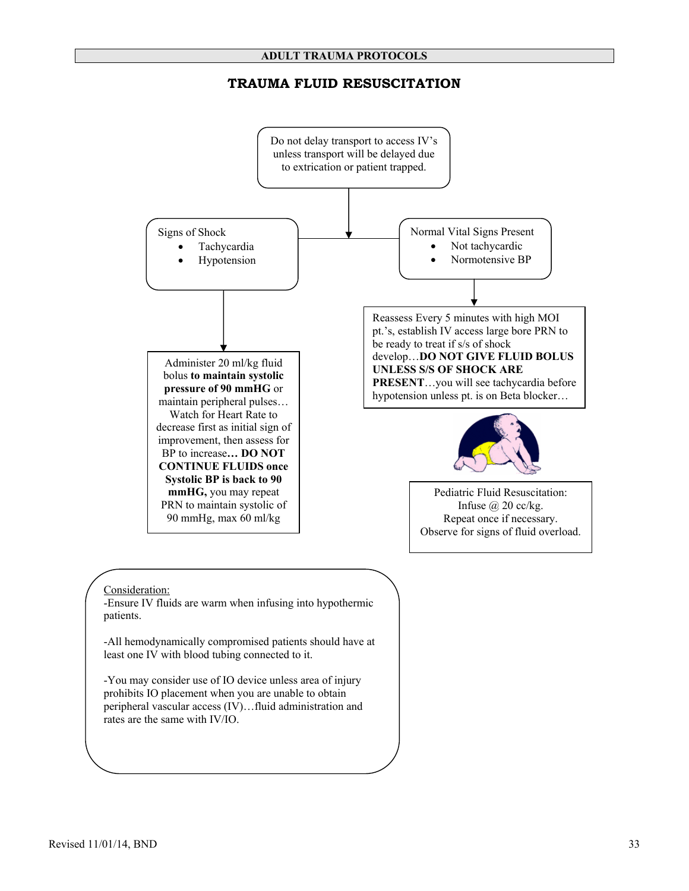ADULT TRAUMA PROTOCOLS

# TRAUMA FLUID RESUSCITATION

Do not delay transport to access IV's unless transport will be delayed due to extrication or patient trapped.

Signs of Shock
- Tachycardia
- Hypotension

Administer 20 ml/kg fluid bolus **to maintain systolic pressure of 90 mmHG** or maintain peripheral pulses… Watch for Heart Rate to decrease first as initial sign of improvement, then assess for BP to increase**… DO NOT CONTINUE FLUIDS once Systolic BP is back to 90 mmHG,** you may repeat PRN to maintain systolic of 90 mmHg, max 60 ml/kg

Normal Vital Signs Present
- Not tachycardic
- Normotensive BP

Reassess Every 5 minutes with high MOI pt.'s, establish IV access large bore PRN to be ready to treat if s/s of shock develop…**DO NOT GIVE FLUID BOLUS UNLESS S/S OF SHOCK ARE PRESENT**…you will see tachycardia before hypotension unless pt. is on Beta blocker…

Pediatric Fluid Resuscitation:
Infuse @ 20 cc/kg.
Repeat once if necessary.
Observe for signs of fluid overload.

Consideration:

-Ensure IV fluids are warm when infusing into hypothermic patients.

-All hemodynamically compromised patients should have at least one IV with blood tubing connected to it.

-You may consider use of IO device unless area of injury prohibits IO placement when you are unable to obtain peripheral vascular access (IV)…fluid administration and rates are the same with IV/IO.

Revised 11/01/14, BND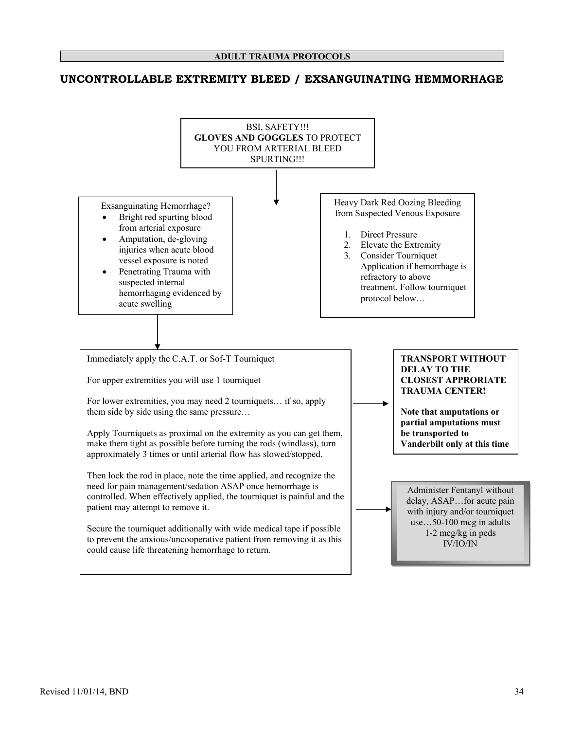## ADULT TRAUMA PROTOCOLS

# UNCONTROLLABLE EXTREMITY BLEED / EXSANGUINATING HEMMORHAGE

BSI, SAFETY!!!
**GLOVES AND GOGGLES** TO PROTECT YOU FROM ARTERIAL BLEED SPURTING!!!

Exsanguinating Hemorrhage?

- Bright red spurting blood from arterial exposure
- Amputation, de-gloving injuries when acute blood vessel exposure is noted
- Penetrating Trauma with suspected internal hemorrhaging evidenced by acute swelling

Heavy Dark Red Oozing Bleeding from Suspected Venous Exposure

1. Direct Pressure
2. Elevate the Extremity
3. Consider Tourniquet Application if hemorrhage is refractory to above treatment. Follow tourniquet protocol below…

Immediately apply the C.A.T. or Sof-T Tourniquet

For upper extremities you will use 1 tourniquet

For lower extremities, you may need 2 tourniquets… if so, apply them side by side using the same pressure…

Apply Tourniquets as proximal on the extremity as you can get them, make them tight as possible before turning the rods (windlass), turn approximately 3 times or until arterial flow has slowed/stopped.

Then lock the rod in place, note the time applied, and recognize the need for pain management/sedation ASAP once hemorrhage is controlled. When effectively applied, the tourniquet is painful and the patient may attempt to remove it.

Secure the tourniquet additionally with wide medical tape if possible to prevent the anxious/uncooperative patient from removing it as this could cause life threatening hemorrhage to return.

**TRANSPORT WITHOUT DELAY TO THE CLOSEST APPRORIATE TRAUMA CENTER!**

**Note that amputations or partial amputations must be transported to Vanderbilt only at this time**

Administer Fentanyl without delay, ASAP…for acute pain with injury and/or tourniquet use…50-100 mcg in adults 1-2 mcg/kg in peds IV/IO/IN

Revised 11/01/14, BND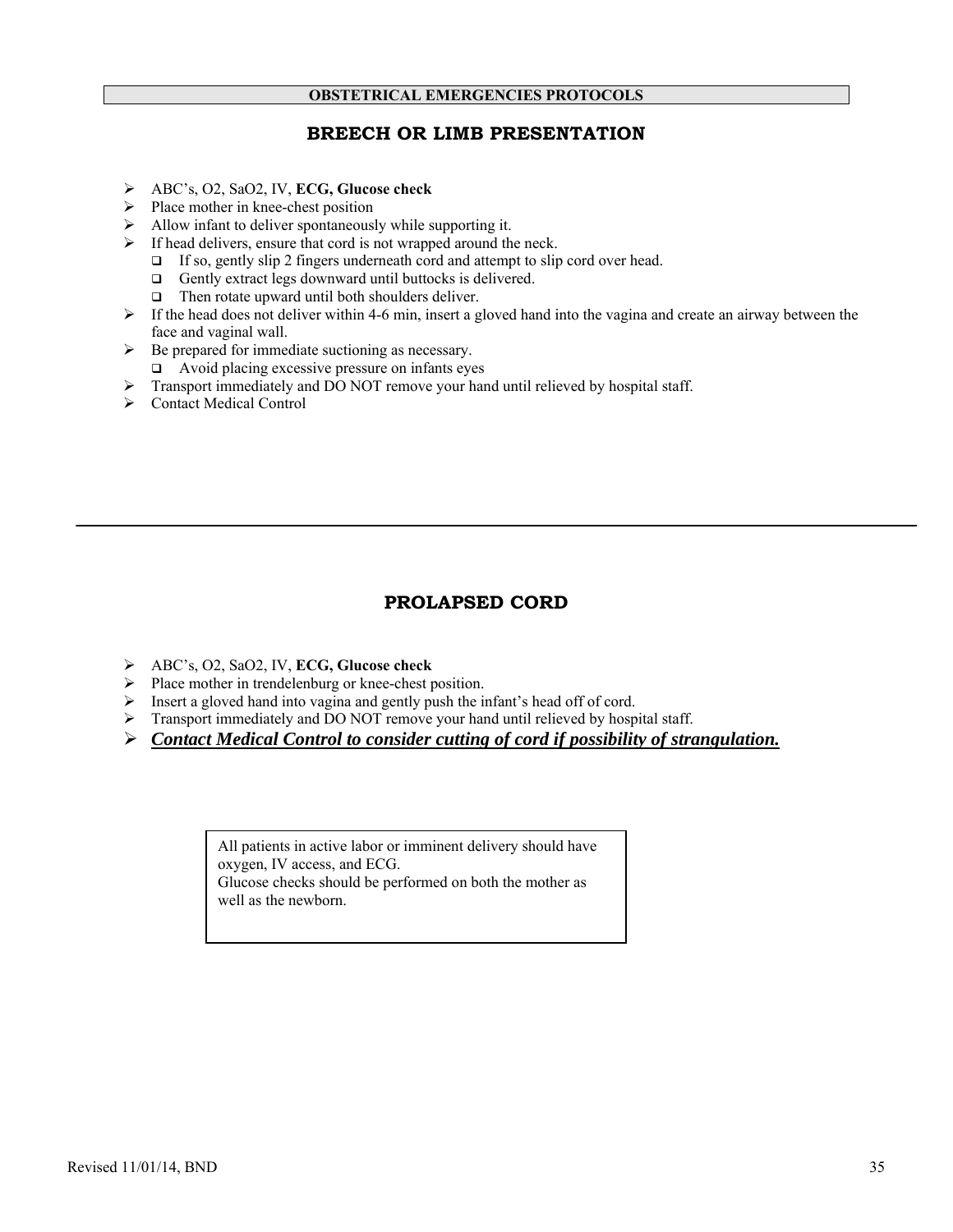**OBSTETRICAL EMERGENCIES PROTOCOLS**

## BREECH OR LIMB PRESENTATION

- ABC's, O2, SaO2, IV, **ECG, Glucose check**
- Place mother in knee-chest position
- Allow infant to deliver spontaneously while supporting it.
- If head delivers, ensure that cord is not wrapped around the neck.
  - If so, gently slip 2 fingers underneath cord and attempt to slip cord over head.
  - Gently extract legs downward until buttocks is delivered.
  - Then rotate upward until both shoulders deliver.
- If the head does not deliver within 4-6 min, insert a gloved hand into the vagina and create an airway between the face and vaginal wall.
- Be prepared for immediate suctioning as necessary.
  - Avoid placing excessive pressure on infants eyes
- Transport immediately and DO NOT remove your hand until relieved by hospital staff.
- Contact Medical Control

---

## PROLAPSED CORD

- ABC's, O2, SaO2, IV, **ECG, Glucose check**
- Place mother in trendelenburg or knee-chest position.
- Insert a gloved hand into vagina and gently push the infant's head off of cord.
- Transport immediately and DO NOT remove your hand until relieved by hospital staff.
- ***Contact Medical Control to consider cutting of cord if possibility of strangulation.***

> All patients in active labor or imminent delivery should have oxygen, IV access, and ECG.
> Glucose checks should be performed on both the mother as well as the newborn.

Revised 11/01/14, BND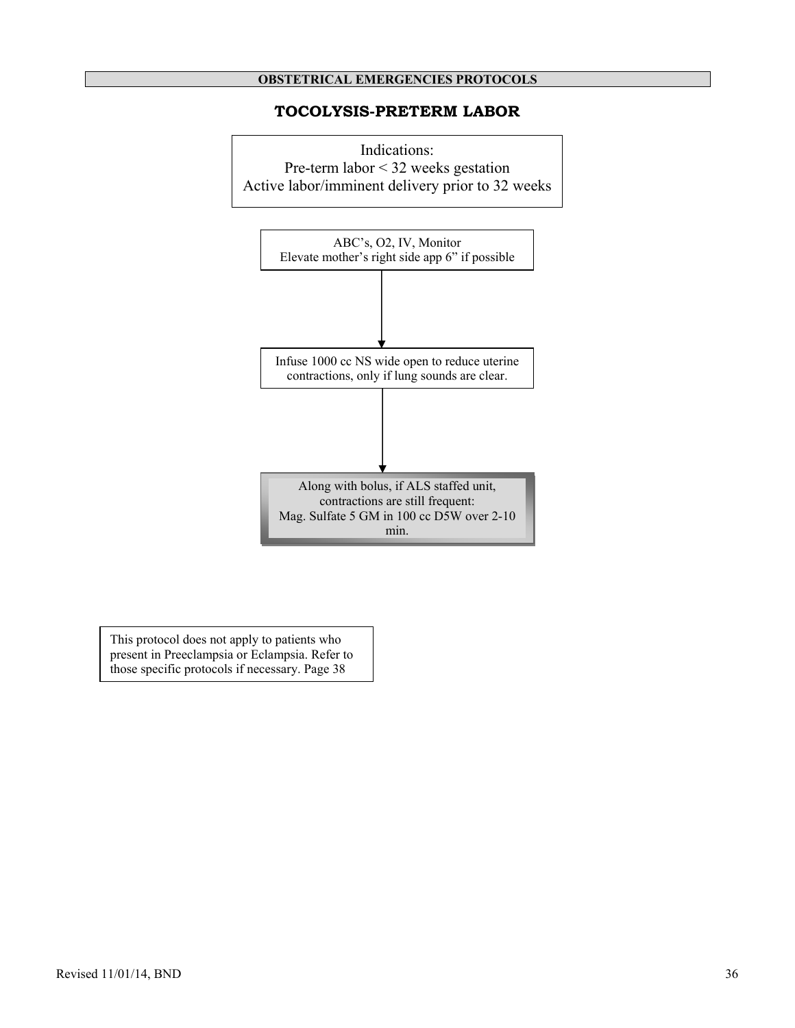## OBSTETRICAL EMERGENCIES PROTOCOLS

# TOCOLYSIS-PRETERM LABOR

Indications:
Pre-term labor < 32 weeks gestation
Active labor/imminent delivery prior to 32 weeks

ABC's, O2, IV, Monitor
Elevate mother's right side app 6" if possible

↓

Infuse 1000 cc NS wide open to reduce uterine contractions, only if lung sounds are clear.

↓

Along with bolus, if ALS staffed unit, contractions are still frequent:
Mag. Sulfate 5 GM in 100 cc D5W over 2-10 min.

This protocol does not apply to patients who present in Preeclampsia or Eclampsia. Refer to those specific protocols if necessary. Page 38

Revised 11/01/14, BND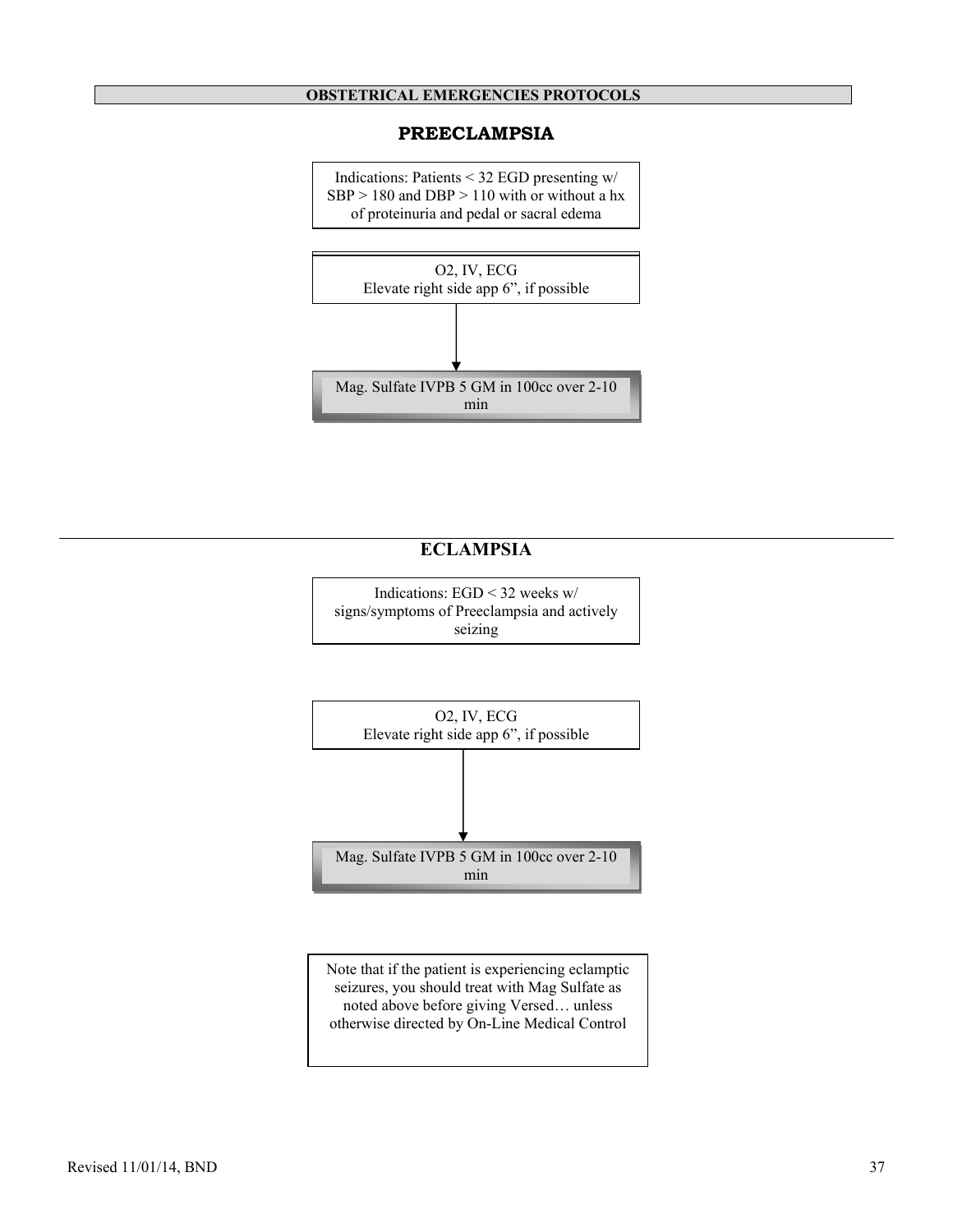## OBSTETRICAL EMERGENCIES PROTOCOLS

### PREECLAMPSIA

Indications: Patients < 32 EGD presenting w/ SBP > 180 and DBP > 110 with or without a hx of proteinuria and pedal or sacral edema

O2, IV, ECG
Elevate right side app 6", if possible

↓

Mag. Sulfate IVPB 5 GM in 100cc over 2-10 min

---

### ECLAMPSIA

Indications: EGD < 32 weeks w/ signs/symptoms of Preeclampsia and actively seizing

O2, IV, ECG
Elevate right side app 6", if possible

↓

Mag. Sulfate IVPB 5 GM in 100cc over 2-10 min

Note that if the patient is experiencing eclamptic seizures, you should treat with Mag Sulfate as noted above before giving Versed… unless otherwise directed by On-Line Medical Control

Revised 11/01/14, BND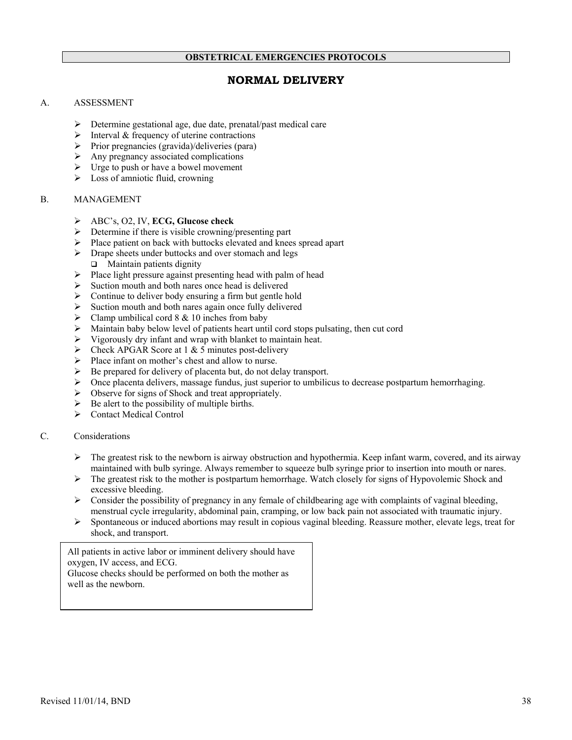**OBSTETRICAL EMERGENCIES PROTOCOLS**

# NORMAL DELIVERY

A. ASSESSMENT

- Determine gestational age, due date, prenatal/past medical care
- Interval & frequency of uterine contractions
- Prior pregnancies (gravida)/deliveries (para)
- Any pregnancy associated complications
- Urge to push or have a bowel movement
- Loss of amniotic fluid, crowning

B. MANAGEMENT

- ABC's, O2, IV, **ECG, Glucose check**
- Determine if there is visible crowning/presenting part
- Place patient on back with buttocks elevated and knees spread apart
- Drape sheets under buttocks and over stomach and legs
  - Maintain patients dignity
- Place light pressure against presenting head with palm of head
- Suction mouth and both nares once head is delivered
- Continue to deliver body ensuring a firm but gentle hold
- Suction mouth and both nares again once fully delivered
- Clamp umbilical cord 8 & 10 inches from baby
- Maintain baby below level of patients heart until cord stops pulsating, then cut cord
- Vigorously dry infant and wrap with blanket to maintain heat.
- Check APGAR Score at 1 & 5 minutes post-delivery
- Place infant on mother's chest and allow to nurse.
- Be prepared for delivery of placenta but, do not delay transport.
- Once placenta delivers, massage fundus, just superior to umbilicus to decrease postpartum hemorrhaging.
- Observe for signs of Shock and treat appropriately.
- Be alert to the possibility of multiple births.
- Contact Medical Control

C. Considerations

- The greatest risk to the newborn is airway obstruction and hypothermia. Keep infant warm, covered, and its airway maintained with bulb syringe. Always remember to squeeze bulb syringe prior to insertion into mouth or nares.
- The greatest risk to the mother is postpartum hemorrhage. Watch closely for signs of Hypovolemic Shock and excessive bleeding.
- Consider the possibility of pregnancy in any female of childbearing age with complaints of vaginal bleeding, menstrual cycle irregularity, abdominal pain, cramping, or low back pain not associated with traumatic injury.
- Spontaneous or induced abortions may result in copious vaginal bleeding. Reassure mother, elevate legs, treat for shock, and transport.

All patients in active labor or imminent delivery should have oxygen, IV access, and ECG.
Glucose checks should be performed on both the mother as well as the newborn.

Revised 11/01/14, BND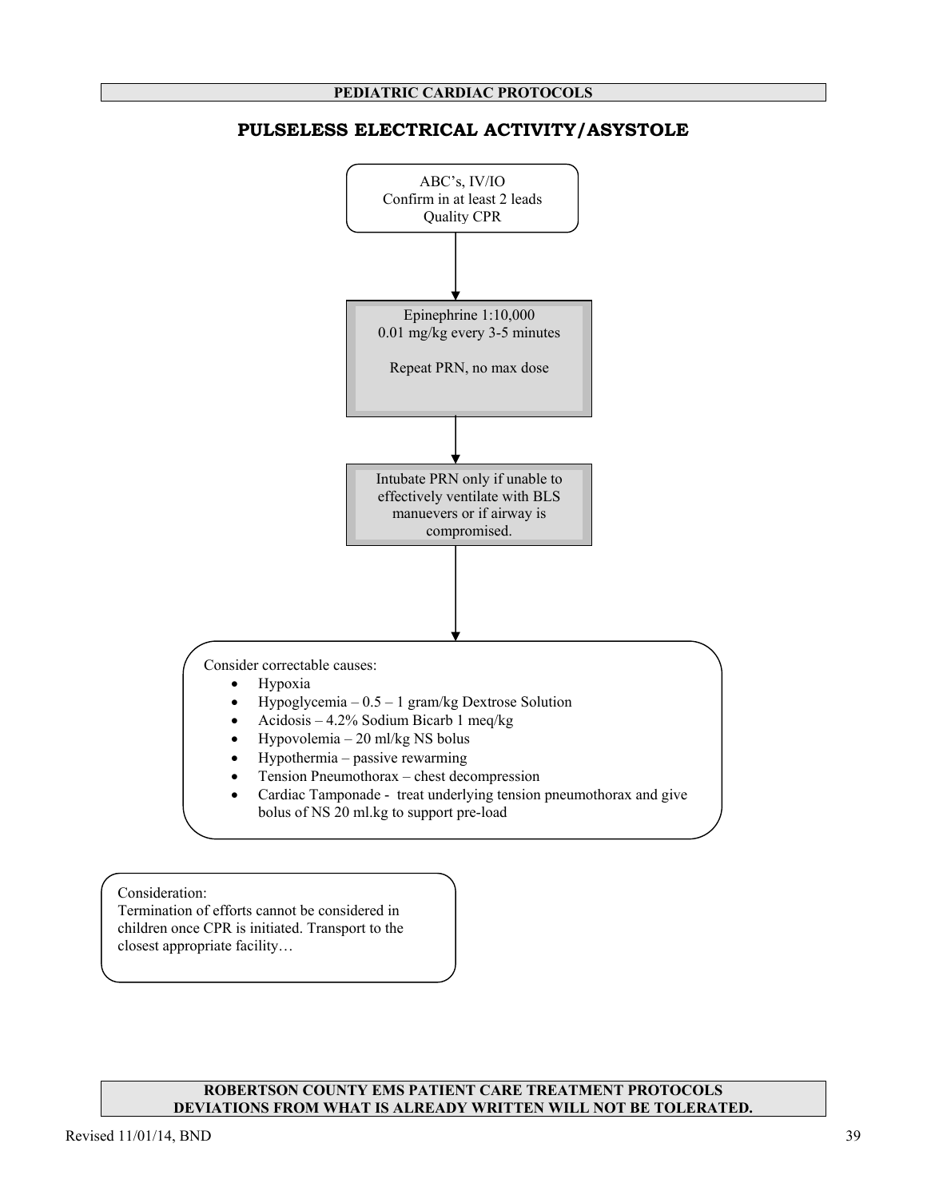**PEDIATRIC CARDIAC PROTOCOLS**

## PULSELESS ELECTRICAL ACTIVITY/ASYSTOLE

ABC's, IV/IO
Confirm in at least 2 leads
Quality CPR

↓

Epinephrine 1:10,000
0.01 mg/kg every 3-5 minutes

Repeat PRN, no max dose

↓

Intubate PRN only if unable to effectively ventilate with BLS manuevers or if airway is compromised.

↓

Consider correctable causes:

- Hypoxia
- Hypoglycemia – 0.5 – 1 gram/kg Dextrose Solution
- Acidosis – 4.2% Sodium Bicarb 1 meq/kg
- Hypovolemia – 20 ml/kg NS bolus
- Hypothermia – passive rewarming
- Tension Pneumothorax – chest decompression
- Cardiac Tamponade - treat underlying tension pneumothorax and give bolus of NS 20 ml.kg to support pre-load

Consideration:
Termination of efforts cannot be considered in children once CPR is initiated. Transport to the closest appropriate facility…

**ROBERTSON COUNTY EMS PATIENT CARE TREATMENT PROTOCOLS**
**DEVIATIONS FROM WHAT IS ALREADY WRITTEN WILL NOT BE TOLERATED.**

Revised 11/01/14, BND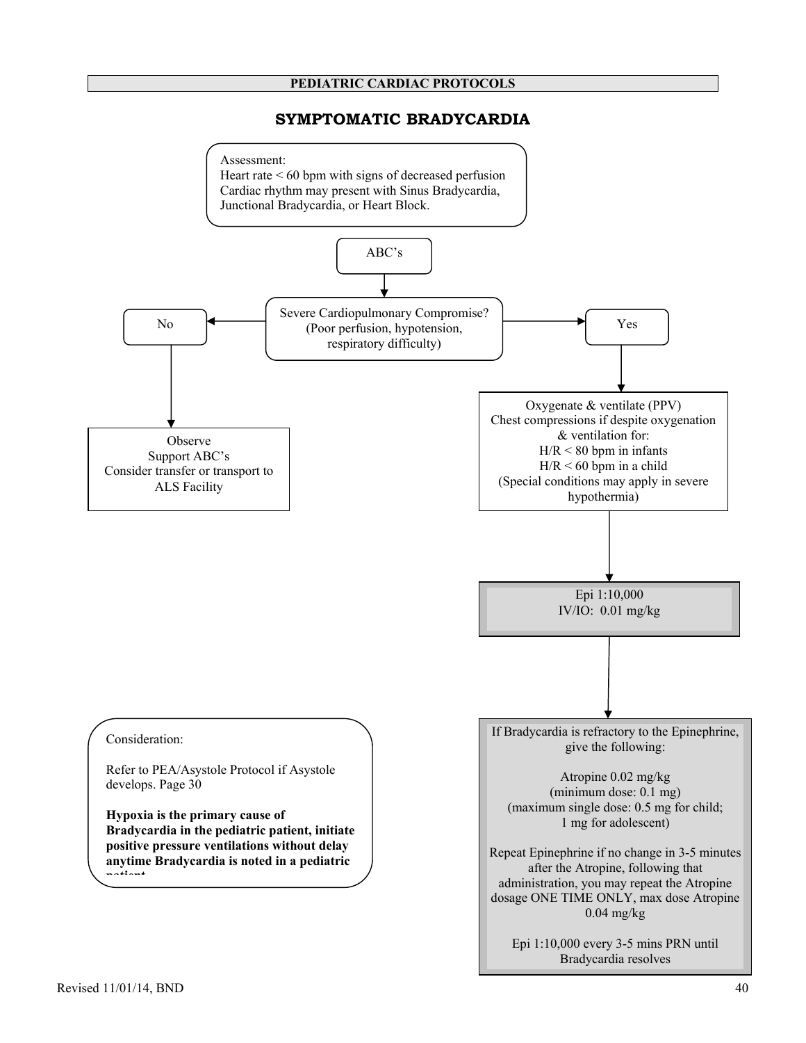## PEDIATRIC CARDIAC PROTOCOLS

# SYMPTOMATIC BRADYCARDIA

Assessment:
Heart rate < 60 bpm with signs of decreased perfusion
Cardiac rhythm may present with Sinus Bradycardia, Junctional Bradycardia, or Heart Block.

ABC's

Severe Cardiopulmonary Compromise?
(Poor perfusion, hypotension, respiratory difficulty)

**No**

Observe
Support ABC's
Consider transfer or transport to ALS Facility

**Yes**

Oxygenate & ventilate (PPV)
Chest compressions if despite oxygenation & ventilation for:
H/R < 80 bpm in infants
H/R < 60 bpm in a child
(Special conditions may apply in severe hypothermia)

Epi 1:10,000
IV/IO: 0.01 mg/kg

If Bradycardia is refractory to the Epinephrine, give the following:

Atropine 0.02 mg/kg
(minimum dose: 0.1 mg)
(maximum single dose: 0.5 mg for child; 1 mg for adolescent)

Repeat Epinephrine if no change in 3-5 minutes after the Atropine, following that administration, you may repeat the Atropine dosage ONE TIME ONLY, max dose Atropine 0.04 mg/kg

Epi 1:10,000 every 3-5 mins PRN until Bradycardia resolves

Consideration:

Refer to PEA/Asystole Protocol if Asystole develops. Page 30

**Hypoxia is the primary cause of Bradycardia in the pediatric patient, initiate positive pressure ventilations without delay anytime Bradycardia is noted in a pediatric patient**

Revised 11/01/14, BND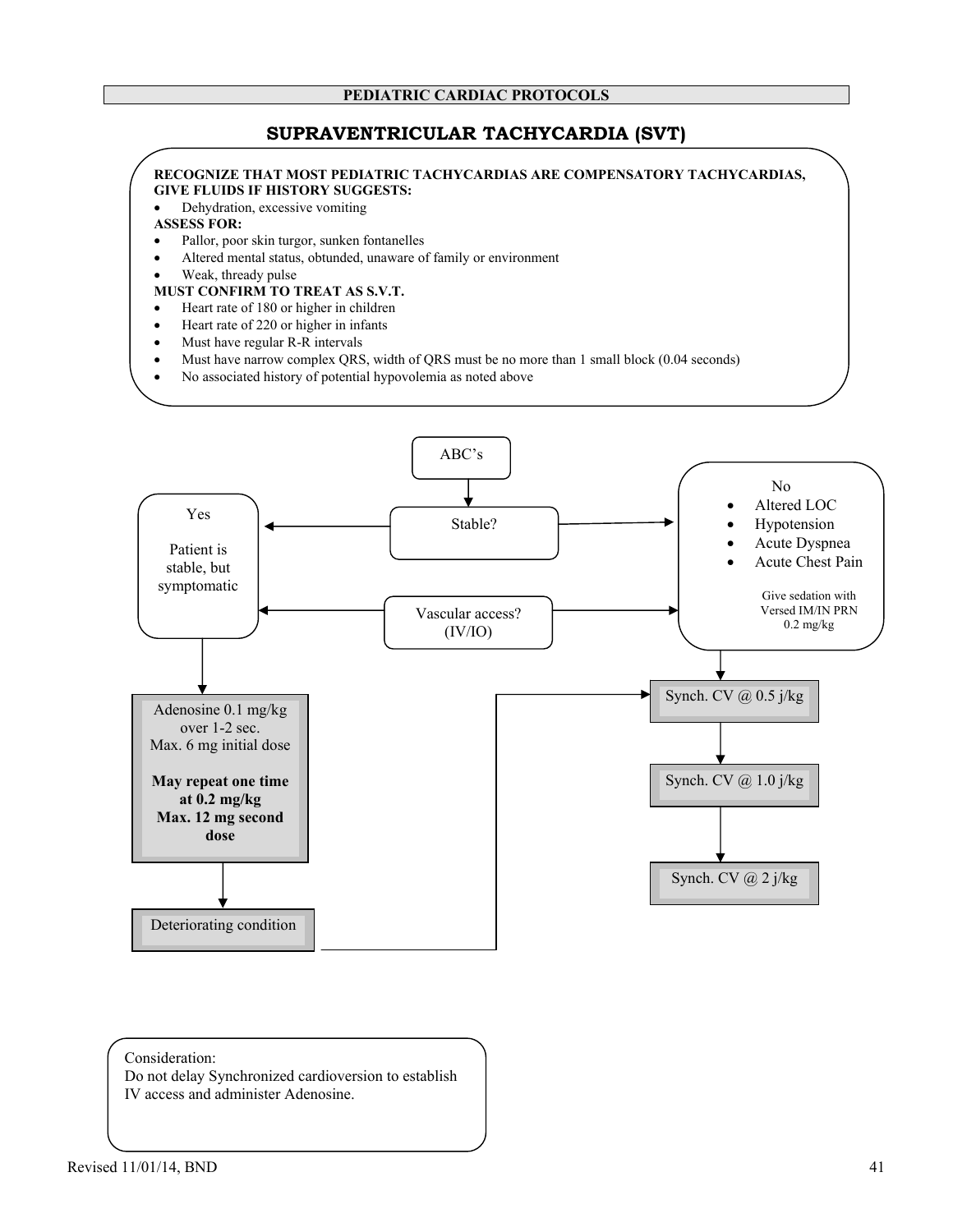## PEDIATRIC CARDIAC PROTOCOLS

# SUPRAVENTRICULAR TACHYCARDIA (SVT)

**RECOGNIZE THAT MOST PEDIATRIC TACHYCARDIAS ARE COMPENSATORY TACHYCARDIAS, GIVE FLUIDS IF HISTORY SUGGESTS:**

- Dehydration, excessive vomiting

**ASSESS FOR:**

- Pallor, poor skin turgor, sunken fontanelles
- Altered mental status, obtunded, unaware of family or environment
- Weak, thready pulse

**MUST CONFIRM TO TREAT AS S.V.T.**

- Heart rate of 180 or higher in children
- Heart rate of 220 or higher in infants
- Must have regular R-R intervals
- Must have narrow complex QRS, width of QRS must be no more than 1 small block (0.04 seconds)
- No associated history of potential hypovolemia as noted above

ABC's

Stable?

Yes

Patient is stable, but symptomatic

No

- Altered LOC
- Hypotension
- Acute Dyspnea
- Acute Chest Pain

Give sedation with Versed IM/IN PRN 0.2 mg/kg

Vascular access? (IV/IO)

Adenosine 0.1 mg/kg over 1-2 sec.
Max. 6 mg initial dose

**May repeat one time at 0.2 mg/kg**
**Max. 12 mg second dose**

Deteriorating condition

Synch. CV @ 0.5 j/kg

Synch. CV @ 1.0 j/kg

Synch. CV @ 2 j/kg

Consideration:
Do not delay Synchronized cardioversion to establish IV access and administer Adenosine.

Revised 11/01/14, BND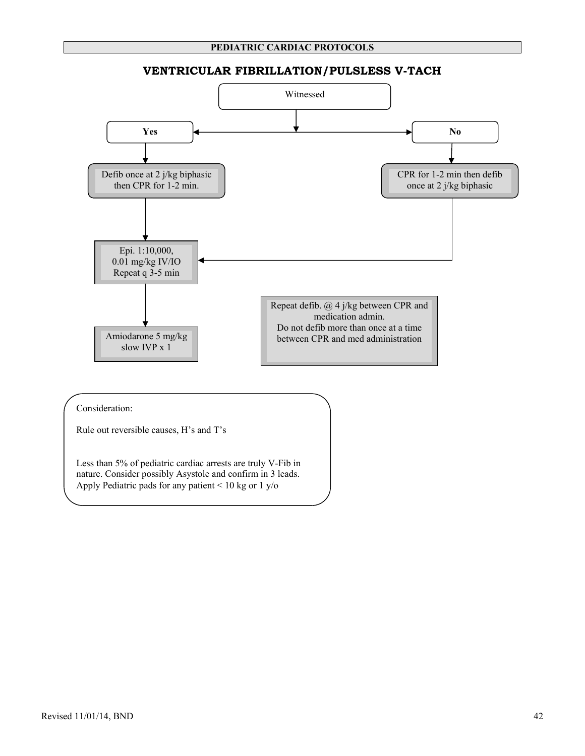**PEDIATRIC CARDIAC PROTOCOLS**

## VENTRICULAR FIBRILLATION/PULSELESS V-TACH

Witnessed

**Yes**

Defib once at 2 j/kg biphasic then CPR for 1-2 min.

Epi. 1:10,000, 0.01 mg/kg IV/IO Repeat q 3-5 min

Amiodarone 5 mg/kg slow IVP x 1

**No**

CPR for 1-2 min then defib once at 2 j/kg biphasic

Repeat defib. @ 4 j/kg between CPR and medication admin.
Do not defib more than once at a time between CPR and med administration

Consideration:

Rule out reversible causes, H's and T's

Less than 5% of pediatric cardiac arrests are truly V-Fib in nature. Consider possibly Asystole and confirm in 3 leads. Apply Pediatric pads for any patient < 10 kg or 1 y/o

Revised 11/01/14, BND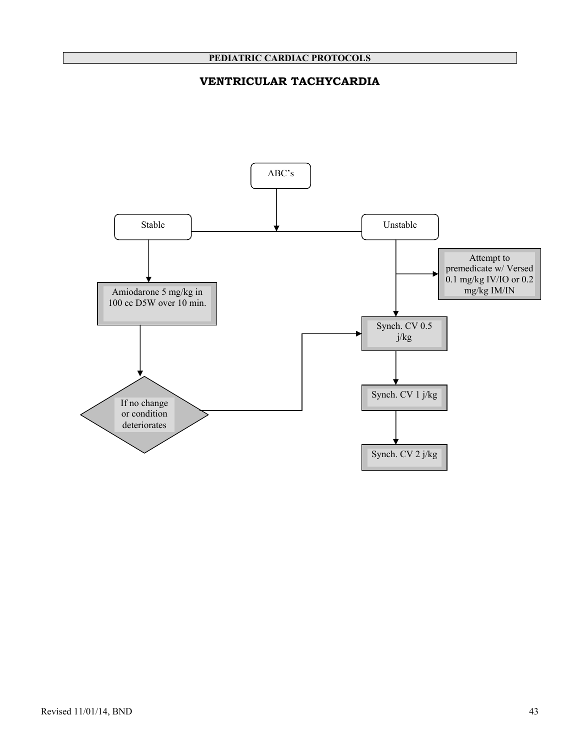**PEDIATRIC CARDIAC PROTOCOLS**

# VENTRICULAR TACHYCARDIA

ABC's

Stable

Amiodarone 5 mg/kg in 100 cc D5W over 10 min.

If no change or condition deteriorates

Unstable

Attempt to premedicate w/ Versed 0.1 mg/kg IV/IO or 0.2 mg/kg IM/IN

Synch. CV 0.5 j/kg

Synch. CV 1 j/kg

Synch. CV 2 j/kg

Revised 11/01/14, BND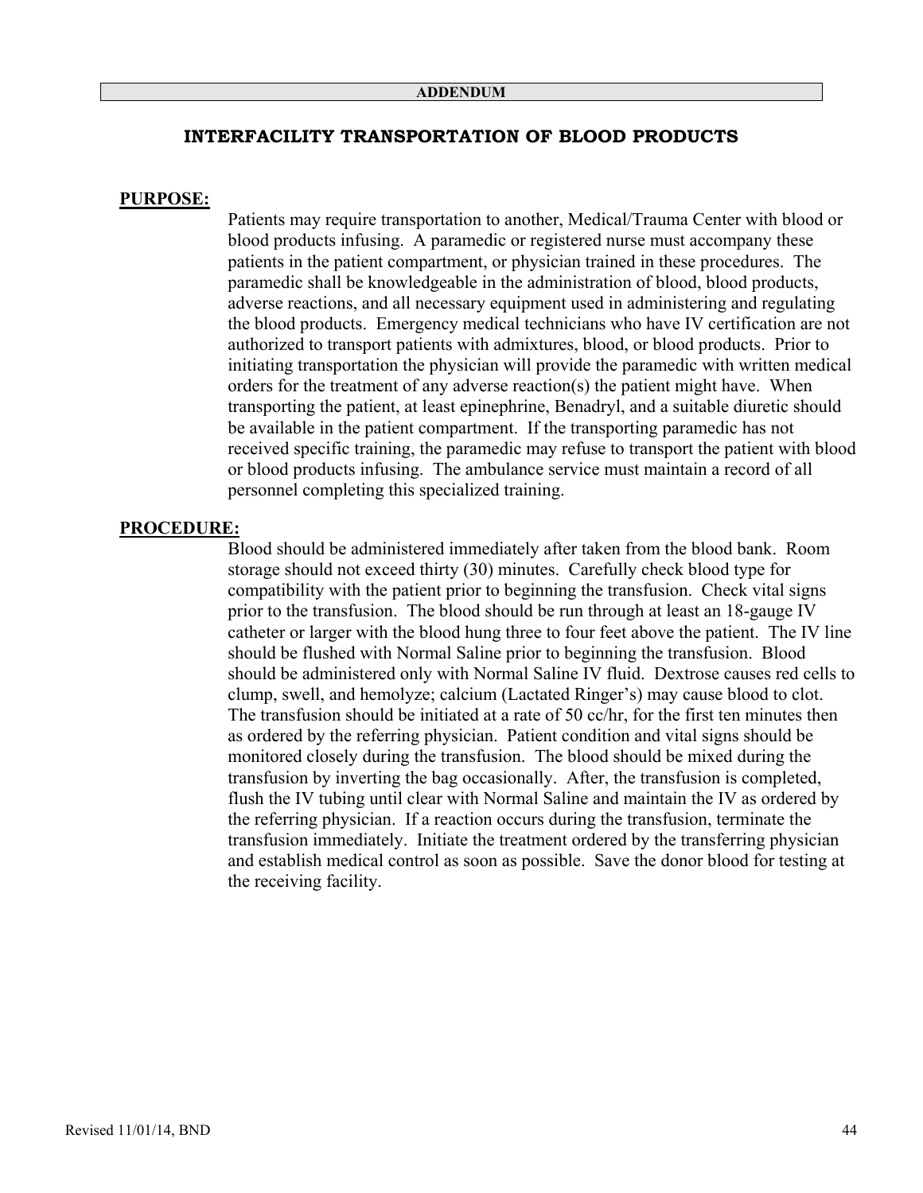**ADDENDUM**

## INTERFACILITY TRANSPORTATION OF BLOOD PRODUCTS

**PURPOSE:**

Patients may require transportation to another, Medical/Trauma Center with blood or blood products infusing. A paramedic or registered nurse must accompany these patients in the patient compartment, or physician trained in these procedures. The paramedic shall be knowledgeable in the administration of blood, blood products, adverse reactions, and all necessary equipment used in administering and regulating the blood products. Emergency medical technicians who have IV certification are not authorized to transport patients with admixtures, blood, or blood products. Prior to initiating transportation the physician will provide the paramedic with written medical orders for the treatment of any adverse reaction(s) the patient might have. When transporting the patient, at least epinephrine, Benadryl, and a suitable diuretic should be available in the patient compartment. If the transporting paramedic has not received specific training, the paramedic may refuse to transport the patient with blood or blood products infusing. The ambulance service must maintain a record of all personnel completing this specialized training.

**PROCEDURE:**

Blood should be administered immediately after taken from the blood bank. Room storage should not exceed thirty (30) minutes. Carefully check blood type for compatibility with the patient prior to beginning the transfusion. Check vital signs prior to the transfusion. The blood should be run through at least an 18-gauge IV catheter or larger with the blood hung three to four feet above the patient. The IV line should be flushed with Normal Saline prior to beginning the transfusion. Blood should be administered only with Normal Saline IV fluid. Dextrose causes red cells to clump, swell, and hemolyze; calcium (Lactated Ringer's) may cause blood to clot. The transfusion should be initiated at a rate of 50 cc/hr, for the first ten minutes then as ordered by the referring physician. Patient condition and vital signs should be monitored closely during the transfusion. The blood should be mixed during the transfusion by inverting the bag occasionally. After, the transfusion is completed, flush the IV tubing until clear with Normal Saline and maintain the IV as ordered by the referring physician. If a reaction occurs during the transfusion, terminate the transfusion immediately. Initiate the treatment ordered by the transferring physician and establish medical control as soon as possible. Save the donor blood for testing at the receiving facility.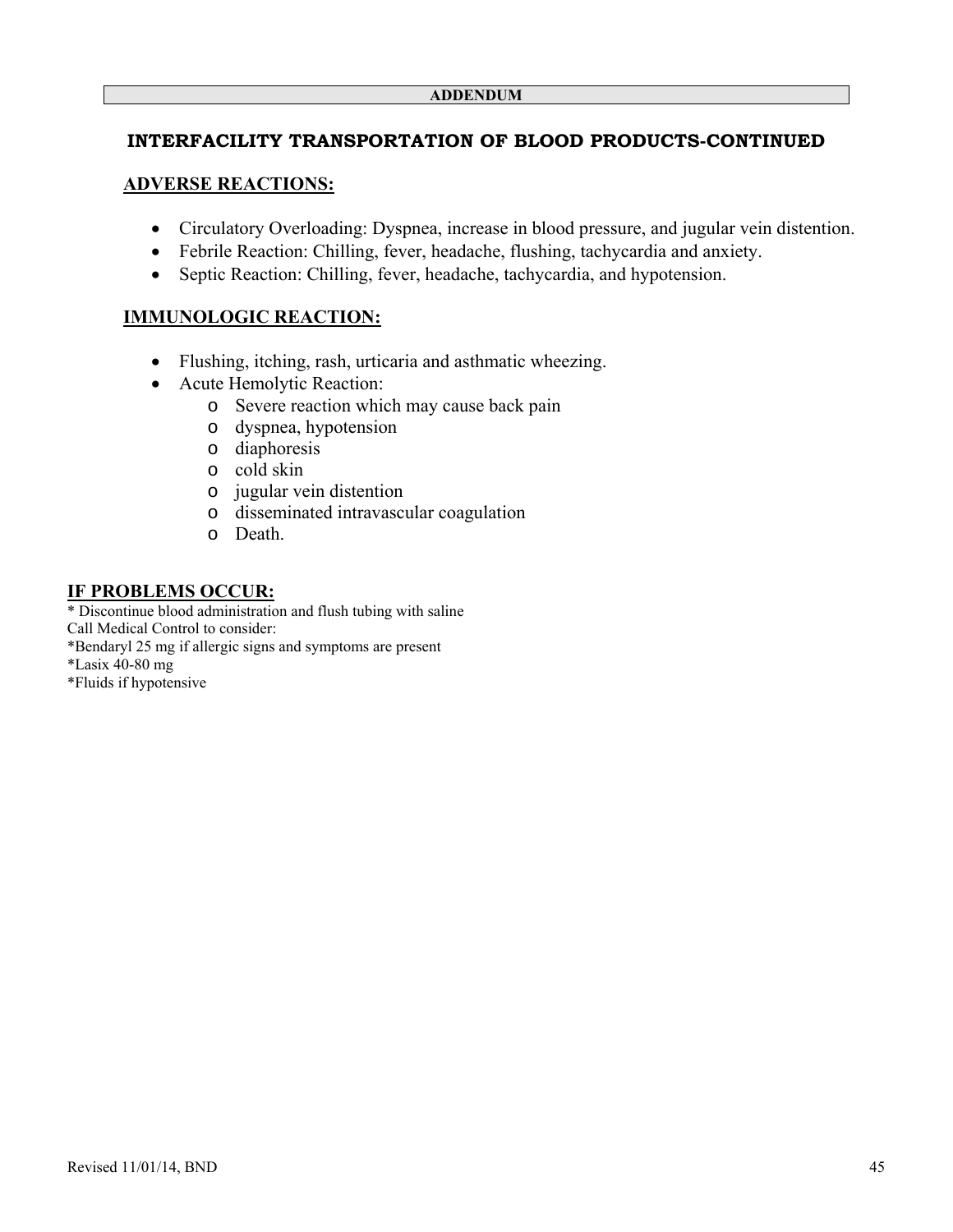**ADDENDUM**

## INTERFACILITY TRANSPORTATION OF BLOOD PRODUCTS-CONTINUED

### ADVERSE REACTIONS:

- Circulatory Overloading: Dyspnea, increase in blood pressure, and jugular vein distention.
- Febrile Reaction: Chilling, fever, headache, flushing, tachycardia and anxiety.
- Septic Reaction: Chilling, fever, headache, tachycardia, and hypotension.

### IMMUNOLOGIC REACTION:

- Flushing, itching, rash, urticaria and asthmatic wheezing.
- Acute Hemolytic Reaction:
  - Severe reaction which may cause back pain
  - dyspnea, hypotension
  - diaphoresis
  - cold skin
  - jugular vein distention
  - disseminated intravascular coagulation
  - Death.

### IF PROBLEMS OCCUR:

* Discontinue blood administration and flush tubing with saline
Call Medical Control to consider:
*Bendaryl 25 mg if allergic signs and symptoms are present
*Lasix 40-80 mg
*Fluids if hypotensive

Revised 11/01/14, BND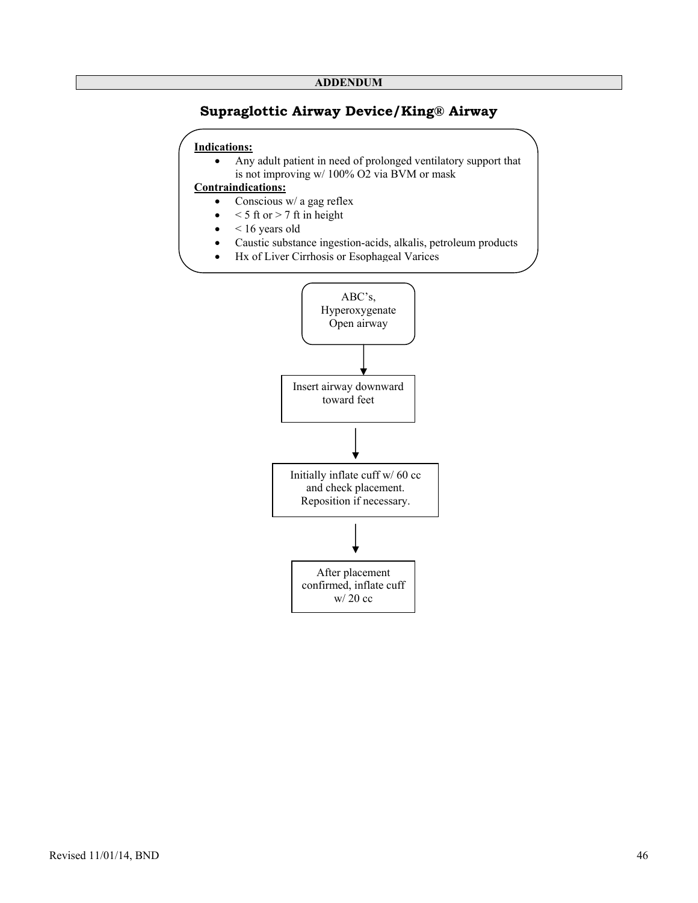**ADDENDUM**

# Supraglottic Airway Device/King® Airway

**Indications:**

- Any adult patient in need of prolonged ventilatory support that is not improving w/ 100% O2 via BVM or mask

**Contraindications:**

- Conscious w/ a gag reflex
- < 5 ft or > 7 ft in height
- < 16 years old
- Caustic substance ingestion-acids, alkalis, petroleum products
- Hx of Liver Cirrhosis or Esophageal Varices

ABC's, Hyperoxygenate Open airway

↓

Insert airway downward toward feet

↓

Initially inflate cuff w/ 60 cc and check placement. Reposition if necessary.

↓

After placement confirmed, inflate cuff w/ 20 cc

Revised 11/01/14, BND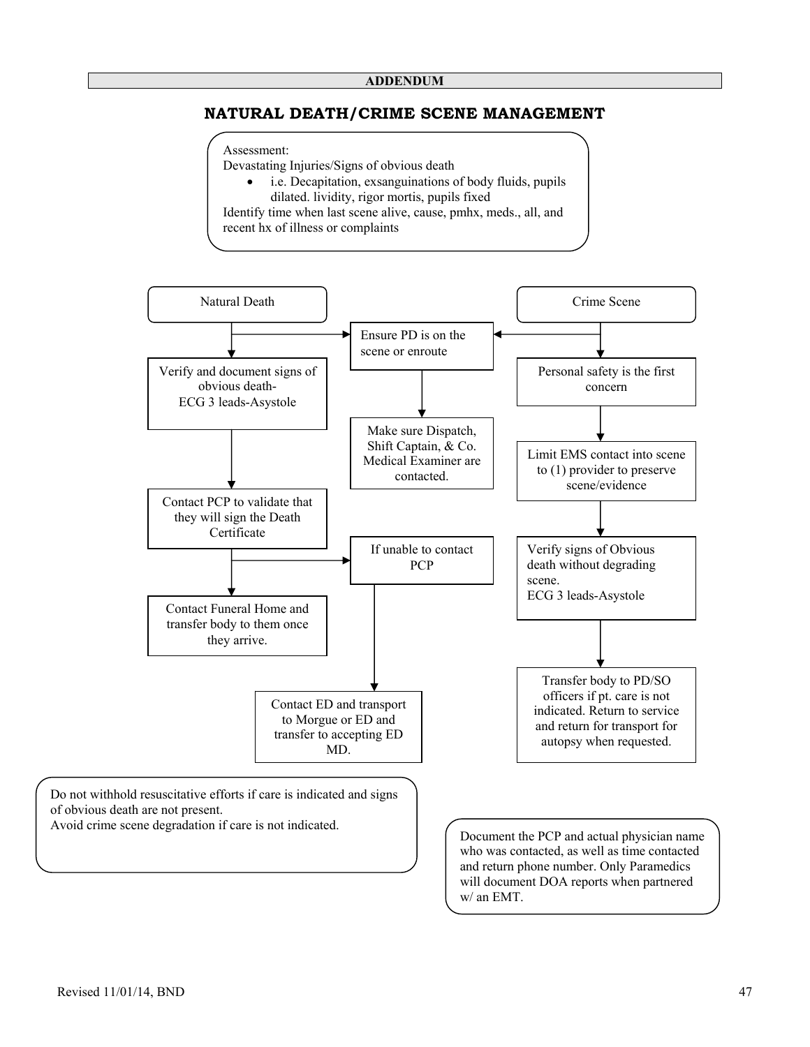**ADDENDUM**

# NATURAL DEATH/CRIME SCENE MANAGEMENT

Assessment:
Devastating Injuries/Signs of obvious death

- i.e. Decapitation, exsanguinations of body fluids, pupils dilated. lividity, rigor mortis, pupils fixed

Identify time when last scene alive, cause, pmhx, meds., all, and recent hx of illness or complaints

**Natural Death**

- Ensure PD is on the scene or enroute
  - Make sure Dispatch, Shift Captain, & Co. Medical Examiner are contacted.
- Verify and document signs of obvious death- ECG 3 leads-Asystole
- Contact PCP to validate that they will sign the Death Certificate
- Contact Funeral Home and transfer body to them once they arrive.
- If unable to contact PCP
  - Contact ED and transport to Morgue or ED and transfer to accepting ED MD.

**Crime Scene**

- Ensure PD is on the scene or enroute
- Personal safety is the first concern
- Limit EMS contact into scene to (1) provider to preserve scene/evidence
- Verify signs of Obvious death without degrading scene. ECG 3 leads-Asystole
- Transfer body to PD/SO officers if pt. care is not indicated. Return to service and return for transport for autopsy when requested.

Do not withhold resuscitative efforts if care is indicated and signs of obvious death are not present.
Avoid crime scene degradation if care is not indicated.

Document the PCP and actual physician name who was contacted, as well as time contacted and return phone number. Only Paramedics will document DOA reports when partnered w/ an EMT.

Revised 11/01/14, BND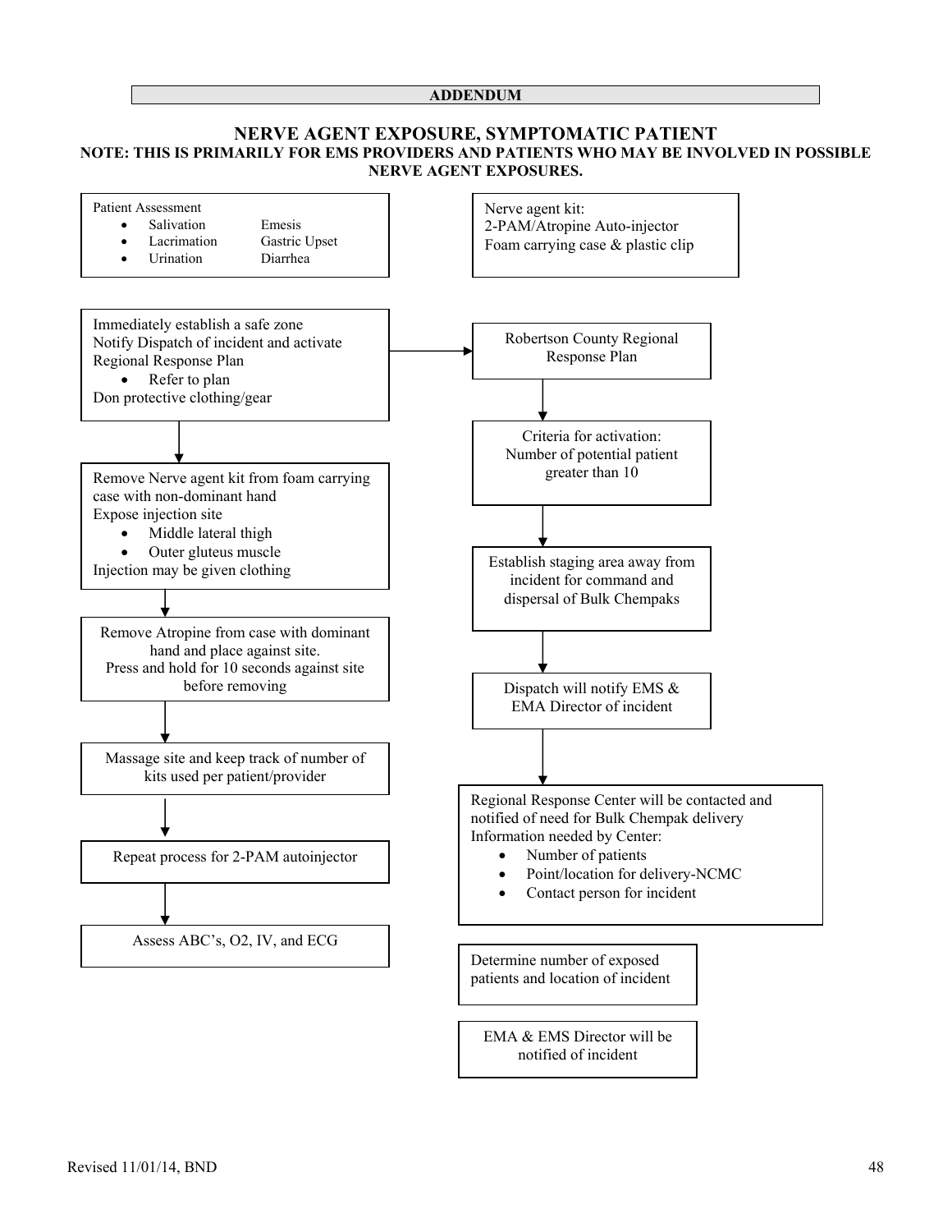**ADDENDUM**

## NERVE AGENT EXPOSURE, SYMPTOMATIC PATIENT

**NOTE: THIS IS PRIMARILY FOR EMS PROVIDERS AND PATIENTS WHO MAY BE INVOLVED IN POSSIBLE NERVE AGENT EXPOSURES.**

Patient Assessment

- Salivation — Emesis
- Lacrimation — Gastric Upset
- Urination — Diarrhea

Nerve agent kit:
2-PAM/Atropine Auto-injector
Foam carrying case & plastic clip

Immediately establish a safe zone
Notify Dispatch of incident and activate Regional Response Plan

- Refer to plan

Don protective clothing/gear

↓

Remove Nerve agent kit from foam carrying case with non-dominant hand
Expose injection site

- Middle lateral thigh
- Outer gluteus muscle

Injection may be given clothing

↓

Remove Atropine from case with dominant hand and place against site.
Press and hold for 10 seconds against site before removing

↓

Massage site and keep track of number of kits used per patient/provider

↓

Repeat process for 2-PAM autoinjector

↓

Assess ABC's, O2, IV, and ECG

---

Robertson County Regional Response Plan

↓

Criteria for activation:
Number of potential patient greater than 10

↓

Establish staging area away from incident for command and dispersal of Bulk Chempaks

↓

Dispatch will notify EMS & EMA Director of incident

↓

Regional Response Center will be contacted and notified of need for Bulk Chempak delivery
Information needed by Center:

- Number of patients
- Point/location for delivery-NCMC
- Contact person for incident

Determine number of exposed patients and location of incident

EMA & EMS Director will be notified of incident

Revised 11/01/14, BND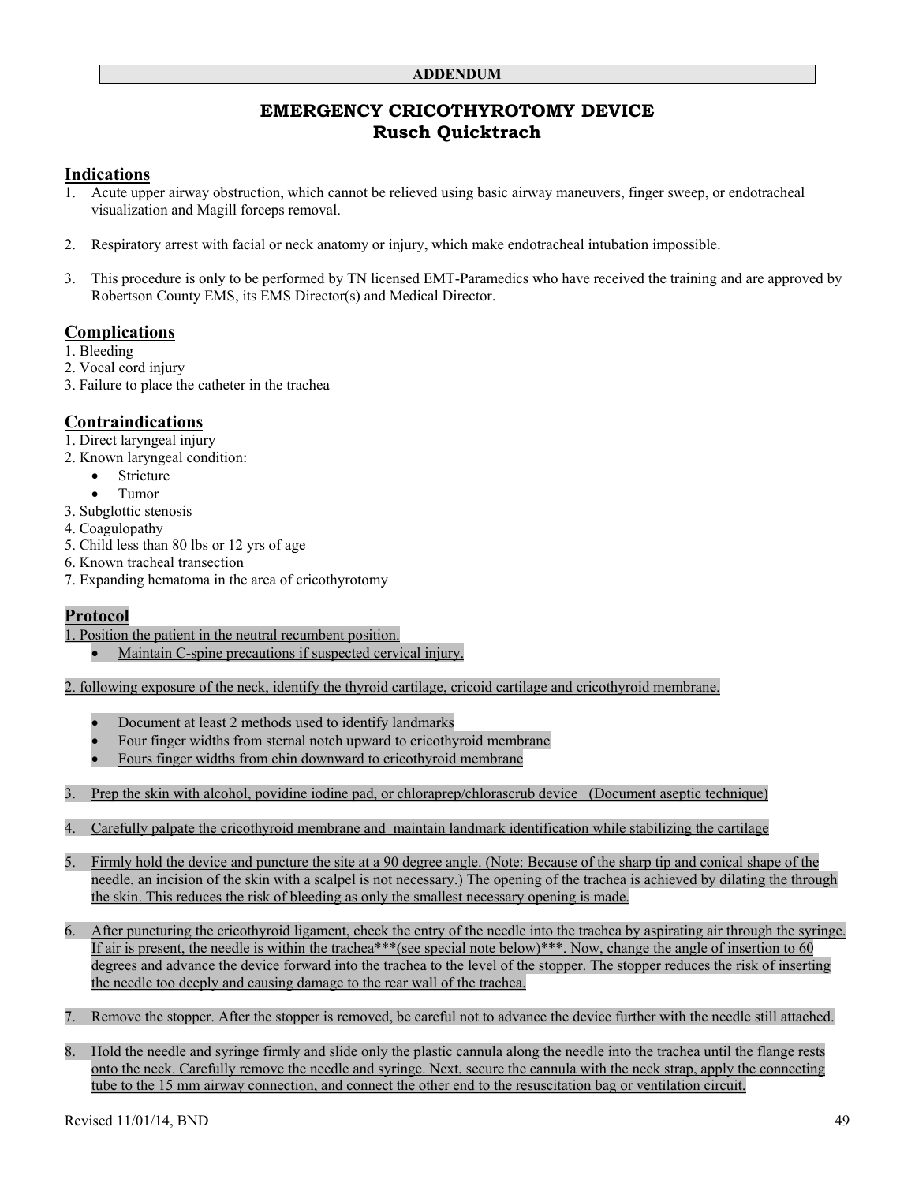**ADDENDUM**

# EMERGENCY CRICOTHYROTOMY DEVICE
## Rusch Quicktrach

## Indications

1. Acute upper airway obstruction, which cannot be relieved using basic airway maneuvers, finger sweep, or endotracheal visualization and Magill forceps removal.

2. Respiratory arrest with facial or neck anatomy or injury, which make endotracheal intubation impossible.

3. This procedure is only to be performed by TN licensed EMT-Paramedics who have received the training and are approved by Robertson County EMS, its EMS Director(s) and Medical Director.

## Complications

1. Bleeding
2. Vocal cord injury
3. Failure to place the catheter in the trachea

## Contraindications

1. Direct laryngeal injury
2. Known laryngeal condition:
   - Stricture
   - Tumor
3. Subglottic stenosis
4. Coagulopathy
5. Child less than 80 lbs or 12 yrs of age
6. Known tracheal transection
7. Expanding hematoma in the area of cricothyrotomy

## Protocol

1. Position the patient in the neutral recumbent position.
   - Maintain C-spine precautions if suspected cervical injury.

2. following exposure of the neck, identify the thyroid cartilage, cricoid cartilage and cricothyroid membrane.
   - Document at least 2 methods used to identify landmarks
   - Four finger widths from sternal notch upward to cricothyroid membrane
   - Fours finger widths from chin downward to cricothyroid membrane

3. Prep the skin with alcohol, povidine iodine pad, or chloraprep/chlorascrub device (Document aseptic technique)

4. Carefully palpate the cricothyroid membrane and maintain landmark identification while stabilizing the cartilage

5. Firmly hold the device and puncture the site at a 90 degree angle. (Note: Because of the sharp tip and conical shape of the needle, an incision of the skin with a scalpel is not necessary.) The opening of the trachea is achieved by dilating the through the skin. This reduces the risk of bleeding as only the smallest necessary opening is made.

6. After puncturing the cricothyroid ligament, check the entry of the needle into the trachea by aspirating air through the syringe. If air is present, the needle is within the trachea***(see special note below)***. Now, change the angle of insertion to 60 degrees and advance the device forward into the trachea to the level of the stopper. The stopper reduces the risk of inserting the needle too deeply and causing damage to the rear wall of the trachea.

7. Remove the stopper. After the stopper is removed, be careful not to advance the device further with the needle still attached.

8. Hold the needle and syringe firmly and slide only the plastic cannula along the needle into the trachea until the flange rests onto the neck. Carefully remove the needle and syringe. Next, secure the cannula with the neck strap, apply the connecting tube to the 15 mm airway connection, and connect the other end to the resuscitation bag or ventilation circuit.

Revised 11/01/14, BND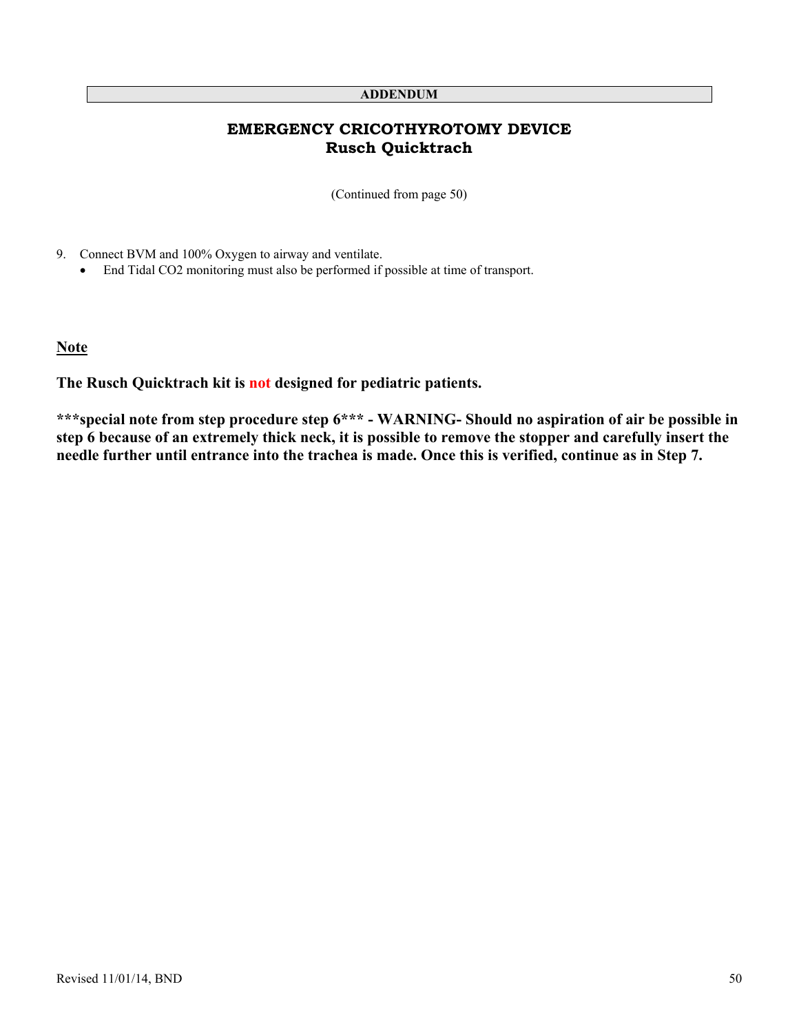**ADDENDUM**

# EMERGENCY CRICOTHYROTOMY DEVICE
## Rusch Quicktrach

(Continued from page 50)

9. Connect BVM and 100% Oxygen to airway and ventilate.
   - End Tidal $CO_2$ monitoring must also be performed if possible at time of transport.

**Note**

**The Rusch Quicktrach kit is not designed for pediatric patients.**

**\*\*\*special note from step procedure step 6\*\*\* - WARNING- Should no aspiration of air be possible in step 6 because of an extremely thick neck, it is possible to remove the stopper and carefully insert the needle further until entrance into the trachea is made. Once this is verified, continue as in Step 7.**

Revised 11/01/14, BND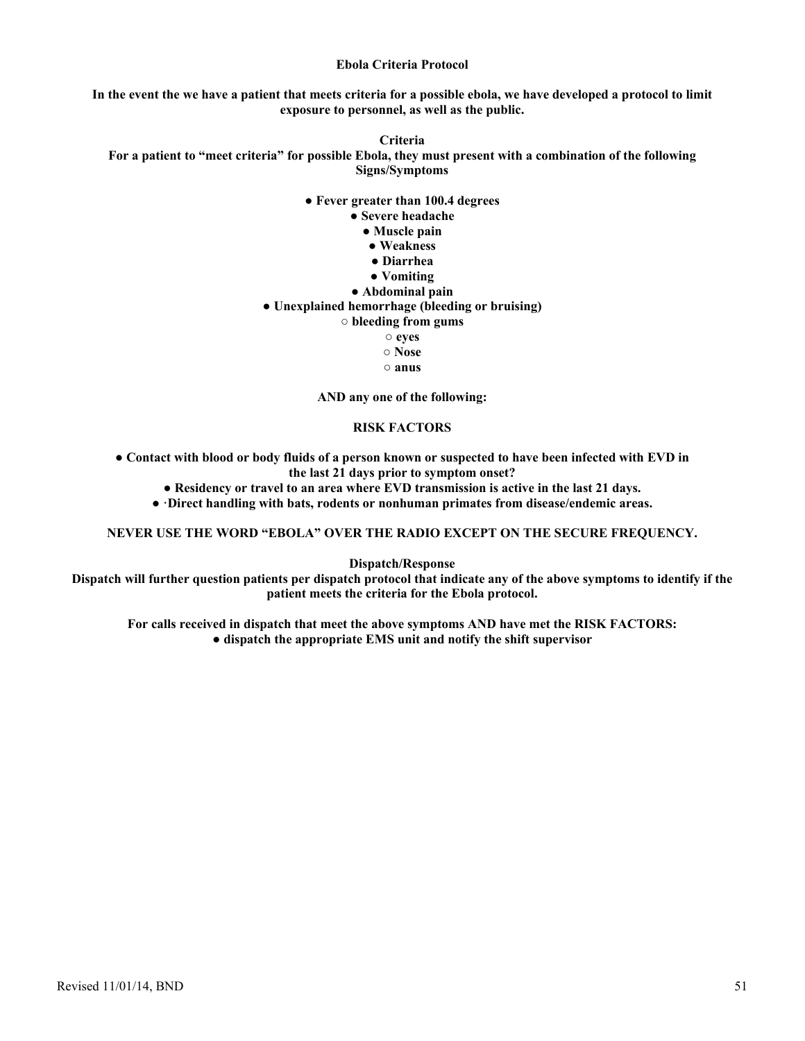# Ebola Criteria Protocol

**In the event the we have a patient that meets criteria for a possible ebola, we have developed a protocol to limit exposure to personnel, as well as the public.**

## Criteria

**For a patient to "meet criteria" for possible Ebola, they must present with a combination of the following Signs/Symptoms**

- **Fever greater than 100.4 degrees**
- **Severe headache**
- **Muscle pain**
- **Weakness**
- **Diarrhea**
- **Vomiting**
- **Abdominal pain**
- **Unexplained hemorrhage (bleeding or bruising)**
  - **bleeding from gums**
  - **eyes**
  - **Nose**
  - **anus**

**AND any one of the following:**

## RISK FACTORS

- **Contact with blood or body fluids of a person known or suspected to have been infected with EVD in the last 21 days prior to symptom onset?**
- **Residency or travel to an area where EVD transmission is active in the last 21 days.**
- **·Direct handling with bats, rodents or nonhuman primates from disease/endemic areas.**

**NEVER USE THE WORD "EBOLA" OVER THE RADIO EXCEPT ON THE SECURE FREQUENCY.**

## Dispatch/Response

**Dispatch will further question patients per dispatch protocol that indicate any of the above symptoms to identify if the patient meets the criteria for the Ebola protocol.**

**For calls received in dispatch that meet the above symptoms AND have met the RISK FACTORS:**

- **dispatch the appropriate EMS unit and notify the shift supervisor**

Revised 11/01/14, BND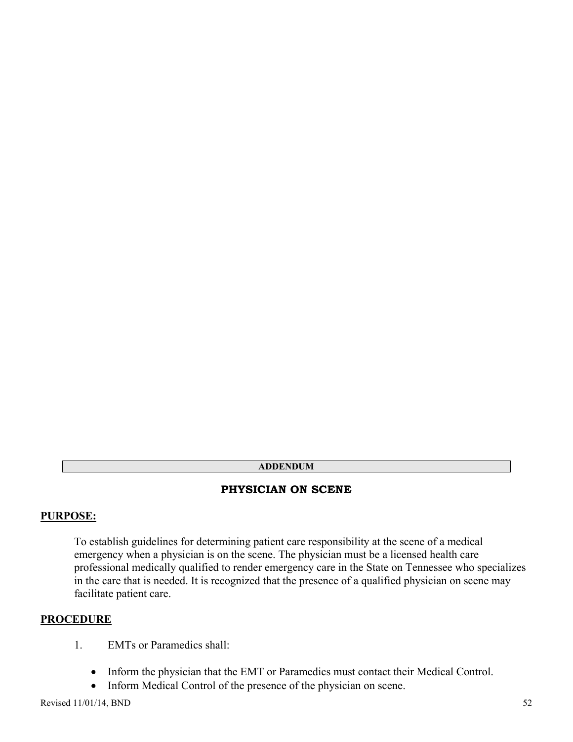**ADDENDUM**

## PHYSICIAN ON SCENE

**PURPOSE:**

To establish guidelines for determining patient care responsibility at the scene of a medical emergency when a physician is on the scene. The physician must be a licensed health care professional medically qualified to render emergency care in the State on Tennessee who specializes in the care that is needed. It is recognized that the presence of a qualified physician on scene may facilitate patient care.

**PROCEDURE**

1. EMTs or Paramedics shall:

   - Inform the physician that the EMT or Paramedics must contact their Medical Control.
   - Inform Medical Control of the presence of the physician on scene.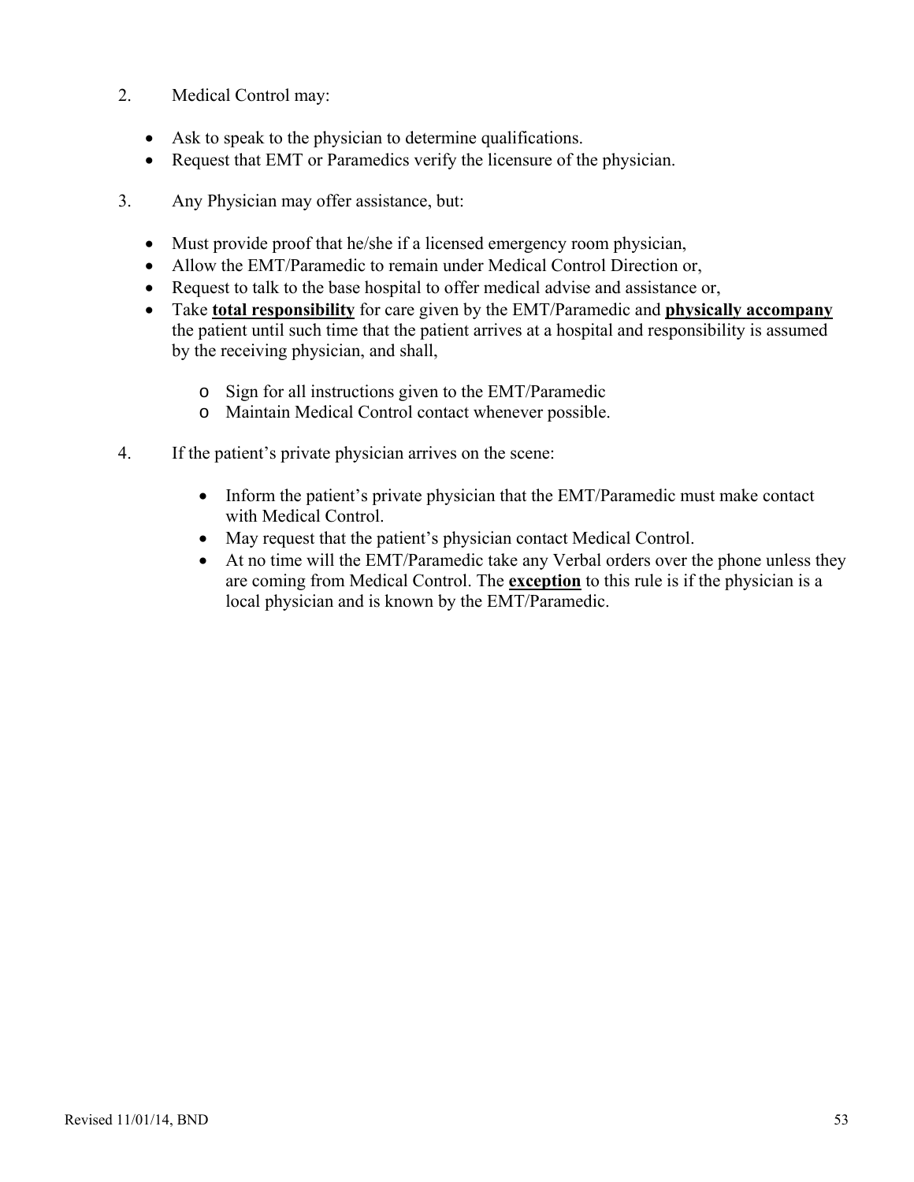2. Medical Control may:

- Ask to speak to the physician to determine qualifications.
- Request that EMT or Paramedics verify the licensure of the physician.

3. Any Physician may offer assistance, but:

- Must provide proof that he/she if a licensed emergency room physician,
- Allow the EMT/Paramedic to remain under Medical Control Direction or,
- Request to talk to the base hospital to offer medical advise and assistance or,
- Take **total responsibility** for care given by the EMT/Paramedic and **physically accompany** the patient until such time that the patient arrives at a hospital and responsibility is assumed by the receiving physician, and shall,
  - Sign for all instructions given to the EMT/Paramedic
  - Maintain Medical Control contact whenever possible.

4. If the patient's private physician arrives on the scene:

   - Inform the patient's private physician that the EMT/Paramedic must make contact with Medical Control.
   - May request that the patient's physician contact Medical Control.
   - At no time will the EMT/Paramedic take any Verbal orders over the phone unless they are coming from Medical Control. The **exception** to this rule is if the physician is a local physician and is known by the EMT/Paramedic.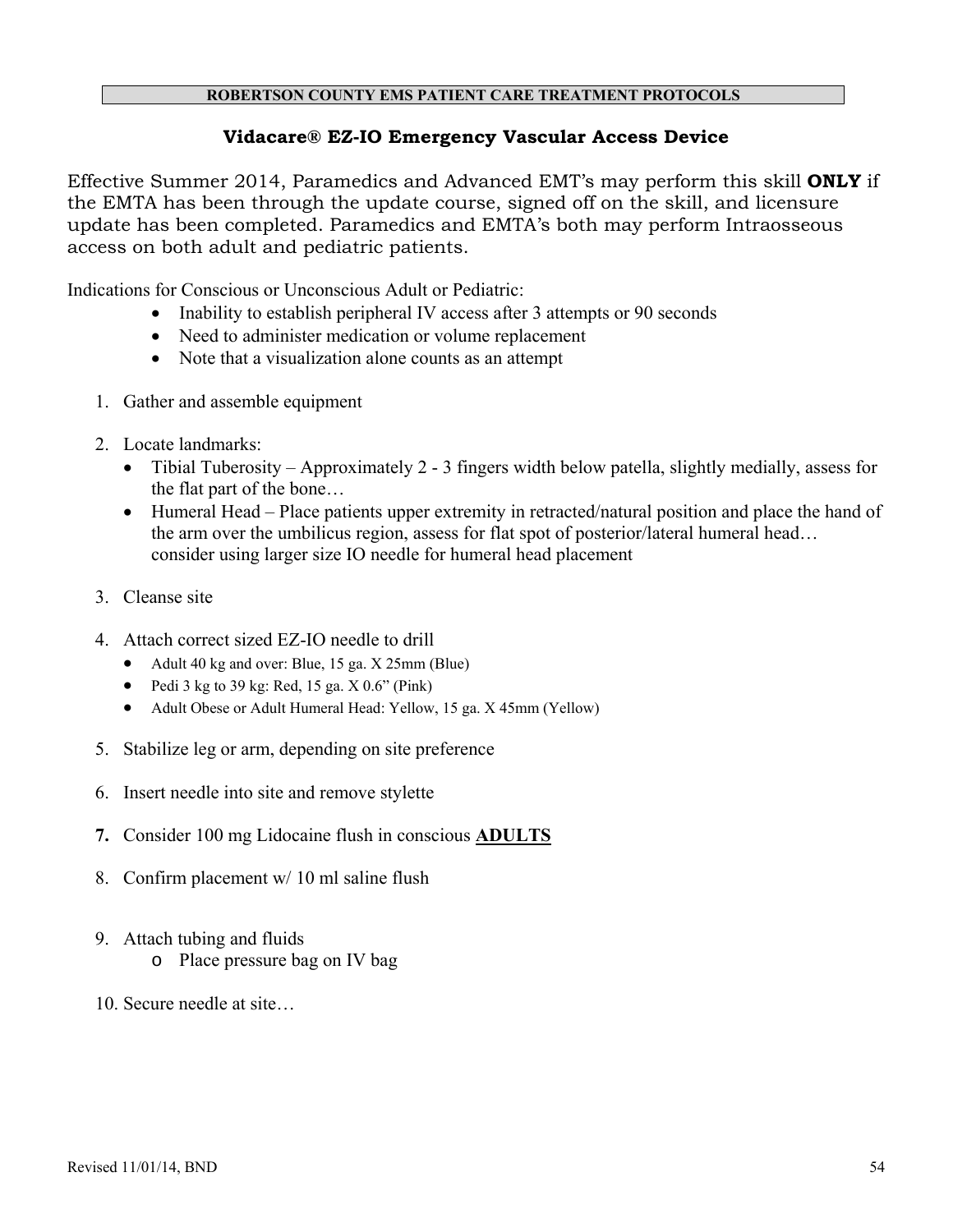ROBERTSON COUNTY EMS PATIENT CARE TREATMENT PROTOCOLS

## Vidacare® EZ-IO Emergency Vascular Access Device

Effective Summer 2014, Paramedics and Advanced EMT's may perform this skill **ONLY** if the EMTA has been through the update course, signed off on the skill, and licensure update has been completed. Paramedics and EMTA's both may perform Intraosseous access on both adult and pediatric patients.

Indications for Conscious or Unconscious Adult or Pediatric:

- Inability to establish peripheral IV access after 3 attempts or 90 seconds
- Need to administer medication or volume replacement
- Note that a visualization alone counts as an attempt

1. Gather and assemble equipment
2. Locate landmarks:
   - Tibial Tuberosity – Approximately 2 - 3 fingers width below patella, slightly medially, assess for the flat part of the bone…
   - Humeral Head – Place patients upper extremity in retracted/natural position and place the hand of the arm over the umbilicus region, assess for flat spot of posterior/lateral humeral head… consider using larger size IO needle for humeral head placement
3. Cleanse site
4. Attach correct sized EZ-IO needle to drill
   - Adult 40 kg and over: Blue, 15 ga. X 25mm (Blue)
   - Pedi 3 kg to 39 kg: Red, 15 ga. X 0.6" (Pink)
   - Adult Obese or Adult Humeral Head: Yellow, 15 ga. X 45mm (Yellow)
5. Stabilize leg or arm, depending on site preference
6. Insert needle into site and remove stylette
7. Consider 100 mg Lidocaine flush in conscious **ADULTS**
8. Confirm placement w/ 10 ml saline flush
9. Attach tubing and fluids
   - Place pressure bag on IV bag
10. Secure needle at site…

Revised 11/01/14, BND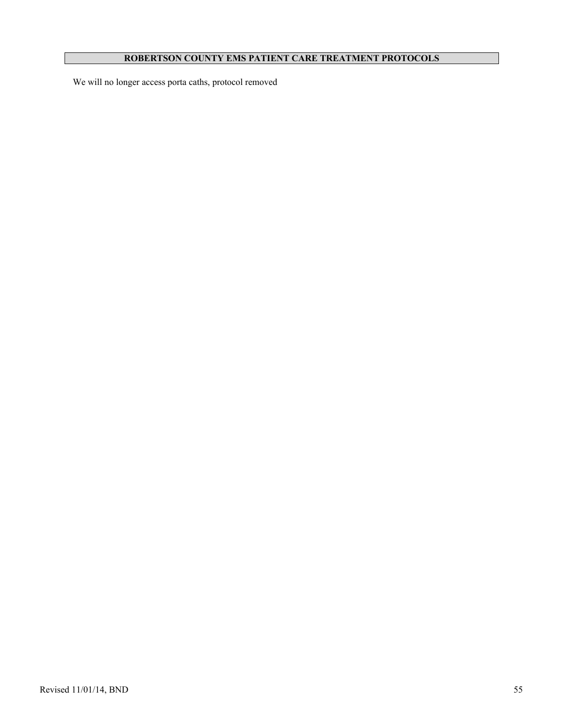**ROBERTSON COUNTY EMS PATIENT CARE TREATMENT PROTOCOLS**

We will no longer access porta caths, protocol removed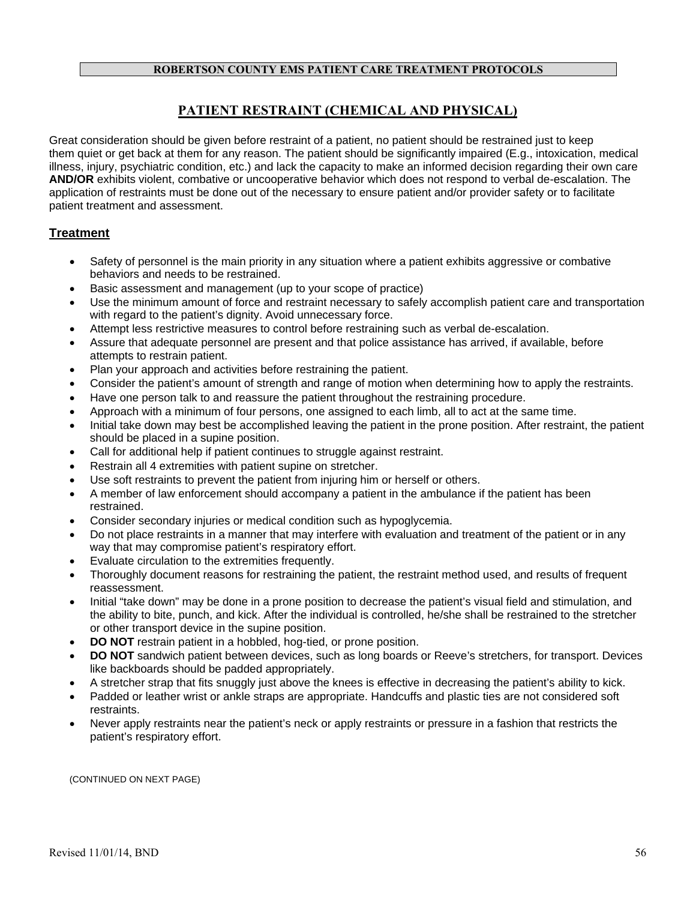## PATIENT RESTRAINT (CHEMICAL AND PHYSICAL)

Great consideration should be given before restraint of a patient, no patient should be restrained just to keep them quiet or get back at them for any reason. The patient should be significantly impaired (E.g., intoxication, medical illness, injury, psychiatric condition, etc.) and lack the capacity to make an informed decision regarding their own care **AND/OR** exhibits violent, combative or uncooperative behavior which does not respond to verbal de-escalation. The application of restraints must be done out of the necessary to ensure patient and/or provider safety or to facilitate patient treatment and assessment.

### Treatment

- Safety of personnel is the main priority in any situation where a patient exhibits aggressive or combative behaviors and needs to be restrained.
- Basic assessment and management (up to your scope of practice)
- Use the minimum amount of force and restraint necessary to safely accomplish patient care and transportation with regard to the patient's dignity. Avoid unnecessary force.
- Attempt less restrictive measures to control before restraining such as verbal de-escalation.
- Assure that adequate personnel are present and that police assistance has arrived, if available, before attempts to restrain patient.
- Plan your approach and activities before restraining the patient.
- Consider the patient's amount of strength and range of motion when determining how to apply the restraints.
- Have one person talk to and reassure the patient throughout the restraining procedure.
- Approach with a minimum of four persons, one assigned to each limb, all to act at the same time.
- Initial take down may best be accomplished leaving the patient in the prone position. After restraint, the patient should be placed in a supine position.
- Call for additional help if patient continues to struggle against restraint.
- Restrain all 4 extremities with patient supine on stretcher.
- Use soft restraints to prevent the patient from injuring him or herself or others.
- A member of law enforcement should accompany a patient in the ambulance if the patient has been restrained.
- Consider secondary injuries or medical condition such as hypoglycemia.
- Do not place restraints in a manner that may interfere with evaluation and treatment of the patient or in any way that may compromise patient's respiratory effort.
- Evaluate circulation to the extremities frequently.
- Thoroughly document reasons for restraining the patient, the restraint method used, and results of frequent reassessment.
- Initial "take down" may be done in a prone position to decrease the patient's visual field and stimulation, and the ability to bite, punch, and kick. After the individual is controlled, he/she shall be restrained to the stretcher or other transport device in the supine position.
- **DO NOT** restrain patient in a hobbled, hog-tied, or prone position.
- **DO NOT** sandwich patient between devices, such as long boards or Reeve's stretchers, for transport. Devices like backboards should be padded appropriately.
- A stretcher strap that fits snuggly just above the knees is effective in decreasing the patient's ability to kick.
- Padded or leather wrist or ankle straps are appropriate. Handcuffs and plastic ties are not considered soft restraints.
- Never apply restraints near the patient's neck or apply restraints or pressure in a fashion that restricts the patient's respiratory effort.

(CONTINUED ON NEXT PAGE)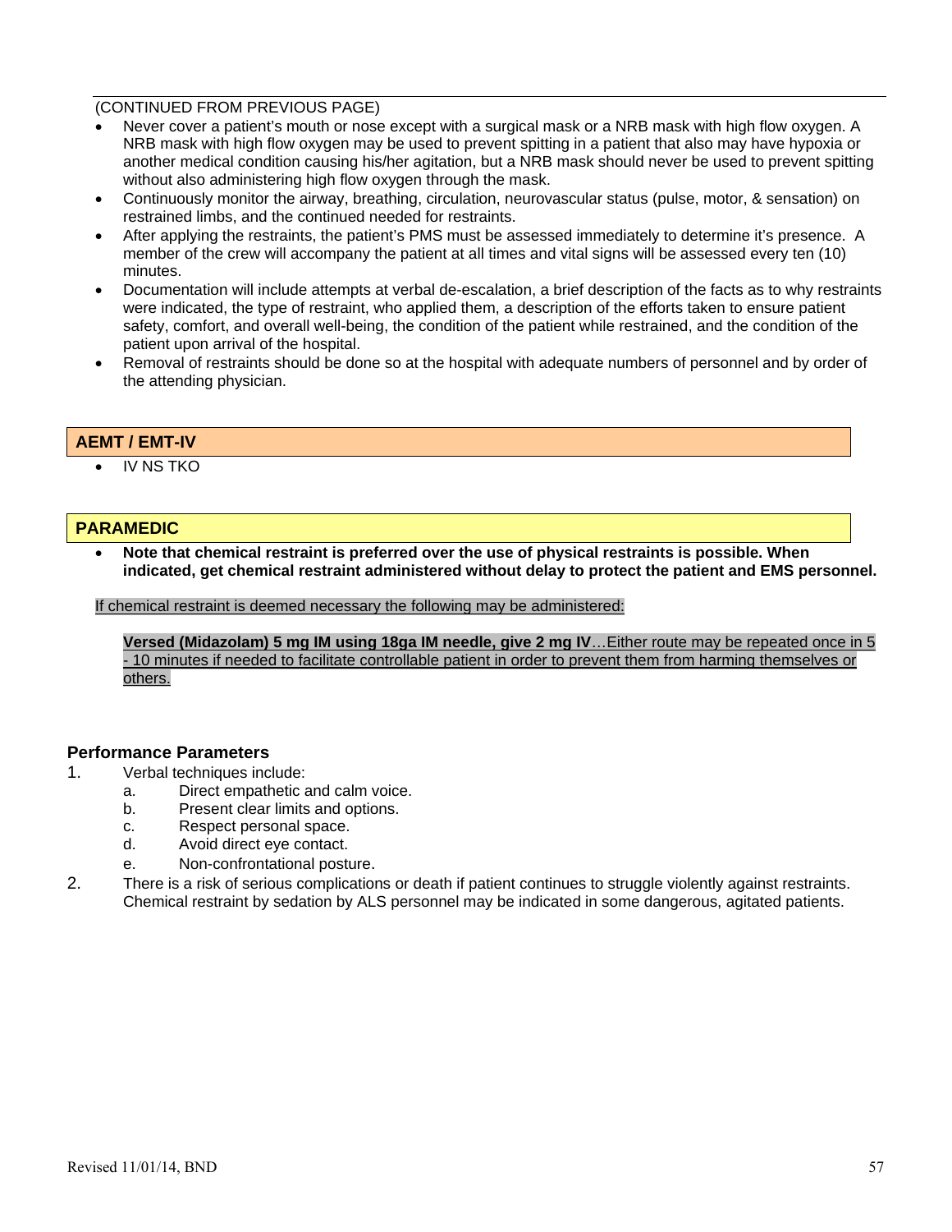(CONTINUED FROM PREVIOUS PAGE)

- Never cover a patient's mouth or nose except with a surgical mask or a NRB mask with high flow oxygen. A NRB mask with high flow oxygen may be used to prevent spitting in a patient that also may have hypoxia or another medical condition causing his/her agitation, but a NRB mask should never be used to prevent spitting without also administering high flow oxygen through the mask.
- Continuously monitor the airway, breathing, circulation, neurovascular status (pulse, motor, & sensation) on restrained limbs, and the continued needed for restraints.
- After applying the restraints, the patient's PMS must be assessed immediately to determine it's presence. A member of the crew will accompany the patient at all times and vital signs will be assessed every ten (10) minutes.
- Documentation will include attempts at verbal de-escalation, a brief description of the facts as to why restraints were indicated, the type of restraint, who applied them, a description of the efforts taken to ensure patient safety, comfort, and overall well-being, the condition of the patient while restrained, and the condition of the patient upon arrival of the hospital.
- Removal of restraints should be done so at the hospital with adequate numbers of personnel and by order of the attending physician.

## AEMT / EMT-IV

- IV NS TKO

## PARAMEDIC

- **Note that chemical restraint is preferred over the use of physical restraints is possible. When indicated, get chemical restraint administered without delay to protect the patient and EMS personnel.**

If chemical restraint is deemed necessary the following may be administered:

**Versed (Midazolam) 5 mg IM using 18ga IM needle, give 2 mg IV**…Either route may be repeated once in 5 - 10 minutes if needed to facilitate controllable patient in order to prevent them from harming themselves or others.

### Performance Parameters

1. Verbal techniques include:
   a. Direct empathetic and calm voice.
   b. Present clear limits and options.
   c. Respect personal space.
   d. Avoid direct eye contact.
   e. Non-confrontational posture.
2. There is a risk of serious complications or death if patient continues to struggle violently against restraints. Chemical restraint by sedation by ALS personnel may be indicated in some dangerous, agitated patients.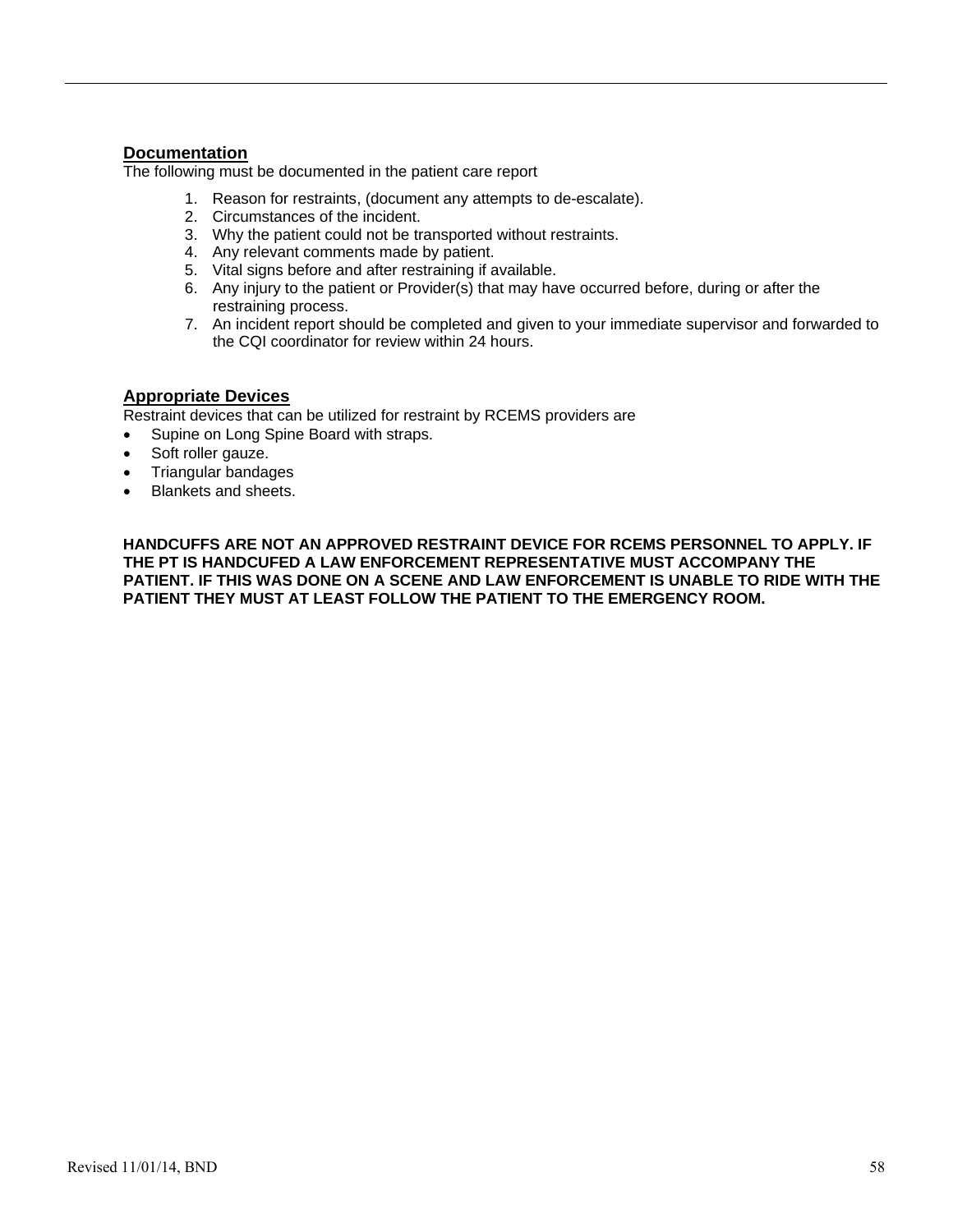## Documentation

The following must be documented in the patient care report

1. Reason for restraints, (document any attempts to de-escalate).
2. Circumstances of the incident.
3. Why the patient could not be transported without restraints.
4. Any relevant comments made by patient.
5. Vital signs before and after restraining if available.
6. Any injury to the patient or Provider(s) that may have occurred before, during or after the restraining process.
7. An incident report should be completed and given to your immediate supervisor and forwarded to the CQI coordinator for review within 24 hours.

## Appropriate Devices

Restraint devices that can be utilized for restraint by RCEMS providers are

- Supine on Long Spine Board with straps.
- Soft roller gauze.
- Triangular bandages
- Blankets and sheets.

**HANDCUFFS ARE NOT AN APPROVED RESTRAINT DEVICE FOR RCEMS PERSONNEL TO APPLY. IF THE PT IS HANDCUFED A LAW ENFORCEMENT REPRESENTATIVE MUST ACCOMPANY THE PATIENT. IF THIS WAS DONE ON A SCENE AND LAW ENFORCEMENT IS UNABLE TO RIDE WITH THE PATIENT THEY MUST AT LEAST FOLLOW THE PATIENT TO THE EMERGENCY ROOM.**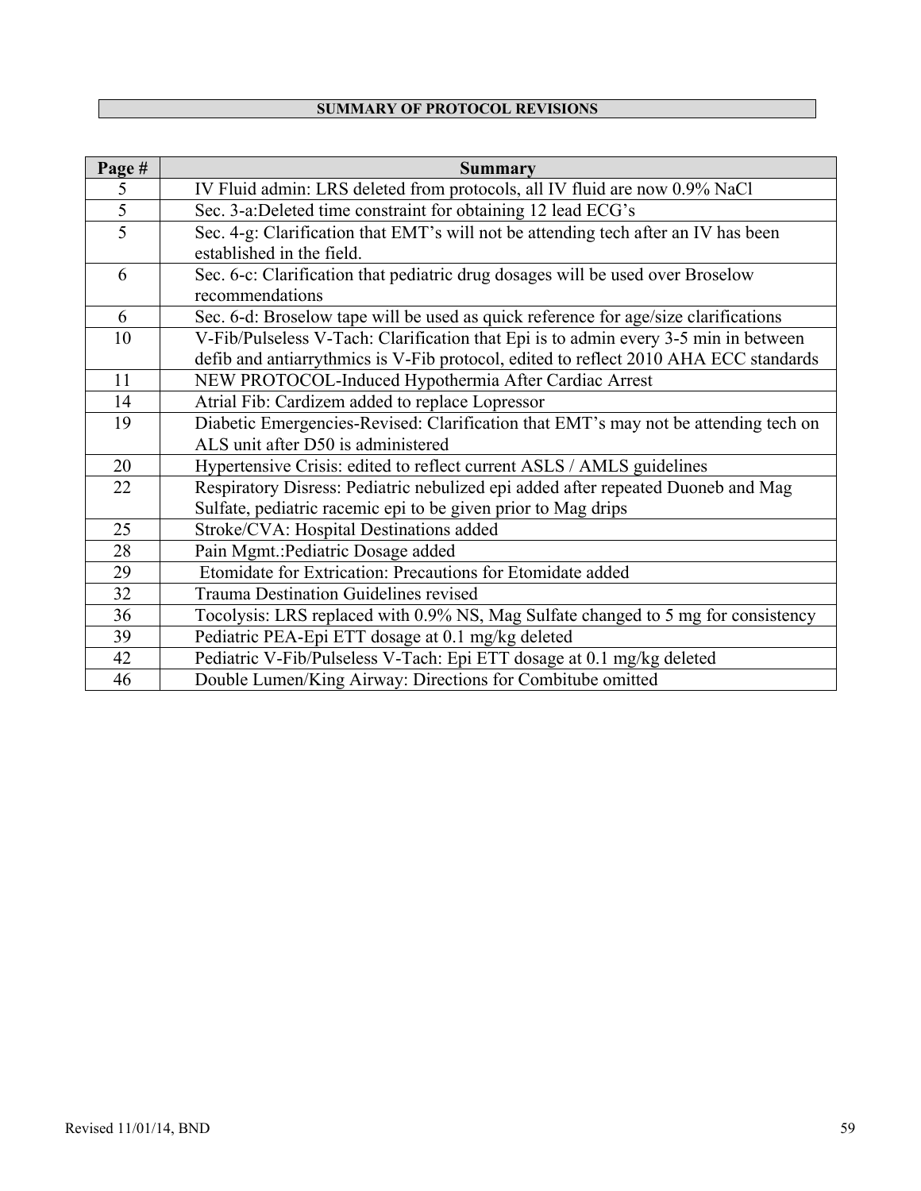## SUMMARY OF PROTOCOL REVISIONS

| Page # | Summary |
|---|---|
| 5 | IV Fluid admin: LRS deleted from protocols, all IV fluid are now 0.9% NaCl |
| 5 | Sec. 3-a:Deleted time constraint for obtaining 12 lead ECG's |
| 5 | Sec. 4-g: Clarification that EMT's will not be attending tech after an IV has been established in the field. |
| 6 | Sec. 6-c: Clarification that pediatric drug dosages will be used over Broselow recommendations |
| 6 | Sec. 6-d: Broselow tape will be used as quick reference for age/size clarifications |
| 10 | V-Fib/Pulseless V-Tach: Clarification that Epi is to admin every 3-5 min in between defib and antiarrythmics is V-Fib protocol, edited to reflect 2010 AHA ECC standards |
| 11 | NEW PROTOCOL-Induced Hypothermia After Cardiac Arrest |
| 14 | Atrial Fib: Cardizem added to replace Lopressor |
| 19 | Diabetic Emergencies-Revised: Clarification that EMT's may not be attending tech on ALS unit after D50 is administered |
| 20 | Hypertensive Crisis: edited to reflect current ASLS / AMLS guidelines |
| 22 | Respiratory Disress: Pediatric nebulized epi added after repeated Duoneb and Mag Sulfate, pediatric racemic epi to be given prior to Mag drips |
| 25 | Stroke/CVA: Hospital Destinations added |
| 28 | Pain Mgmt.:Pediatric Dosage added |
| 29 | Etomidate for Extrication: Precautions for Etomidate added |
| 32 | Trauma Destination Guidelines revised |
| 36 | Tocolysis: LRS replaced with 0.9% NS, Mag Sulfate changed to 5 mg for consistency |
| 39 | Pediatric PEA-Epi ETT dosage at 0.1 mg/kg deleted |
| 42 | Pediatric V-Fib/Pulseless V-Tach: Epi ETT dosage at 0.1 mg/kg deleted |
| 46 | Double Lumen/King Airway: Directions for Combitube omitted |

Revised 11/01/14, BND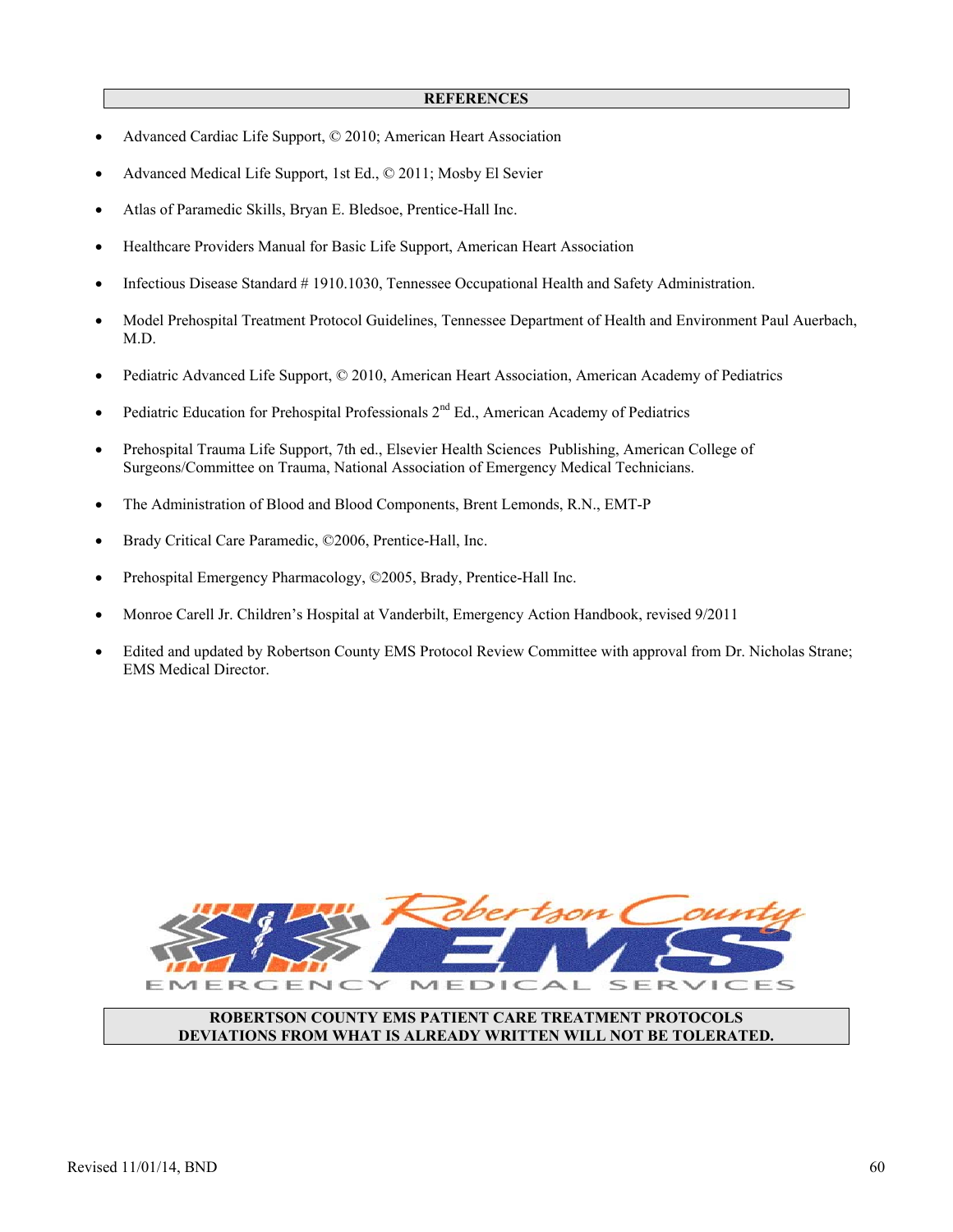## REFERENCES

- Advanced Cardiac Life Support, © 2010; American Heart Association
- Advanced Medical Life Support, 1st Ed., © 2011; Mosby El Sevier
- Atlas of Paramedic Skills, Bryan E. Bledsoe, Prentice-Hall Inc.
- Healthcare Providers Manual for Basic Life Support, American Heart Association
- Infectious Disease Standard # 1910.1030, Tennessee Occupational Health and Safety Administration.
- Model Prehospital Treatment Protocol Guidelines, Tennessee Department of Health and Environment Paul Auerbach, M.D.
- Pediatric Advanced Life Support, © 2010, American Heart Association, American Academy of Pediatrics
- Pediatric Education for Prehospital Professionals 2nd Ed., American Academy of Pediatrics
- Prehospital Trauma Life Support, 7th ed., Elsevier Health Sciences Publishing, American College of Surgeons/Committee on Trauma, National Association of Emergency Medical Technicians.
- The Administration of Blood and Blood Components, Brent Lemonds, R.N., EMT-P
- Brady Critical Care Paramedic, ©2006, Prentice-Hall, Inc.
- Prehospital Emergency Pharmacology, ©2005, Brady, Prentice-Hall Inc.
- Monroe Carell Jr. Children's Hospital at Vanderbilt, Emergency Action Handbook, revised 9/2011
- Edited and updated by Robertson County EMS Protocol Review Committee with approval from Dr. Nicholas Strane; EMS Medical Director.

Robertson County EMS EMERGENCY MEDICAL SERVICES

**ROBERTSON COUNTY EMS PATIENT CARE TREATMENT PROTOCOLS**
**DEVIATIONS FROM WHAT IS ALREADY WRITTEN WILL NOT BE TOLERATED.**

Revised 11/01/14, BND